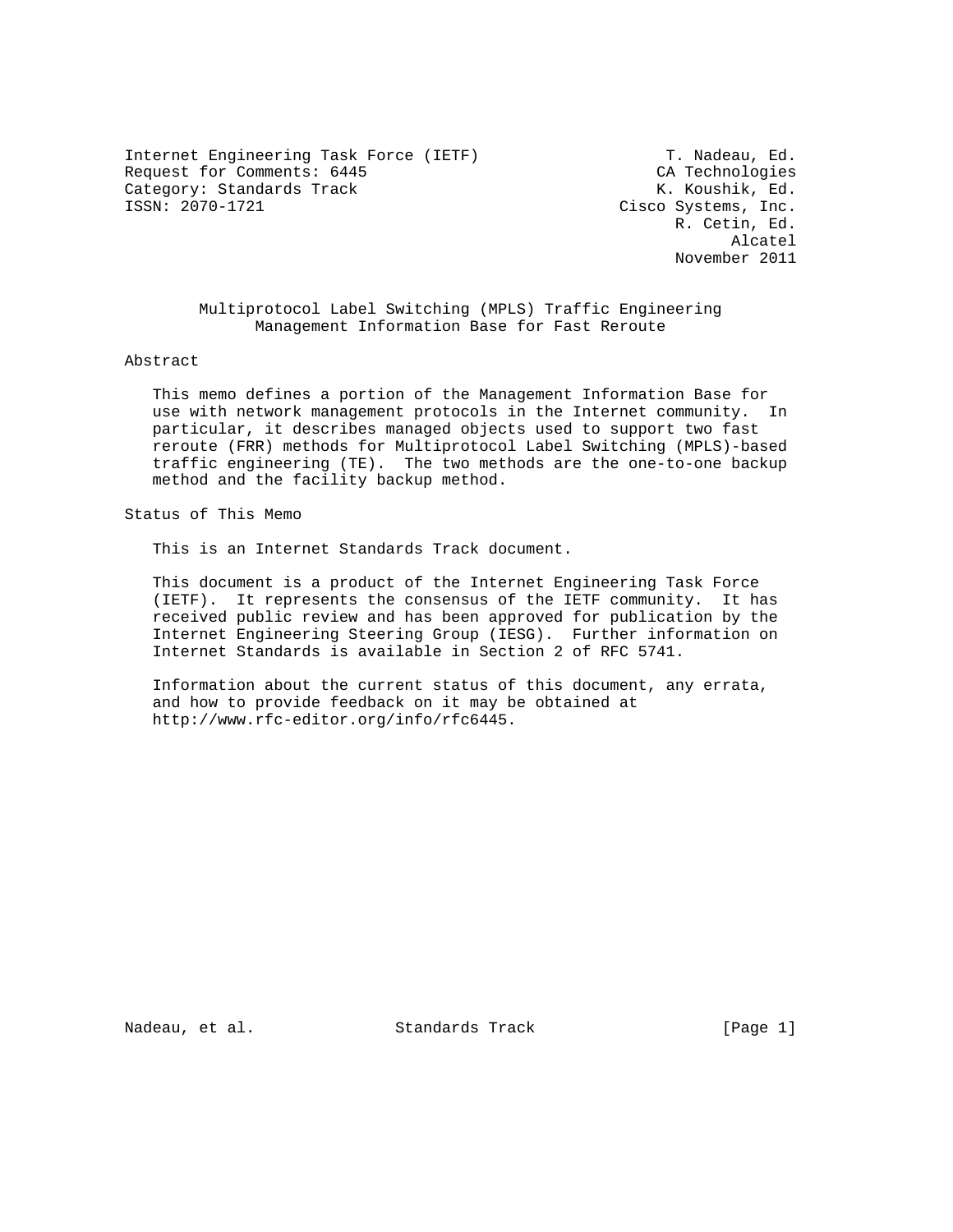Internet Engineering Task Force (IETF) T. Nadeau, Ed.
Request for Comments: 6445 CA Technologies
Category: Standards Track K. Koushik, Ed.
ISSN: 2070-1721 Cisco Systems, Inc.
R. Cetin, Ed.
Alcatel
November 2011

# Multiprotocol Label Switching (MPLS) Traffic Engineering Management Information Base for Fast Reroute

## Abstract

This memo defines a portion of the Management Information Base for use with network management protocols in the Internet community. In particular, it describes managed objects used to support two fast reroute (FRR) methods for Multiprotocol Label Switching (MPLS)-based traffic engineering (TE). The two methods are the one-to-one backup method and the facility backup method.

## Status of This Memo

This is an Internet Standards Track document.

This document is a product of the Internet Engineering Task Force (IETF). It represents the consensus of the IETF community. It has received public review and has been approved for publication by the Internet Engineering Steering Group (IESG). Further information on Internet Standards is available in Section 2 of RFC 5741.

Information about the current status of this document, any errata, and how to provide feedback on it may be obtained at http://www.rfc-editor.org/info/rfc6445.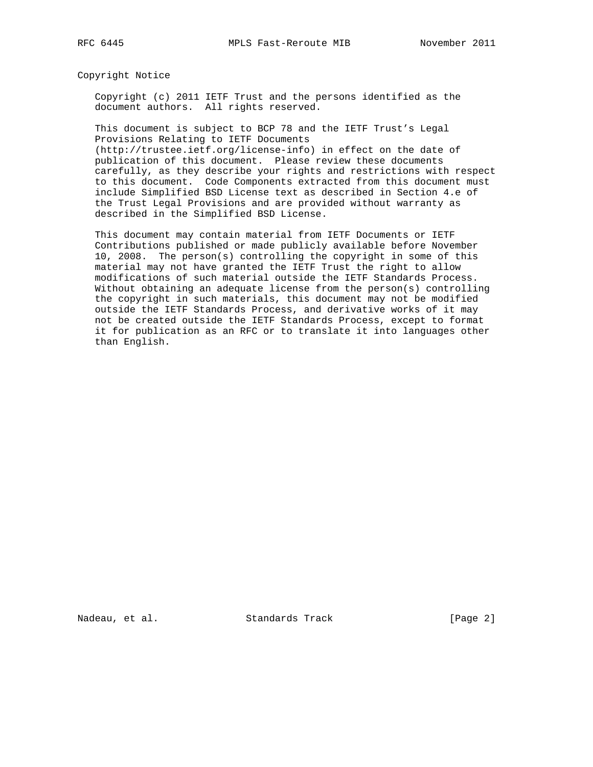## Copyright Notice

Copyright (c) 2011 IETF Trust and the persons identified as the document authors. All rights reserved.

This document is subject to BCP 78 and the IETF Trust's Legal Provisions Relating to IETF Documents (http://trustee.ietf.org/license-info) in effect on the date of publication of this document. Please review these documents carefully, as they describe your rights and restrictions with respect to this document. Code Components extracted from this document must include Simplified BSD License text as described in Section 4.e of the Trust Legal Provisions and are provided without warranty as described in the Simplified BSD License.

This document may contain material from IETF Documents or IETF Contributions published or made publicly available before November 10, 2008. The person(s) controlling the copyright in some of this material may not have granted the IETF Trust the right to allow modifications of such material outside the IETF Standards Process. Without obtaining an adequate license from the person(s) controlling the copyright in such materials, this document may not be modified outside the IETF Standards Process, and derivative works of it may not be created outside the IETF Standards Process, except to format it for publication as an RFC or to translate it into languages other than English.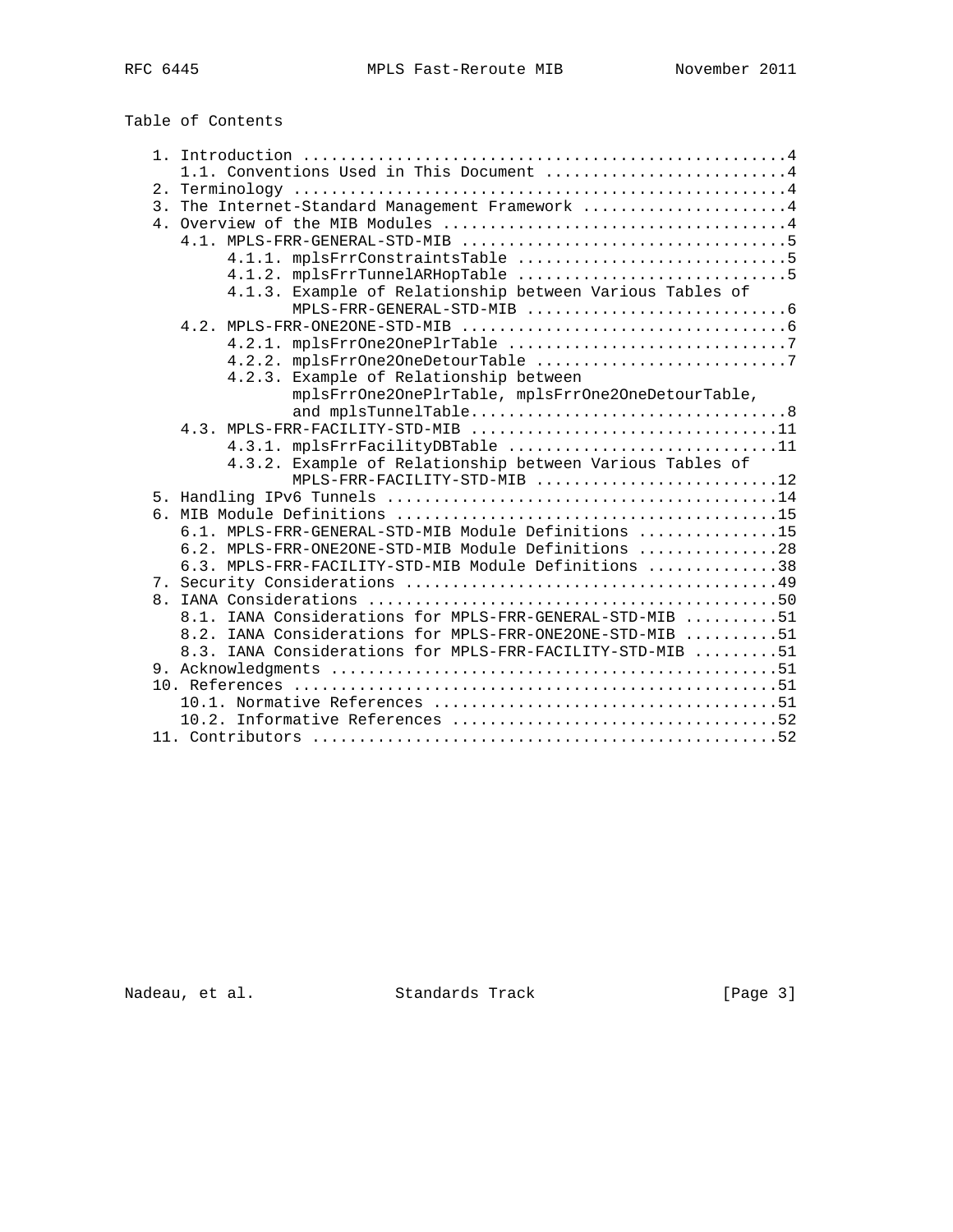Table of Contents

```
   1. Introduction ....................................................4
      1.1. Conventions Used in This Document ..........................4
   2. Terminology .....................................................4
   3. The Internet-Standard Management Framework ......................4
   4. Overview of the MIB Modules .....................................4
      4.1. MPLS-FRR-GENERAL-STD-MIB ...................................5
           4.1.1. mplsFrrConstraintsTable .............................5
           4.1.2. mplsFrrTunnelARHopTable .............................5
           4.1.3. Example of Relationship between Various Tables of
                  MPLS-FRR-GENERAL-STD-MIB ............................6
      4.2. MPLS-FRR-ONE2ONE-STD-MIB ...................................6
           4.2.1. mplsFrrOne2OnePlrTable ..............................7
           4.2.2. mplsFrrOne2OneDetourTable ...........................7
           4.2.3. Example of Relationship between
                  mplsFrrOne2OnePlrTable, mplsFrrOne2OneDetourTable,
                  and mplsTunnelTable..................................8
      4.3. MPLS-FRR-FACILITY-STD-MIB .................................11
           4.3.1. mplsFrrFacilityDBTable .............................11
           4.3.2. Example of Relationship between Various Tables of
                  MPLS-FRR-FACILITY-STD-MIB ..........................12
   5. Handling IPv6 Tunnels ..........................................14
   6. MIB Module Definitions .........................................15
      6.1. MPLS-FRR-GENERAL-STD-MIB Module Definitions ...............15
      6.2. MPLS-FRR-ONE2ONE-STD-MIB Module Definitions ...............28
      6.3. MPLS-FRR-FACILITY-STD-MIB Module Definitions ..............38
   7. Security Considerations ........................................49
   8. IANA Considerations ............................................50
      8.1. IANA Considerations for MPLS-FRR-GENERAL-STD-MIB ..........51
      8.2. IANA Considerations for MPLS-FRR-ONE2ONE-STD-MIB ..........51
      8.3. IANA Considerations for MPLS-FRR-FACILITY-STD-MIB .........51
   9. Acknowledgments ................................................51
   10. References ....................................................51
      10.1. Normative References .....................................51
      10.2. Informative References ...................................52
   11. Contributors ..................................................52
```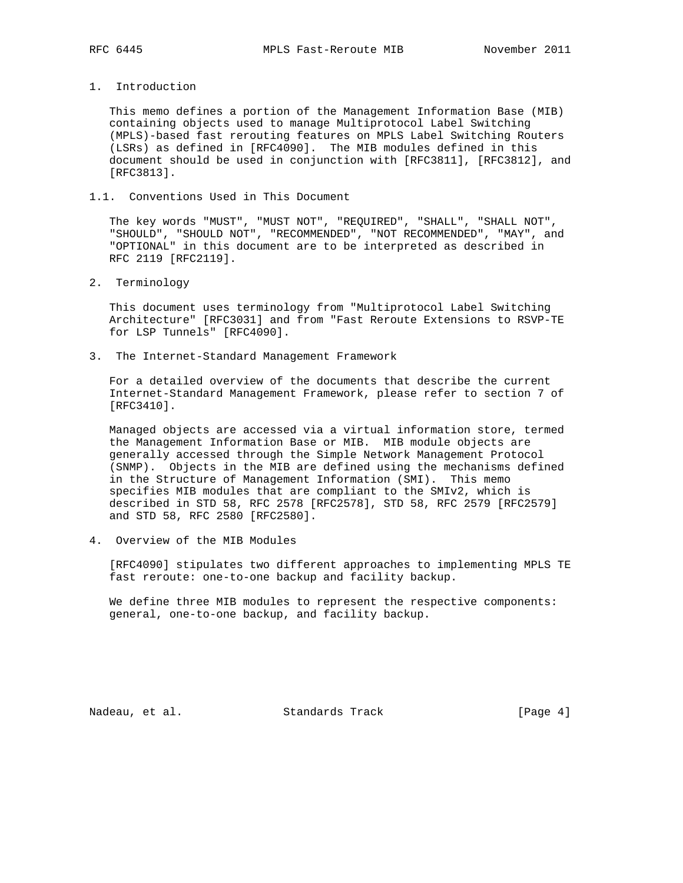## 1. Introduction

This memo defines a portion of the Management Information Base (MIB) containing objects used to manage Multiprotocol Label Switching (MPLS)-based fast rerouting features on MPLS Label Switching Routers (LSRs) as defined in [RFC4090]. The MIB modules defined in this document should be used in conjunction with [RFC3811], [RFC3812], and [RFC3813].

### 1.1. Conventions Used in This Document

The key words "MUST", "MUST NOT", "REQUIRED", "SHALL", "SHALL NOT", "SHOULD", "SHOULD NOT", "RECOMMENDED", "NOT RECOMMENDED", "MAY", and "OPTIONAL" in this document are to be interpreted as described in RFC 2119 [RFC2119].

## 2. Terminology

This document uses terminology from "Multiprotocol Label Switching Architecture" [RFC3031] and from "Fast Reroute Extensions to RSVP-TE for LSP Tunnels" [RFC4090].

## 3. The Internet-Standard Management Framework

For a detailed overview of the documents that describe the current Internet-Standard Management Framework, please refer to section 7 of [RFC3410].

Managed objects are accessed via a virtual information store, termed the Management Information Base or MIB. MIB module objects are generally accessed through the Simple Network Management Protocol (SNMP). Objects in the MIB are defined using the mechanisms defined in the Structure of Management Information (SMI). This memo specifies MIB modules that are compliant to the SMIv2, which is described in STD 58, RFC 2578 [RFC2578], STD 58, RFC 2579 [RFC2579] and STD 58, RFC 2580 [RFC2580].

## 4. Overview of the MIB Modules

[RFC4090] stipulates two different approaches to implementing MPLS TE fast reroute: one-to-one backup and facility backup.

We define three MIB modules to represent the respective components: general, one-to-one backup, and facility backup.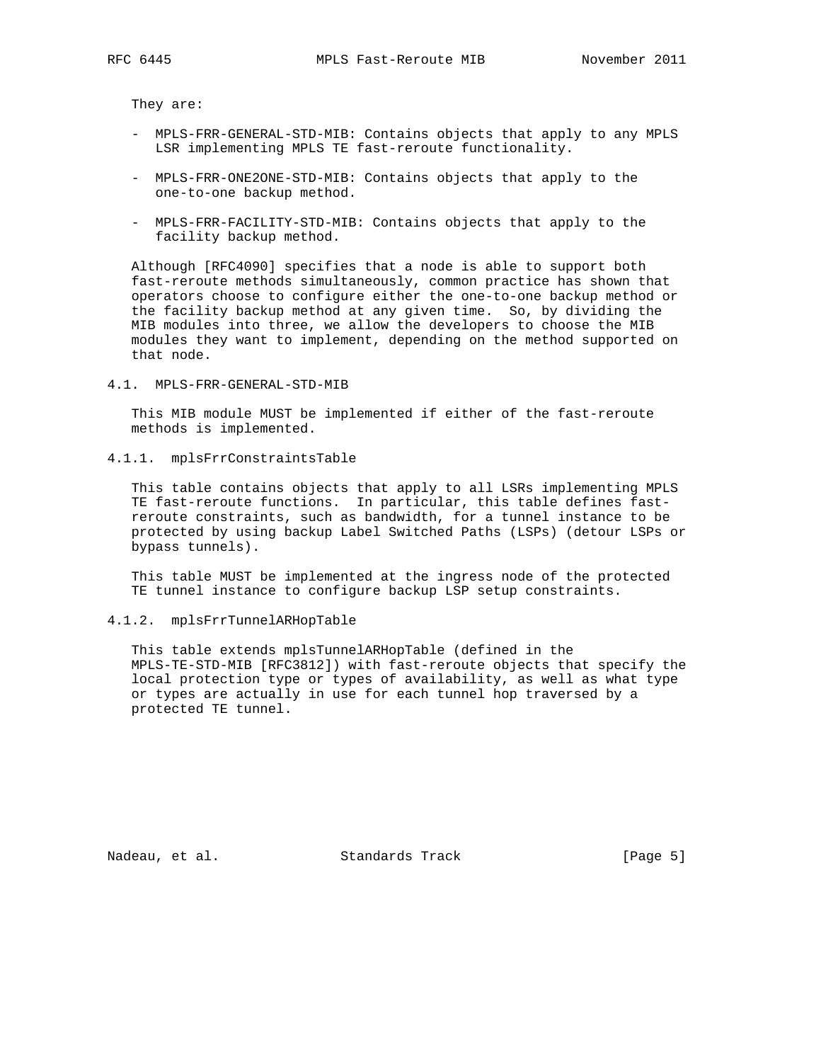They are:

- MPLS-FRR-GENERAL-STD-MIB: Contains objects that apply to any MPLS LSR implementing MPLS TE fast-reroute functionality.
- MPLS-FRR-ONE2ONE-STD-MIB: Contains objects that apply to the one-to-one backup method.
- MPLS-FRR-FACILITY-STD-MIB: Contains objects that apply to the facility backup method.

Although [RFC4090] specifies that a node is able to support both fast-reroute methods simultaneously, common practice has shown that operators choose to configure either the one-to-one backup method or the facility backup method at any given time. So, by dividing the MIB modules into three, we allow the developers to choose the MIB modules they want to implement, depending on the method supported on that node.

### 4.1. MPLS-FRR-GENERAL-STD-MIB

This MIB module MUST be implemented if either of the fast-reroute methods is implemented.

#### 4.1.1. mplsFrrConstraintsTable

This table contains objects that apply to all LSRs implementing MPLS TE fast-reroute functions. In particular, this table defines fast-reroute constraints, such as bandwidth, for a tunnel instance to be protected by using backup Label Switched Paths (LSPs) (detour LSPs or bypass tunnels).

This table MUST be implemented at the ingress node of the protected TE tunnel instance to configure backup LSP setup constraints.

#### 4.1.2. mplsFrrTunnelARHopTable

This table extends mplsTunnelARHopTable (defined in the MPLS-TE-STD-MIB [RFC3812]) with fast-reroute objects that specify the local protection type or types of availability, as well as what type or types are actually in use for each tunnel hop traversed by a protected TE tunnel.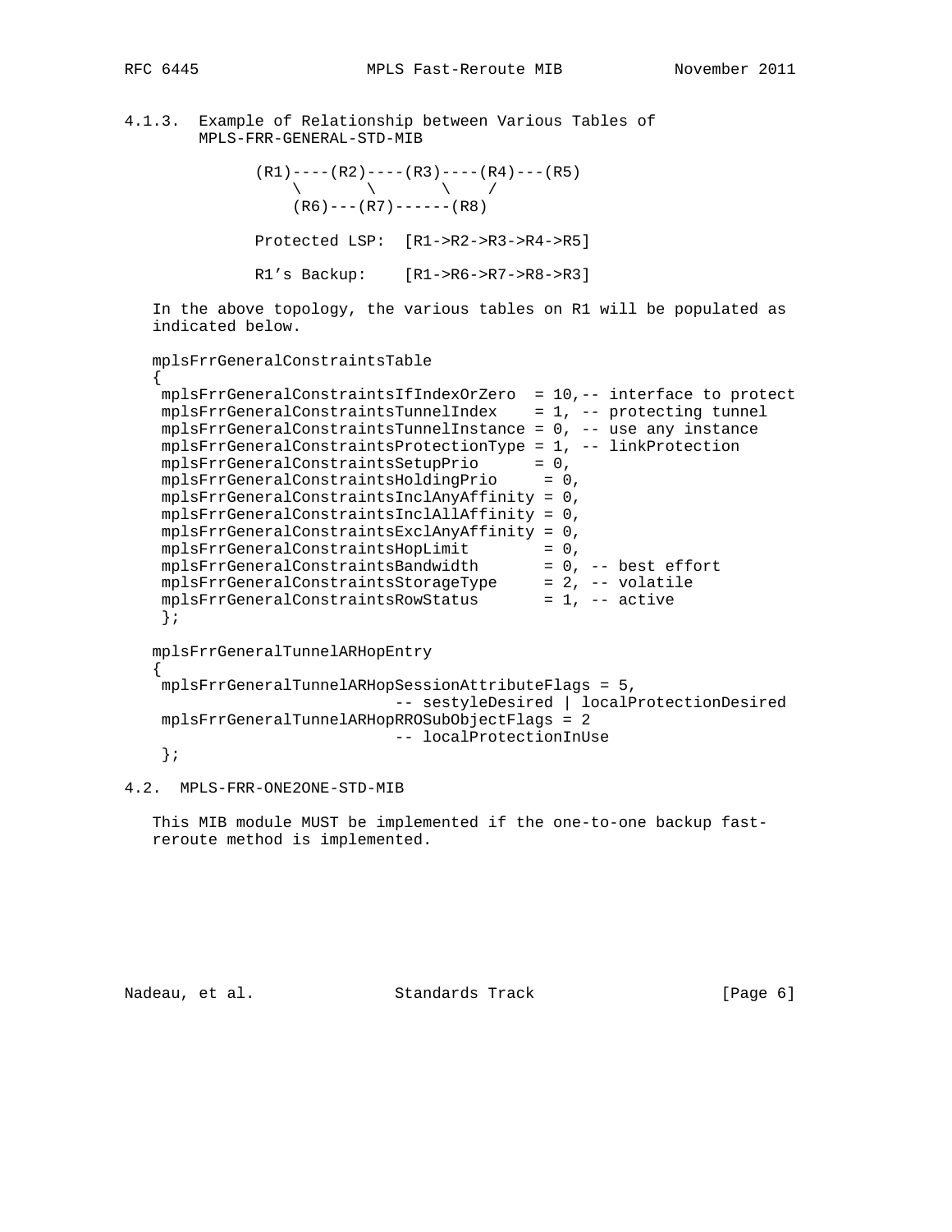#### 4.1.3. Example of Relationship between Various Tables of MPLS-FRR-GENERAL-STD-MIB

```
            (R1)----(R2)----(R3)----(R4)---(R5)
                \       \       \    /
                 (R6)---(R7)------(R8)

            Protected LSP:  [R1->R2->R3->R4->R5]

            R1's Backup:    [R1->R6->R7->R8->R3]
```

In the above topology, the various tables on R1 will be populated as indicated below.

```
mplsFrrGeneralConstraintsTable
{
 mplsFrrGeneralConstraintsIfIndexOrZero  = 10,-- interface to protect
 mplsFrrGeneralConstraintsTunnelIndex    = 1, -- protecting tunnel
 mplsFrrGeneralConstraintsTunnelInstance = 0, -- use any instance
 mplsFrrGeneralConstraintsProtectionType = 1, -- linkProtection
 mplsFrrGeneralConstraintsSetupPrio      = 0,
 mplsFrrGeneralConstraintsHoldingPrio     = 0,
 mplsFrrGeneralConstraintsInclAnyAffinity = 0,
 mplsFrrGeneralConstraintsInclAllAffinity = 0,
 mplsFrrGeneralConstraintsExclAnyAffinity = 0,
 mplsFrrGeneralConstraintsHopLimit        = 0,
 mplsFrrGeneralConstraintsBandwidth       = 0, -- best effort
 mplsFrrGeneralConstraintsStorageType     = 2, -- volatile
 mplsFrrGeneralConstraintsRowStatus       = 1, -- active
 };

mplsFrrGeneralTunnelARHopEntry
{
 mplsFrrGeneralTunnelARHopSessionAttributeFlags = 5,
                         -- sestyleDesired | localProtectionDesired
 mplsFrrGeneralTunnelARHopRROSubObjectFlags = 2
                         -- localProtectionInUse
 };
```

### 4.2. MPLS-FRR-ONE2ONE-STD-MIB

This MIB module MUST be implemented if the one-to-one backup fast-reroute method is implemented.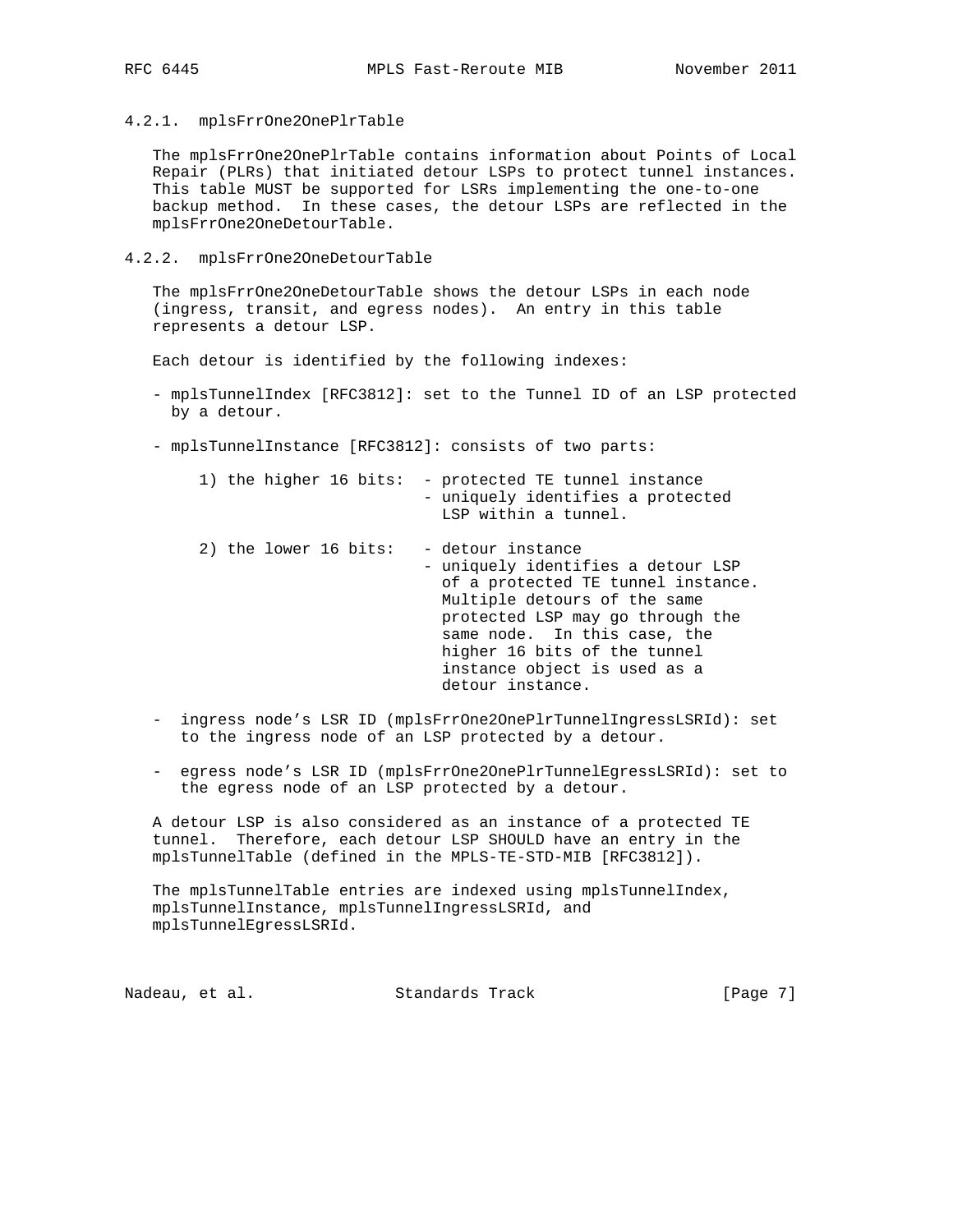#### 4.2.1. mplsFrrOne2OnePlrTable

The mplsFrrOne2OnePlrTable contains information about Points of Local Repair (PLRs) that initiated detour LSPs to protect tunnel instances. This table MUST be supported for LSRs implementing the one-to-one backup method. In these cases, the detour LSPs are reflected in the mplsFrrOne2OneDetourTable.

#### 4.2.2. mplsFrrOne2OneDetourTable

The mplsFrrOne2OneDetourTable shows the detour LSPs in each node (ingress, transit, and egress nodes). An entry in this table represents a detour LSP.

Each detour is identified by the following indexes:

- mplsTunnelIndex [RFC3812]: set to the Tunnel ID of an LSP protected by a detour.

- mplsTunnelInstance [RFC3812]: consists of two parts:

```
    1) the higher 16 bits:  - protected TE tunnel instance
                            - uniquely identifies a protected
                              LSP within a tunnel.

    2) the lower 16 bits:   - detour instance
                            - uniquely identifies a detour LSP
                              of a protected TE tunnel instance.
                              Multiple detours of the same
                              protected LSP may go through the
                              same node.  In this case, the
                              higher 16 bits of the tunnel
                              instance object is used as a
                              detour instance.
```

- ingress node's LSR ID (mplsFrrOne2OnePlrTunnelIngressLSRId): set to the ingress node of an LSP protected by a detour.

- egress node's LSR ID (mplsFrrOne2OnePlrTunnelEgressLSRId): set to the egress node of an LSP protected by a detour.

A detour LSP is also considered as an instance of a protected TE tunnel. Therefore, each detour LSP SHOULD have an entry in the mplsTunnelTable (defined in the MPLS-TE-STD-MIB [RFC3812]).

The mplsTunnelTable entries are indexed using mplsTunnelIndex, mplsTunnelInstance, mplsTunnelIngressLSRId, and mplsTunnelEgressLSRId.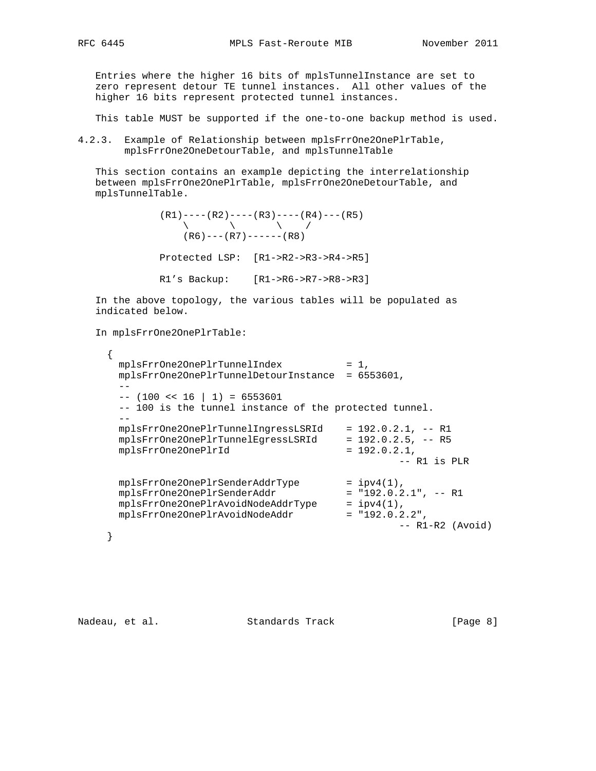Entries where the higher 16 bits of mplsTunnelInstance are set to zero represent detour TE tunnel instances. All other values of the higher 16 bits represent protected tunnel instances.

This table MUST be supported if the one-to-one backup method is used.

### 4.2.3. Example of Relationship between mplsFrrOne2OnePlrTable, mplsFrrOne2OneDetourTable, and mplsTunnelTable

This section contains an example depicting the interrelationship between mplsFrrOne2OnePlrTable, mplsFrrOne2OneDetourTable, and mplsTunnelTable.

```
(R1)----(R2)----(R3)----(R4)---(R5)
    \       \       \    /
    (R6)---(R7)------(R8)

Protected LSP:  [R1->R2->R3->R4->R5]

R1's Backup:    [R1->R6->R7->R8->R3]
```

In the above topology, the various tables will be populated as indicated below.

In mplsFrrOne2OnePlrTable:

```
{
  mplsFrrOne2OnePlrTunnelIndex           = 1,
  mplsFrrOne2OnePlrTunnelDetourInstance  = 6553601,
  --
  -- (100 << 16 | 1) = 6553601
  -- 100 is the tunnel instance of the protected tunnel.
  --
  mplsFrrOne2OnePlrTunnelIngressLSRId    = 192.0.2.1, -- R1
  mplsFrrOne2OnePlrTunnelEgressLSRId     = 192.0.2.5, -- R5
  mplsFrrOne2OnePlrId                    = 192.0.2.1,
                                                  -- R1 is PLR

  mplsFrrOne2OnePlrSenderAddrType        = ipv4(1),
  mplsFrrOne2OnePlrSenderAddr            = "192.0.2.1", -- R1
  mplsFrrOne2OnePlrAvoidNodeAddrType     = ipv4(1),
  mplsFrrOne2OnePlrAvoidNodeAddr         = "192.0.2.2",
                                                  -- R1-R2 (Avoid)
}
```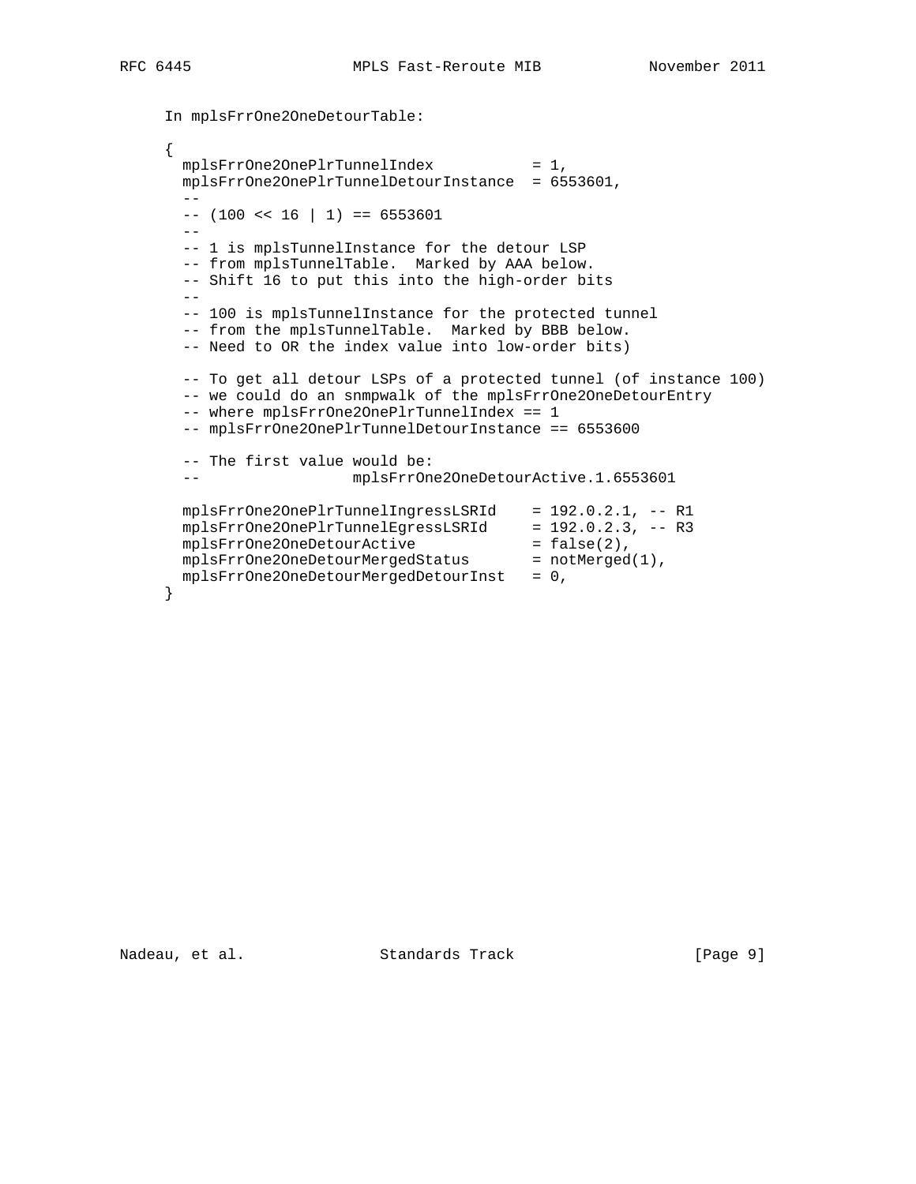In mplsFrrOne2OneDetourTable:

```
{
  mplsFrrOne2OnePlrTunnelIndex           = 1,
  mplsFrrOne2OnePlrTunnelDetourInstance  = 6553601,
  --
  -- (100 << 16 | 1) == 6553601
  --
  -- 1 is mplsTunnelInstance for the detour LSP
  -- from mplsTunnelTable.  Marked by AAA below.
  -- Shift 16 to put this into the high-order bits
  --
  -- 100 is mplsTunnelInstance for the protected tunnel
  -- from the mplsTunnelTable.  Marked by BBB below.
  -- Need to OR the index value into low-order bits)

  -- To get all detour LSPs of a protected tunnel (of instance 100)
  -- we could do an snmpwalk of the mplsFrrOne2OneDetourEntry
  -- where mplsFrrOne2OnePlrTunnelIndex == 1
  -- mplsFrrOne2OnePlrTunnelDetourInstance == 6553600

  -- The first value would be:
  --                 mplsFrrOne2OneDetourActive.1.6553601

  mplsFrrOne2OnePlrTunnelIngressLSRId    = 192.0.2.1, -- R1
  mplsFrrOne2OnePlrTunnelEgressLSRId     = 192.0.2.3, -- R3
  mplsFrrOne2OneDetourActive             = false(2),
  mplsFrrOne2OneDetourMergedStatus       = notMerged(1),
  mplsFrrOne2OneDetourMergedDetourInst   = 0,
}
```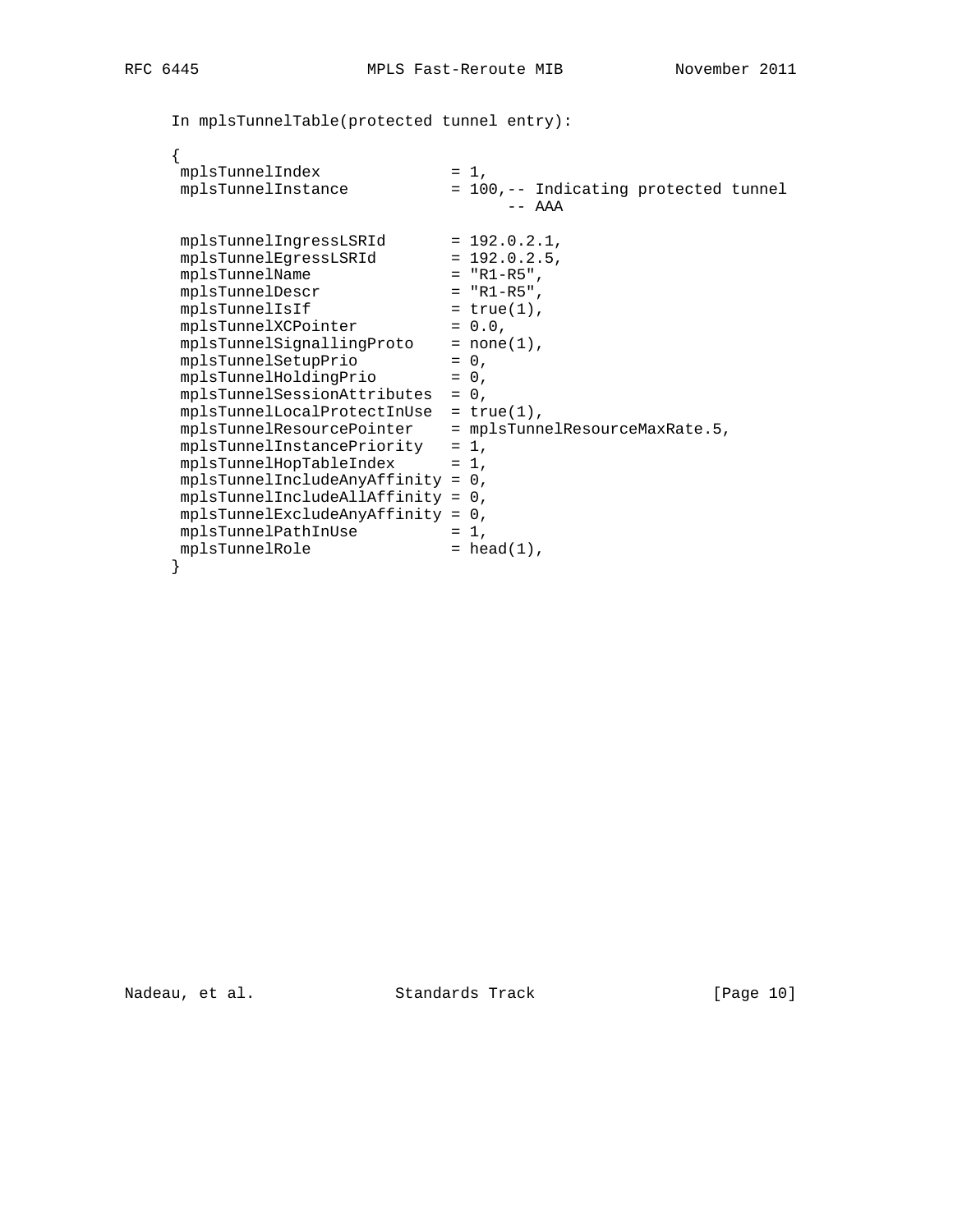In mplsTunnelTable(protected tunnel entry):

```
{
 mplsTunnelIndex              = 1,
 mplsTunnelInstance           = 100,-- Indicating protected tunnel
                                     -- AAA

 mplsTunnelIngressLSRId       = 192.0.2.1,
 mplsTunnelEgressLSRId        = 192.0.2.5,
 mplsTunnelName               = "R1-R5",
 mplsTunnelDescr              = "R1-R5",
 mplsTunnelIsIf               = true(1),
 mplsTunnelXCPointer          = 0.0,
 mplsTunnelSignallingProto    = none(1),
 mplsTunnelSetupPrio          = 0,
 mplsTunnelHoldingPrio        = 0,
 mplsTunnelSessionAttributes  = 0,
 mplsTunnelLocalProtectInUse  = true(1),
 mplsTunnelResourcePointer    = mplsTunnelResourceMaxRate.5,
 mplsTunnelInstancePriority   = 1,
 mplsTunnelHopTableIndex      = 1,
 mplsTunnelIncludeAnyAffinity = 0,
 mplsTunnelIncludeAllAffinity = 0,
 mplsTunnelExcludeAnyAffinity = 0,
 mplsTunnelPathInUse          = 1,
 mplsTunnelRole               = head(1),
}
```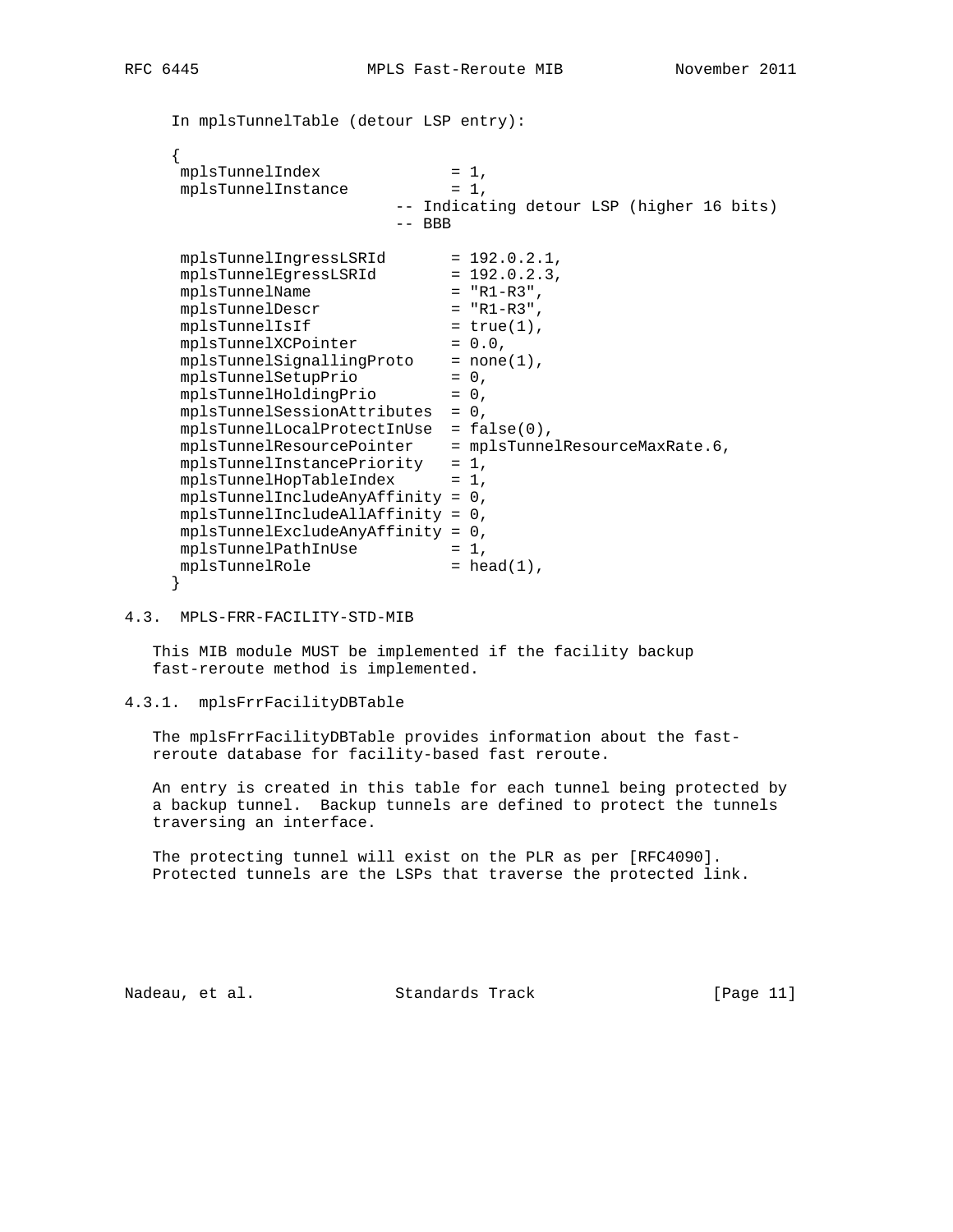In mplsTunnelTable (detour LSP entry):

```
{
 mplsTunnelIndex              = 1,
 mplsTunnelInstance           = 1,
                        -- Indicating detour LSP (higher 16 bits)
                        -- BBB

 mplsTunnelIngressLSRId       = 192.0.2.1,
 mplsTunnelEgressLSRId        = 192.0.2.3,
 mplsTunnelName               = "R1-R3",
 mplsTunnelDescr              = "R1-R3",
 mplsTunnelIsIf               = true(1),
 mplsTunnelXCPointer          = 0.0,
 mplsTunnelSignallingProto    = none(1),
 mplsTunnelSetupPrio          = 0,
 mplsTunnelHoldingPrio        = 0,
 mplsTunnelSessionAttributes  = 0,
 mplsTunnelLocalProtectInUse  = false(0),
 mplsTunnelResourcePointer    = mplsTunnelResourceMaxRate.6,
 mplsTunnelInstancePriority   = 1,
 mplsTunnelHopTableIndex      = 1,
 mplsTunnelIncludeAnyAffinity = 0,
 mplsTunnelIncludeAllAffinity = 0,
 mplsTunnelExcludeAnyAffinity = 0,
 mplsTunnelPathInUse          = 1,
 mplsTunnelRole               = head(1),
}
```

## 4.3. MPLS-FRR-FACILITY-STD-MIB

This MIB module MUST be implemented if the facility backup fast-reroute method is implemented.

### 4.3.1. mplsFrrFacilityDBTable

The mplsFrrFacilityDBTable provides information about the fast-reroute database for facility-based fast reroute.

An entry is created in this table for each tunnel being protected by a backup tunnel. Backup tunnels are defined to protect the tunnels traversing an interface.

The protecting tunnel will exist on the PLR as per [RFC4090]. Protected tunnels are the LSPs that traverse the protected link.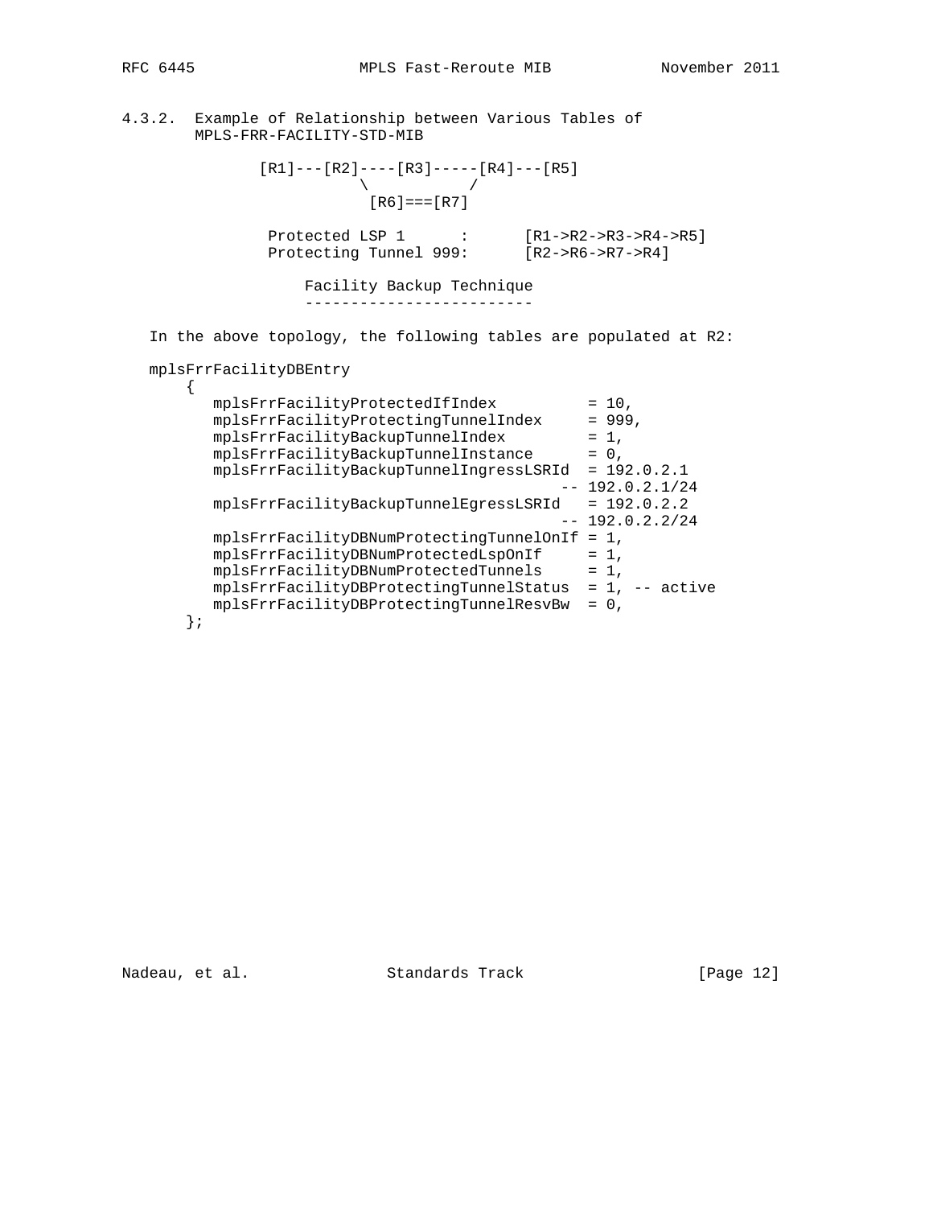### 4.3.2. Example of Relationship between Various Tables of MPLS-FRR-FACILITY-STD-MIB

```
              [R1]---[R2]----[R3]-----[R4]---[R5]
                        \            /
                         [R6]===[R7]

               Protected LSP 1      :      [R1->R2->R3->R4->R5]
               Protecting Tunnel 999:      [R2->R6->R7->R4]

                   Facility Backup Technique
                   -------------------------
```

In the above topology, the following tables are populated at R2:

```
mplsFrrFacilityDBEntry
    {
       mplsFrrFacilityProtectedIfIndex          = 10,
       mplsFrrFacilityProtectingTunnelIndex     = 999,
       mplsFrrFacilityBackupTunnelIndex         = 1,
       mplsFrrFacilityBackupTunnelInstance      = 0,
       mplsFrrFacilityBackupTunnelIngressLSRId  = 192.0.2.1
                                               -- 192.0.2.1/24
       mplsFrrFacilityBackupTunnelEgressLSRId   = 192.0.2.2
                                               -- 192.0.2.2/24
       mplsFrrFacilityDBNumProtectingTunnelOnIf = 1,
       mplsFrrFacilityDBNumProtectedLspOnIf     = 1,
       mplsFrrFacilityDBNumProtectedTunnels     = 1,
       mplsFrrFacilityDBProtectingTunnelStatus  = 1, -- active
       mplsFrrFacilityDBProtectingTunnelResvBw  = 0,
    };
```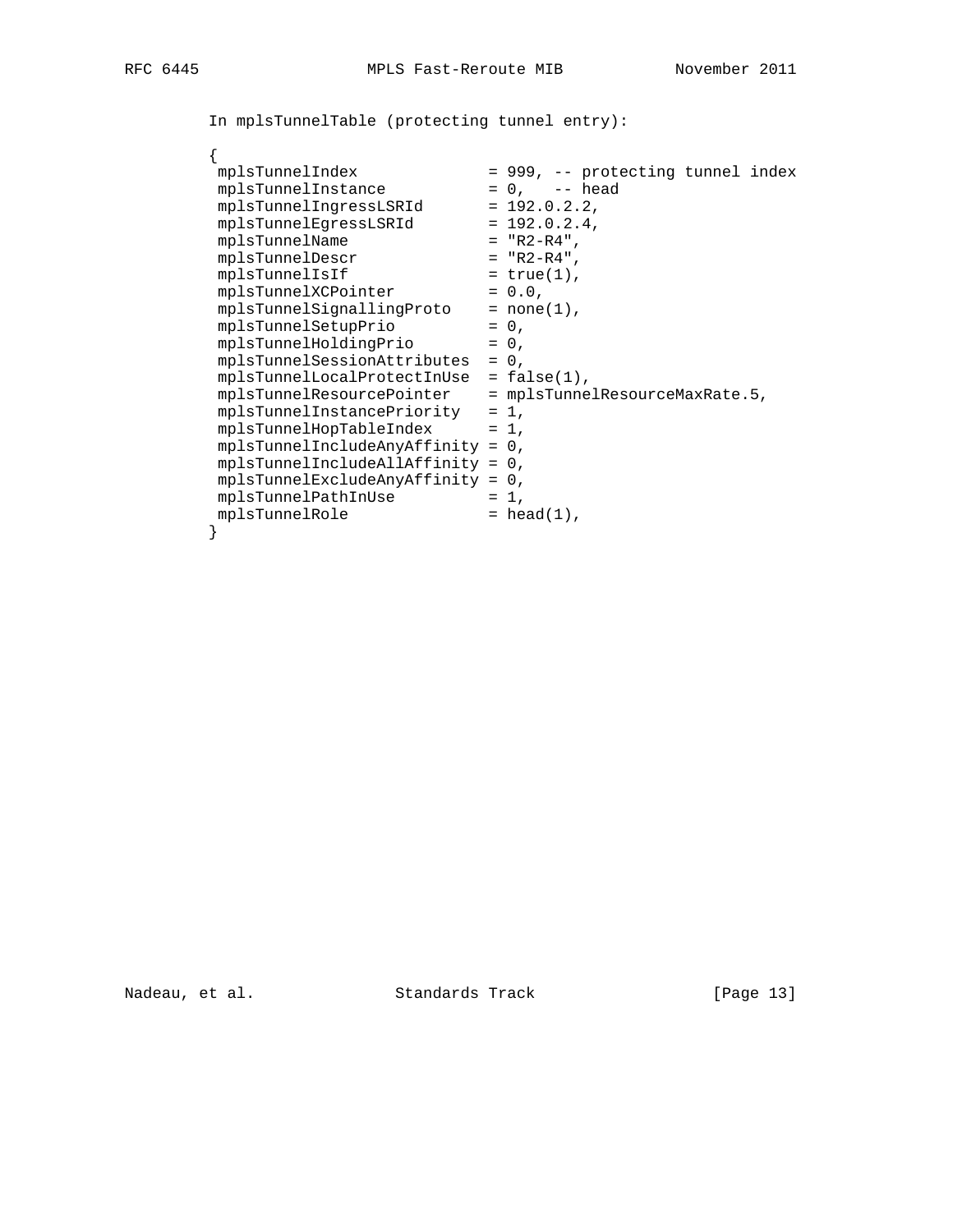In mplsTunnelTable (protecting tunnel entry):

```
{
 mplsTunnelIndex              = 999, -- protecting tunnel index
 mplsTunnelInstance           = 0,   -- head
 mplsTunnelIngressLSRId       = 192.0.2.2,
 mplsTunnelEgressLSRId        = 192.0.2.4,
 mplsTunnelName               = "R2-R4",
 mplsTunnelDescr              = "R2-R4",
 mplsTunnelIsIf               = true(1),
 mplsTunnelXCPointer          = 0.0,
 mplsTunnelSignallingProto    = none(1),
 mplsTunnelSetupPrio          = 0,
 mplsTunnelHoldingPrio        = 0,
 mplsTunnelSessionAttributes  = 0,
 mplsTunnelLocalProtectInUse  = false(1),
 mplsTunnelResourcePointer    = mplsTunnelResourceMaxRate.5,
 mplsTunnelInstancePriority   = 1,
 mplsTunnelHopTableIndex      = 1,
 mplsTunnelIncludeAnyAffinity = 0,
 mplsTunnelIncludeAllAffinity = 0,
 mplsTunnelExcludeAnyAffinity = 0,
 mplsTunnelPathInUse          = 1,
 mplsTunnelRole               = head(1),
}
```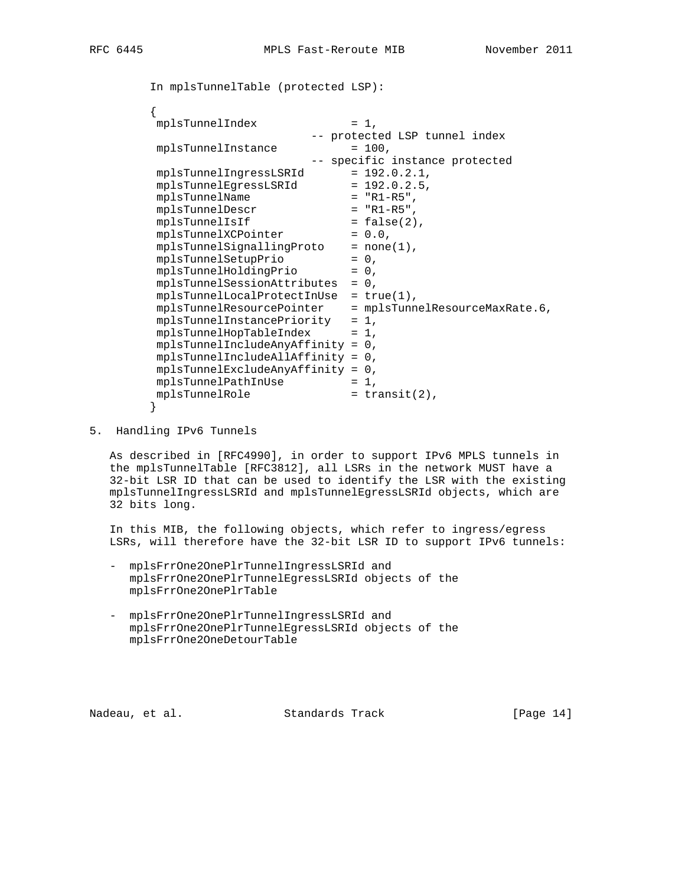In mplsTunnelTable (protected LSP):

```
{
 mplsTunnelIndex              = 1,
                        -- protected LSP tunnel index
 mplsTunnelInstance           = 100,
                        -- specific instance protected
 mplsTunnelIngressLSRId       = 192.0.2.1,
 mplsTunnelEgressLSRId        = 192.0.2.5,
 mplsTunnelName               = "R1-R5",
 mplsTunnelDescr              = "R1-R5",
 mplsTunnelIsIf               = false(2),
 mplsTunnelXCPointer          = 0.0,
 mplsTunnelSignallingProto    = none(1),
 mplsTunnelSetupPrio          = 0,
 mplsTunnelHoldingPrio        = 0,
 mplsTunnelSessionAttributes  = 0,
 mplsTunnelLocalProtectInUse  = true(1),
 mplsTunnelResourcePointer    = mplsTunnelResourceMaxRate.6,
 mplsTunnelInstancePriority   = 1,
 mplsTunnelHopTableIndex      = 1,
 mplsTunnelIncludeAnyAffinity = 0,
 mplsTunnelIncludeAllAffinity = 0,
 mplsTunnelExcludeAnyAffinity = 0,
 mplsTunnelPathInUse          = 1,
 mplsTunnelRole               = transit(2),
}
```

## 5. Handling IPv6 Tunnels

As described in [RFC4990], in order to support IPv6 MPLS tunnels in the mplsTunnelTable [RFC3812], all LSRs in the network MUST have a 32-bit LSR ID that can be used to identify the LSR with the existing mplsTunnelIngressLSRId and mplsTunnelEgressLSRId objects, which are 32 bits long.

In this MIB, the following objects, which refer to ingress/egress LSRs, will therefore have the 32-bit LSR ID to support IPv6 tunnels:

- mplsFrrOne2OnePlrTunnelIngressLSRId and mplsFrrOne2OnePlrTunnelEgressLSRId objects of the mplsFrrOne2OnePlrTable

- mplsFrrOne2OnePlrTunnelIngressLSRId and mplsFrrOne2OnePlrTunnelEgressLSRId objects of the mplsFrrOne2OneDetourTable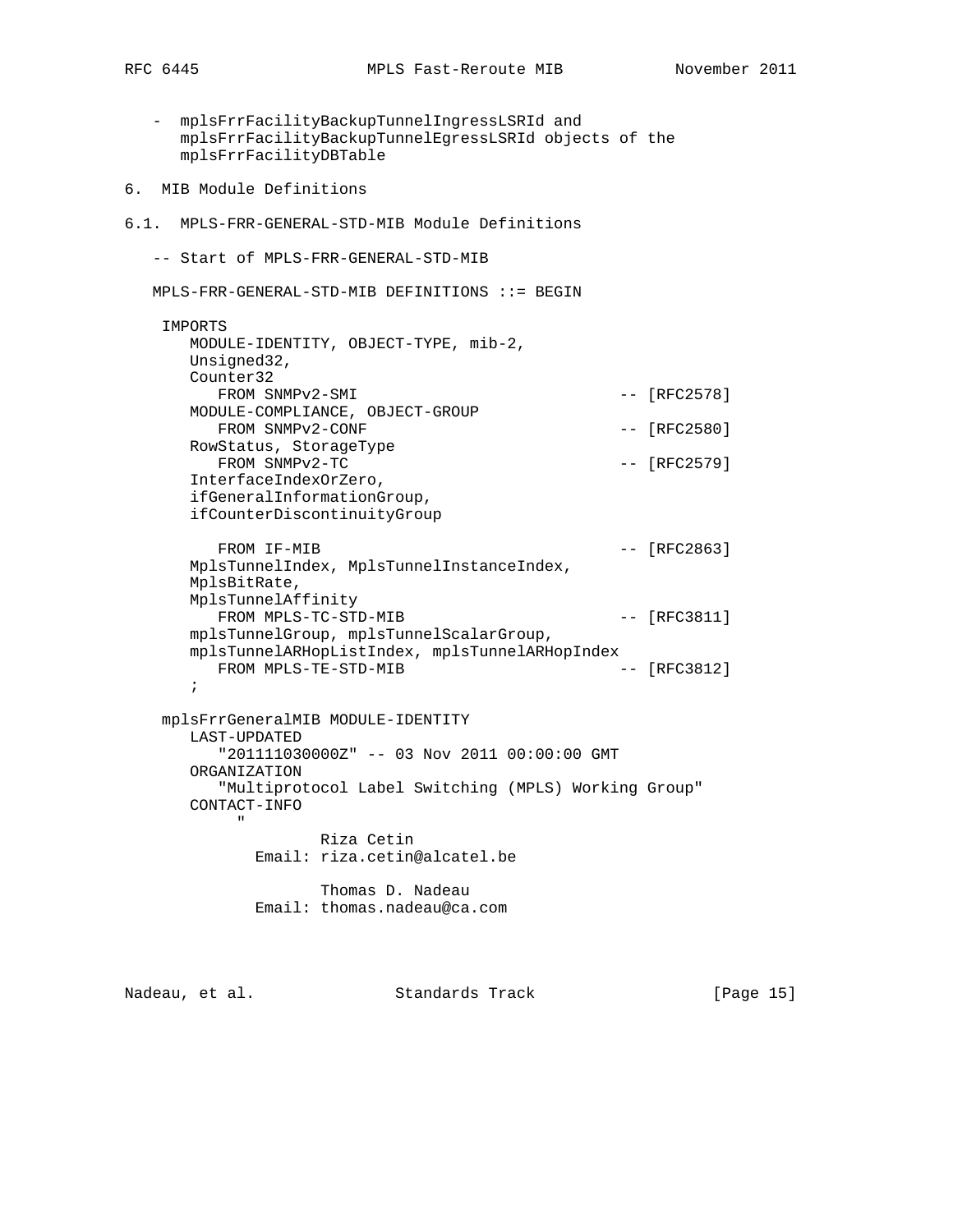- mplsFrrFacilityBackupTunnelIngressLSRId and mplsFrrFacilityBackupTunnelEgressLSRId objects of the mplsFrrFacilityDBTable

## 6. MIB Module Definitions

### 6.1. MPLS-FRR-GENERAL-STD-MIB Module Definitions

```
   -- Start of MPLS-FRR-GENERAL-STD-MIB

   MPLS-FRR-GENERAL-STD-MIB DEFINITIONS ::= BEGIN

    IMPORTS
       MODULE-IDENTITY, OBJECT-TYPE, mib-2,
       Unsigned32,
       Counter32
          FROM SNMPv2-SMI                          -- [RFC2578]
       MODULE-COMPLIANCE, OBJECT-GROUP
          FROM SNMPv2-CONF                         -- [RFC2580]
       RowStatus, StorageType
          FROM SNMPv2-TC                           -- [RFC2579]
       InterfaceIndexOrZero,
       ifGeneralInformationGroup,
       ifCounterDiscontinuityGroup

          FROM IF-MIB                              -- [RFC2863]
       MplsTunnelIndex, MplsTunnelInstanceIndex,
       MplsBitRate,
       MplsTunnelAffinity
          FROM MPLS-TC-STD-MIB                     -- [RFC3811]
       mplsTunnelGroup, mplsTunnelScalarGroup,
       mplsTunnelARHopListIndex, mplsTunnelARHopIndex
          FROM MPLS-TE-STD-MIB                     -- [RFC3812]
       ;

    mplsFrrGeneralMIB MODULE-IDENTITY
       LAST-UPDATED
          "201111030000Z" -- 03 Nov 2011 00:00:00 GMT
       ORGANIZATION
          "Multiprotocol Label Switching (MPLS) Working Group"
       CONTACT-INFO
           "
                   Riza Cetin
             Email: riza.cetin@alcatel.be

                   Thomas D. Nadeau
             Email: thomas.nadeau@ca.com
```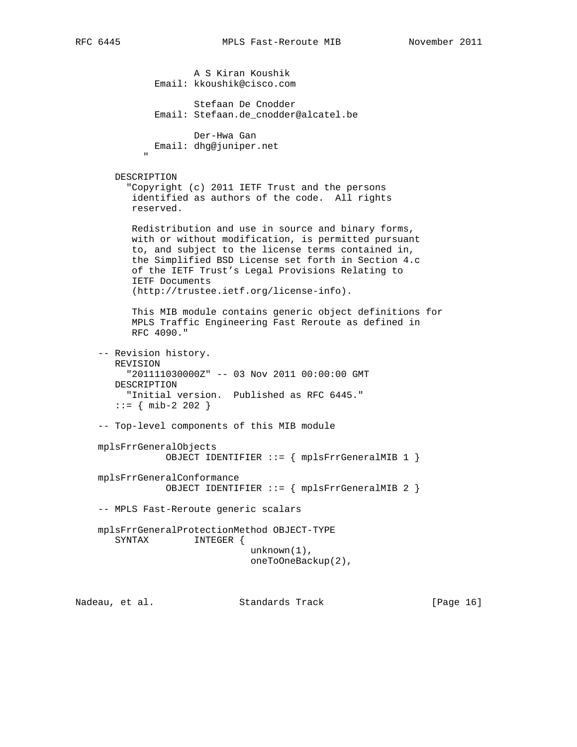```
                    A S Kiran Koushik
             Email: kkoushik@cisco.com

                    Stefaan De Cnodder
             Email: Stefaan.de_cnodder@alcatel.be

                    Der-Hwa Gan
             Email: dhg@juniper.net
           "

       DESCRIPTION
         "Copyright (c) 2011 IETF Trust and the persons
          identified as authors of the code.  All rights
          reserved.

          Redistribution and use in source and binary forms,
          with or without modification, is permitted pursuant
          to, and subject to the license terms contained in,
          the Simplified BSD License set forth in Section 4.c
          of the IETF Trust's Legal Provisions Relating to
          IETF Documents
          (http://trustee.ietf.org/license-info).

          This MIB module contains generic object definitions for
          MPLS Traffic Engineering Fast Reroute as defined in
          RFC 4090."

    -- Revision history.
       REVISION
         "201111030000Z" -- 03 Nov 2011 00:00:00 GMT
       DESCRIPTION
         "Initial version.  Published as RFC 6445."
       ::= { mib-2 202 }

    -- Top-level components of this MIB module

    mplsFrrGeneralObjects
                OBJECT IDENTIFIER ::= { mplsFrrGeneralMIB 1 }

    mplsFrrGeneralConformance
                OBJECT IDENTIFIER ::= { mplsFrrGeneralMIB 2 }

    -- MPLS Fast-Reroute generic scalars

    mplsFrrGeneralProtectionMethod OBJECT-TYPE
       SYNTAX        INTEGER {
                              unknown(1),
                              oneToOneBackup(2),
```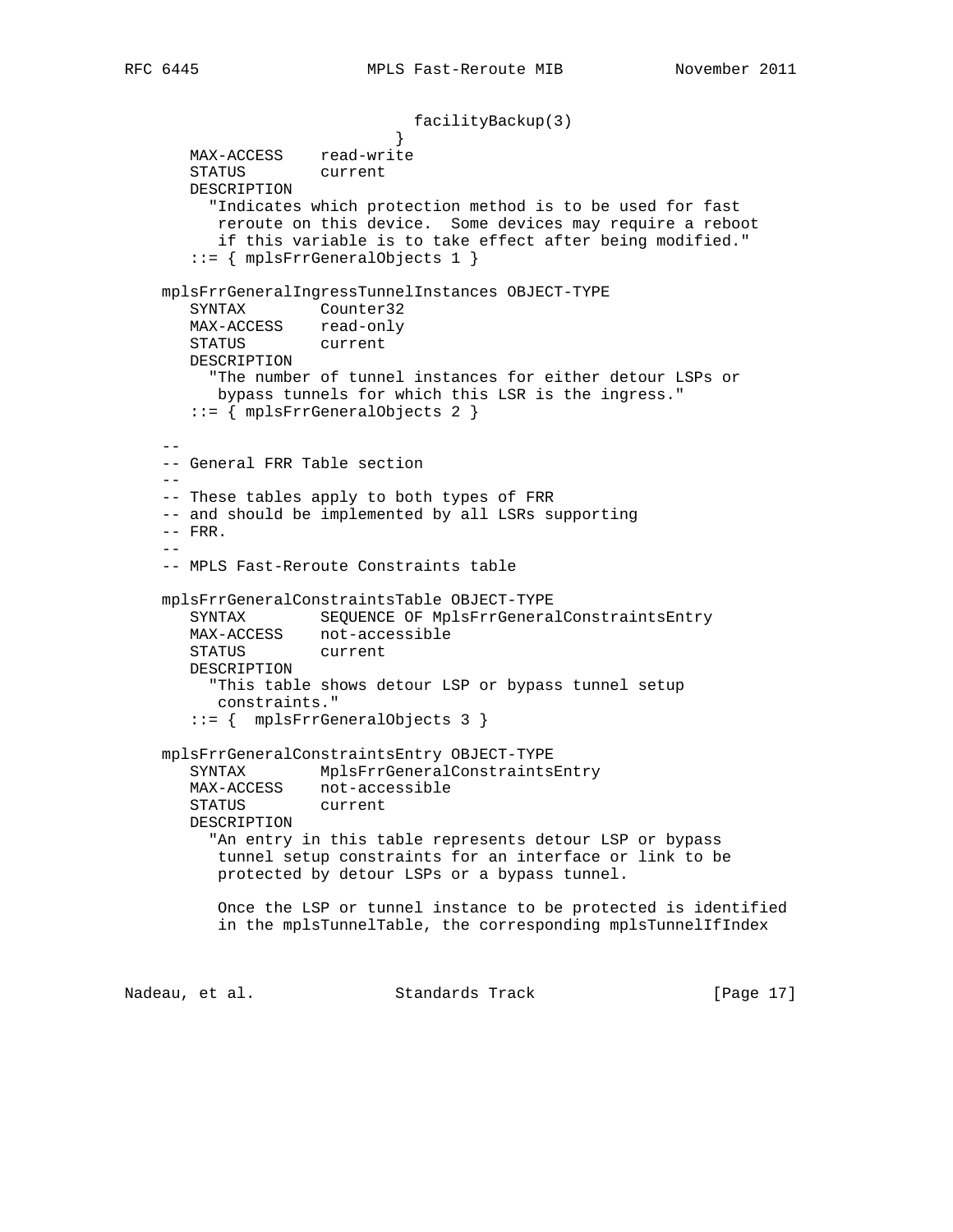```
                              facilityBackup(3)
                            }
       MAX-ACCESS    read-write
       STATUS        current
       DESCRIPTION
         "Indicates which protection method is to be used for fast
          reroute on this device.  Some devices may require a reboot
          if this variable is to take effect after being modified."
       ::= { mplsFrrGeneralObjects 1 }

    mplsFrrGeneralIngressTunnelInstances OBJECT-TYPE
       SYNTAX        Counter32
       MAX-ACCESS    read-only
       STATUS        current
       DESCRIPTION
         "The number of tunnel instances for either detour LSPs or
          bypass tunnels for which this LSR is the ingress."
       ::= { mplsFrrGeneralObjects 2 }

    --
    -- General FRR Table section
    --
    -- These tables apply to both types of FRR
    -- and should be implemented by all LSRs supporting
    -- FRR.
    --
    -- MPLS Fast-Reroute Constraints table

    mplsFrrGeneralConstraintsTable OBJECT-TYPE
       SYNTAX        SEQUENCE OF MplsFrrGeneralConstraintsEntry
       MAX-ACCESS    not-accessible
       STATUS        current
       DESCRIPTION
         "This table shows detour LSP or bypass tunnel setup
          constraints."
       ::= {  mplsFrrGeneralObjects 3 }

    mplsFrrGeneralConstraintsEntry OBJECT-TYPE
       SYNTAX        MplsFrrGeneralConstraintsEntry
       MAX-ACCESS    not-accessible
       STATUS        current
       DESCRIPTION
         "An entry in this table represents detour LSP or bypass
          tunnel setup constraints for an interface or link to be
          protected by detour LSPs or a bypass tunnel.

          Once the LSP or tunnel instance to be protected is identified
          in the mplsTunnelTable, the corresponding mplsTunnelIfIndex
```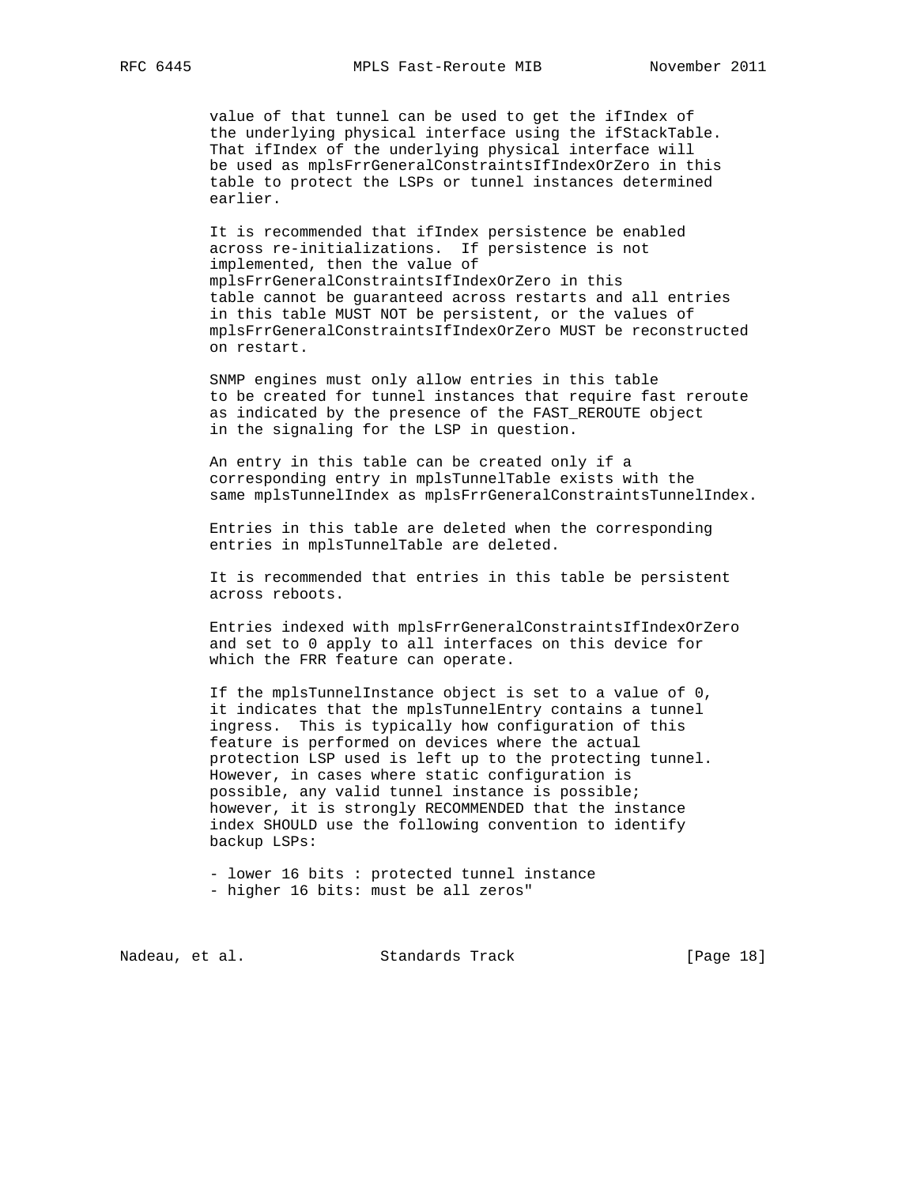value of that tunnel can be used to get the ifIndex of the underlying physical interface using the ifStackTable. That ifIndex of the underlying physical interface will be used as mplsFrrGeneralConstraintsIfIndexOrZero in this table to protect the LSPs or tunnel instances determined earlier.

It is recommended that ifIndex persistence be enabled across re-initializations. If persistence is not implemented, then the value of mplsFrrGeneralConstraintsIfIndexOrZero in this table cannot be guaranteed across restarts and all entries in this table MUST NOT be persistent, or the values of mplsFrrGeneralConstraintsIfIndexOrZero MUST be reconstructed on restart.

SNMP engines must only allow entries in this table to be created for tunnel instances that require fast reroute as indicated by the presence of the FAST_REROUTE object in the signaling for the LSP in question.

An entry in this table can be created only if a corresponding entry in mplsTunnelTable exists with the same mplsTunnelIndex as mplsFrrGeneralConstraintsTunnelIndex.

Entries in this table are deleted when the corresponding entries in mplsTunnelTable are deleted.

It is recommended that entries in this table be persistent across reboots.

Entries indexed with mplsFrrGeneralConstraintsIfIndexOrZero and set to 0 apply to all interfaces on this device for which the FRR feature can operate.

If the mplsTunnelInstance object is set to a value of 0, it indicates that the mplsTunnelEntry contains a tunnel ingress. This is typically how configuration of this feature is performed on devices where the actual protection LSP used is left up to the protecting tunnel. However, in cases where static configuration is possible, any valid tunnel instance is possible; however, it is strongly RECOMMENDED that the instance index SHOULD use the following convention to identify backup LSPs:

- lower 16 bits : protected tunnel instance
- higher 16 bits: must be all zeros"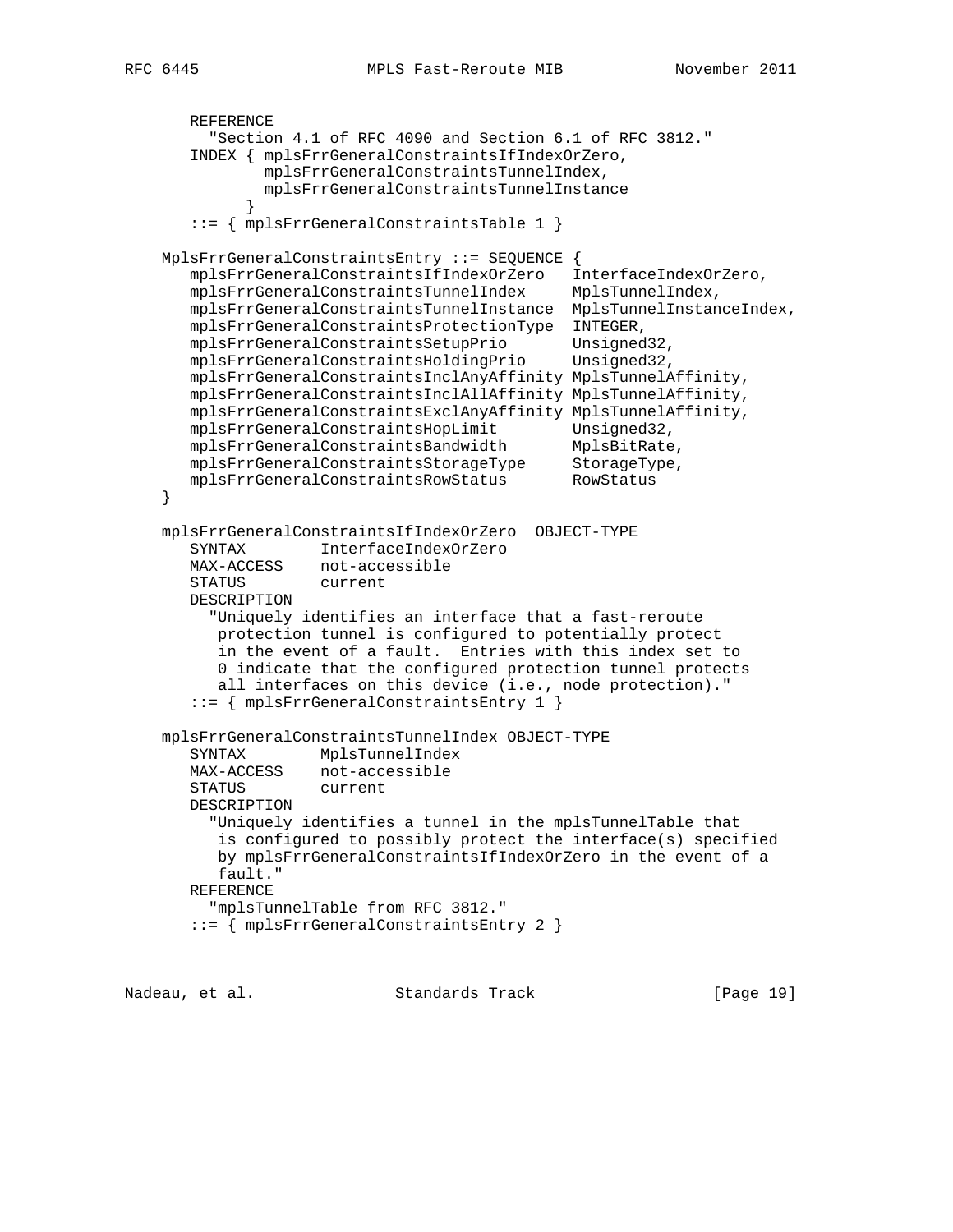```
       REFERENCE
         "Section 4.1 of RFC 4090 and Section 6.1 of RFC 3812."
       INDEX { mplsFrrGeneralConstraintsIfIndexOrZero,
               mplsFrrGeneralConstraintsTunnelIndex,
               mplsFrrGeneralConstraintsTunnelInstance
             }
       ::= { mplsFrrGeneralConstraintsTable 1 }

    MplsFrrGeneralConstraintsEntry ::= SEQUENCE {
       mplsFrrGeneralConstraintsIfIndexOrZero   InterfaceIndexOrZero,
       mplsFrrGeneralConstraintsTunnelIndex     MplsTunnelIndex,
       mplsFrrGeneralConstraintsTunnelInstance  MplsTunnelInstanceIndex,
       mplsFrrGeneralConstraintsProtectionType  INTEGER,
       mplsFrrGeneralConstraintsSetupPrio       Unsigned32,
       mplsFrrGeneralConstraintsHoldingPrio     Unsigned32,
       mplsFrrGeneralConstraintsInclAnyAffinity MplsTunnelAffinity,
       mplsFrrGeneralConstraintsInclAllAffinity MplsTunnelAffinity,
       mplsFrrGeneralConstraintsExclAnyAffinity MplsTunnelAffinity,
       mplsFrrGeneralConstraintsHopLimit        Unsigned32,
       mplsFrrGeneralConstraintsBandwidth       MplsBitRate,
       mplsFrrGeneralConstraintsStorageType     StorageType,
       mplsFrrGeneralConstraintsRowStatus       RowStatus
    }

    mplsFrrGeneralConstraintsIfIndexOrZero  OBJECT-TYPE
       SYNTAX        InterfaceIndexOrZero
       MAX-ACCESS    not-accessible
       STATUS        current
       DESCRIPTION
         "Uniquely identifies an interface that a fast-reroute
          protection tunnel is configured to potentially protect
          in the event of a fault.  Entries with this index set to
          0 indicate that the configured protection tunnel protects
          all interfaces on this device (i.e., node protection)."
       ::= { mplsFrrGeneralConstraintsEntry 1 }

    mplsFrrGeneralConstraintsTunnelIndex OBJECT-TYPE
       SYNTAX        MplsTunnelIndex
       MAX-ACCESS    not-accessible
       STATUS        current
       DESCRIPTION
         "Uniquely identifies a tunnel in the mplsTunnelTable that
          is configured to possibly protect the interface(s) specified
          by mplsFrrGeneralConstraintsIfIndexOrZero in the event of a
          fault."
       REFERENCE
         "mplsTunnelTable from RFC 3812."
       ::= { mplsFrrGeneralConstraintsEntry 2 }
```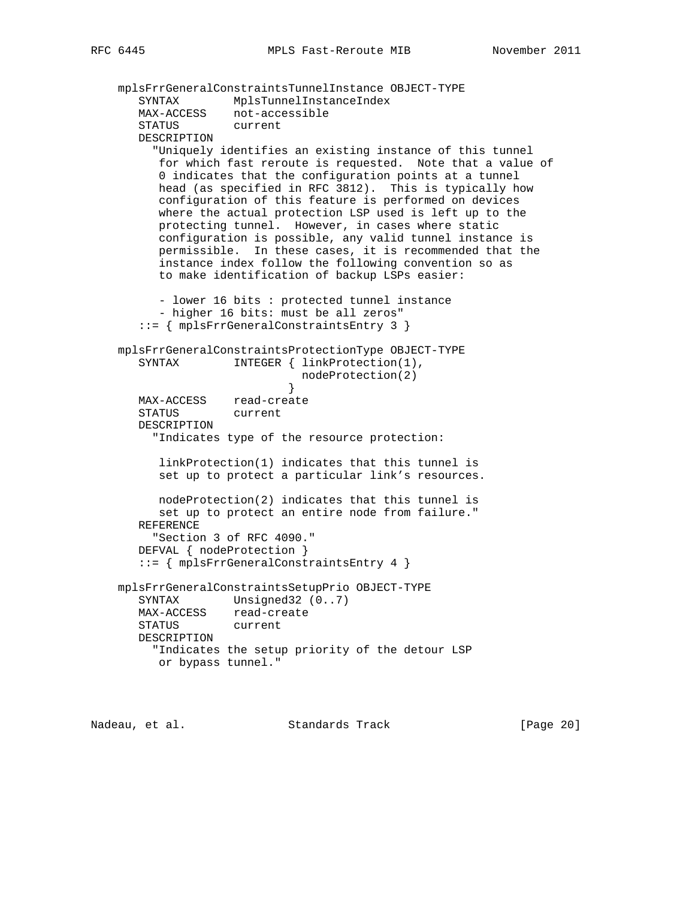```
   mplsFrrGeneralConstraintsTunnelInstance OBJECT-TYPE
      SYNTAX        MplsTunnelInstanceIndex
      MAX-ACCESS    not-accessible
      STATUS        current
      DESCRIPTION
        "Uniquely identifies an existing instance of this tunnel
         for which fast reroute is requested.  Note that a value of
         0 indicates that the configuration points at a tunnel
         head (as specified in RFC 3812).  This is typically how
         configuration of this feature is performed on devices
         where the actual protection LSP used is left up to the
         protecting tunnel.  However, in cases where static
         configuration is possible, any valid tunnel instance is
         permissible.  In these cases, it is recommended that the
         instance index follow the following convention so as
         to make identification of backup LSPs easier:

         - lower 16 bits : protected tunnel instance
         - higher 16 bits: must be all zeros"
      ::= { mplsFrrGeneralConstraintsEntry 3 }

   mplsFrrGeneralConstraintsProtectionType OBJECT-TYPE
      SYNTAX        INTEGER { linkProtection(1),
                              nodeProtection(2)
                            }
      MAX-ACCESS    read-create
      STATUS        current
      DESCRIPTION
        "Indicates type of the resource protection:

         linkProtection(1) indicates that this tunnel is
         set up to protect a particular link's resources.

         nodeProtection(2) indicates that this tunnel is
         set up to protect an entire node from failure."
      REFERENCE
        "Section 3 of RFC 4090."
      DEFVAL { nodeProtection }
      ::= { mplsFrrGeneralConstraintsEntry 4 }

   mplsFrrGeneralConstraintsSetupPrio OBJECT-TYPE
      SYNTAX        Unsigned32 (0..7)
      MAX-ACCESS    read-create
      STATUS        current
      DESCRIPTION
        "Indicates the setup priority of the detour LSP
         or bypass tunnel."
```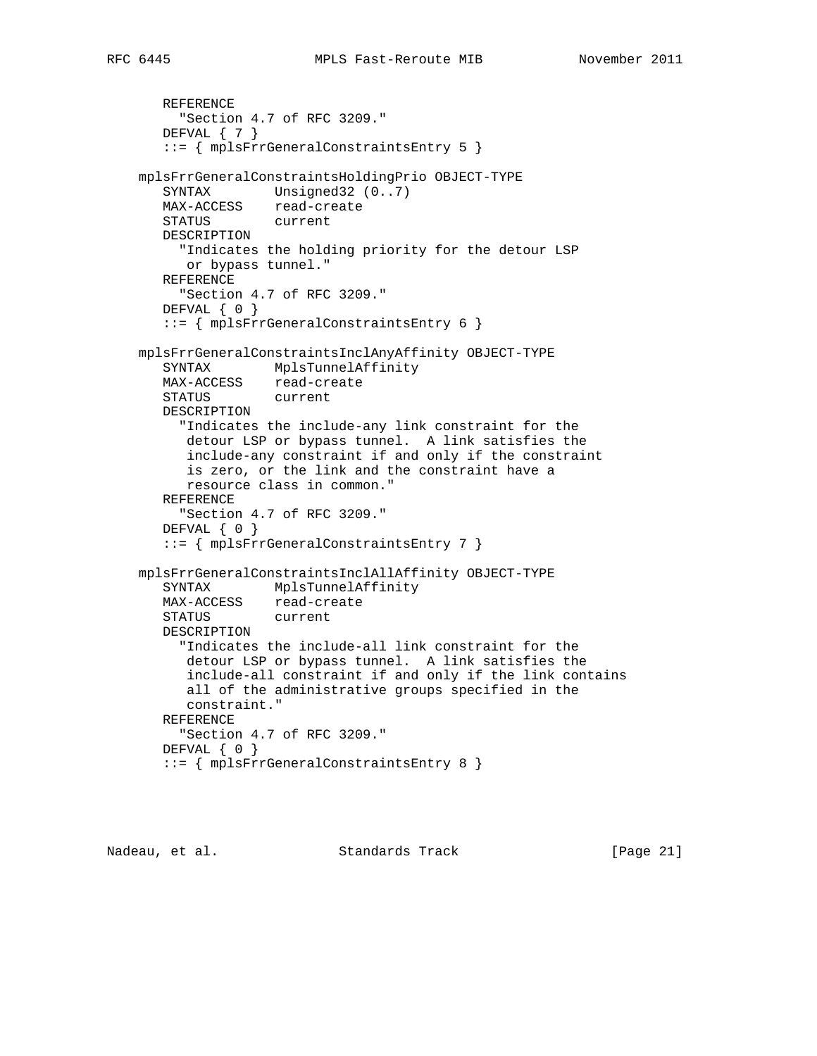```
      REFERENCE
        "Section 4.7 of RFC 3209."
      DEFVAL { 7 }
      ::= { mplsFrrGeneralConstraintsEntry 5 }

   mplsFrrGeneralConstraintsHoldingPrio OBJECT-TYPE
      SYNTAX        Unsigned32 (0..7)
      MAX-ACCESS    read-create
      STATUS        current
      DESCRIPTION
        "Indicates the holding priority for the detour LSP
         or bypass tunnel."
      REFERENCE
        "Section 4.7 of RFC 3209."
      DEFVAL { 0 }
      ::= { mplsFrrGeneralConstraintsEntry 6 }

   mplsFrrGeneralConstraintsInclAnyAffinity OBJECT-TYPE
      SYNTAX        MplsTunnelAffinity
      MAX-ACCESS    read-create
      STATUS        current
      DESCRIPTION
        "Indicates the include-any link constraint for the
         detour LSP or bypass tunnel.  A link satisfies the
         include-any constraint if and only if the constraint
         is zero, or the link and the constraint have a
         resource class in common."
      REFERENCE
        "Section 4.7 of RFC 3209."
      DEFVAL { 0 }
      ::= { mplsFrrGeneralConstraintsEntry 7 }

   mplsFrrGeneralConstraintsInclAllAffinity OBJECT-TYPE
      SYNTAX        MplsTunnelAffinity
      MAX-ACCESS    read-create
      STATUS        current
      DESCRIPTION
        "Indicates the include-all link constraint for the
         detour LSP or bypass tunnel.  A link satisfies the
         include-all constraint if and only if the link contains
         all of the administrative groups specified in the
         constraint."
      REFERENCE
        "Section 4.7 of RFC 3209."
      DEFVAL { 0 }
      ::= { mplsFrrGeneralConstraintsEntry 8 }
```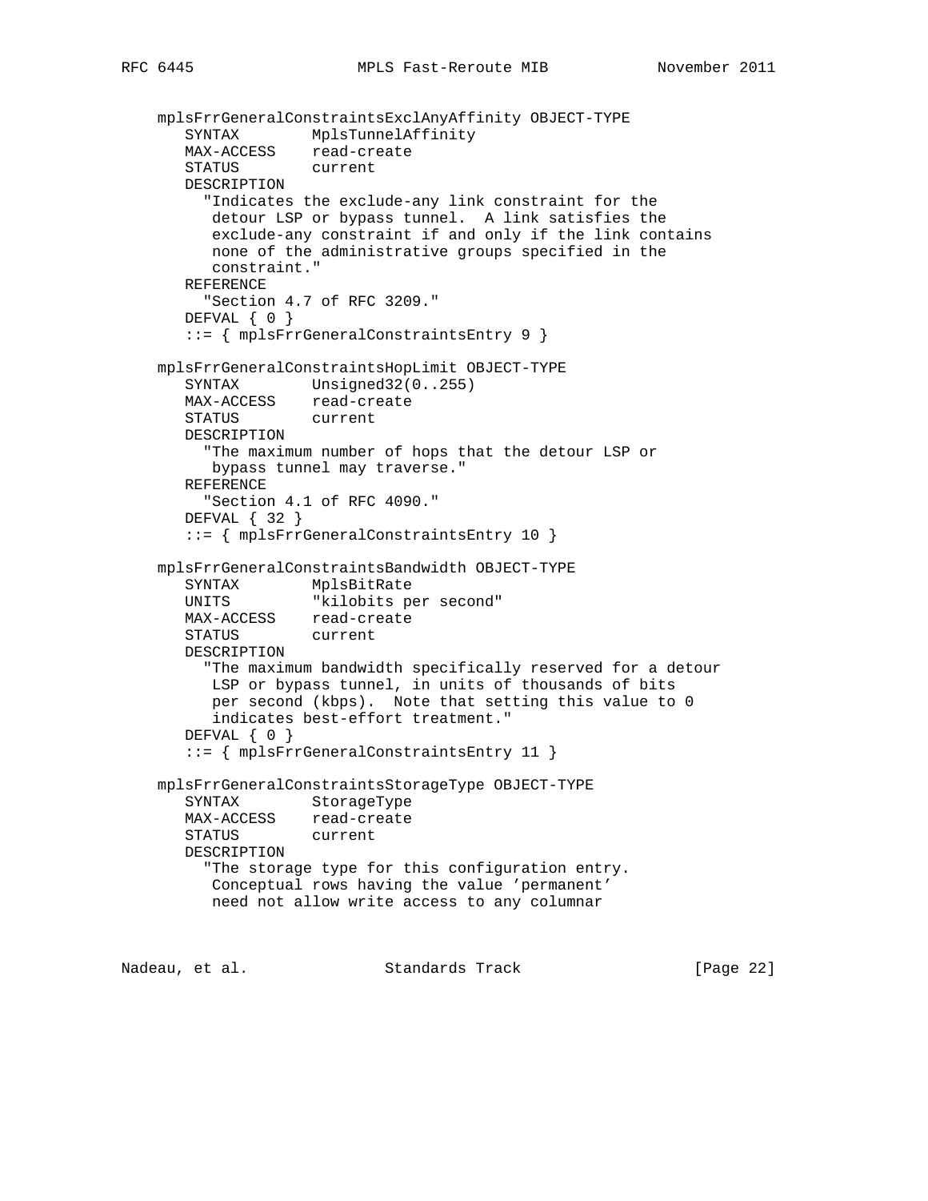```
   mplsFrrGeneralConstraintsExclAnyAffinity OBJECT-TYPE
      SYNTAX        MplsTunnelAffinity
      MAX-ACCESS    read-create
      STATUS        current
      DESCRIPTION
        "Indicates the exclude-any link constraint for the
         detour LSP or bypass tunnel.  A link satisfies the
         exclude-any constraint if and only if the link contains
         none of the administrative groups specified in the
         constraint."
      REFERENCE
        "Section 4.7 of RFC 3209."
      DEFVAL { 0 }
      ::= { mplsFrrGeneralConstraintsEntry 9 }

   mplsFrrGeneralConstraintsHopLimit OBJECT-TYPE
      SYNTAX        Unsigned32(0..255)
      MAX-ACCESS    read-create
      STATUS        current
      DESCRIPTION
        "The maximum number of hops that the detour LSP or
         bypass tunnel may traverse."
      REFERENCE
        "Section 4.1 of RFC 4090."
      DEFVAL { 32 }
      ::= { mplsFrrGeneralConstraintsEntry 10 }

   mplsFrrGeneralConstraintsBandwidth OBJECT-TYPE
      SYNTAX        MplsBitRate
      UNITS         "kilobits per second"
      MAX-ACCESS    read-create
      STATUS        current
      DESCRIPTION
        "The maximum bandwidth specifically reserved for a detour
         LSP or bypass tunnel, in units of thousands of bits
         per second (kbps).  Note that setting this value to 0
         indicates best-effort treatment."
      DEFVAL { 0 }
      ::= { mplsFrrGeneralConstraintsEntry 11 }

   mplsFrrGeneralConstraintsStorageType OBJECT-TYPE
      SYNTAX        StorageType
      MAX-ACCESS    read-create
      STATUS        current
      DESCRIPTION
        "The storage type for this configuration entry.
         Conceptual rows having the value 'permanent'
         need not allow write access to any columnar
```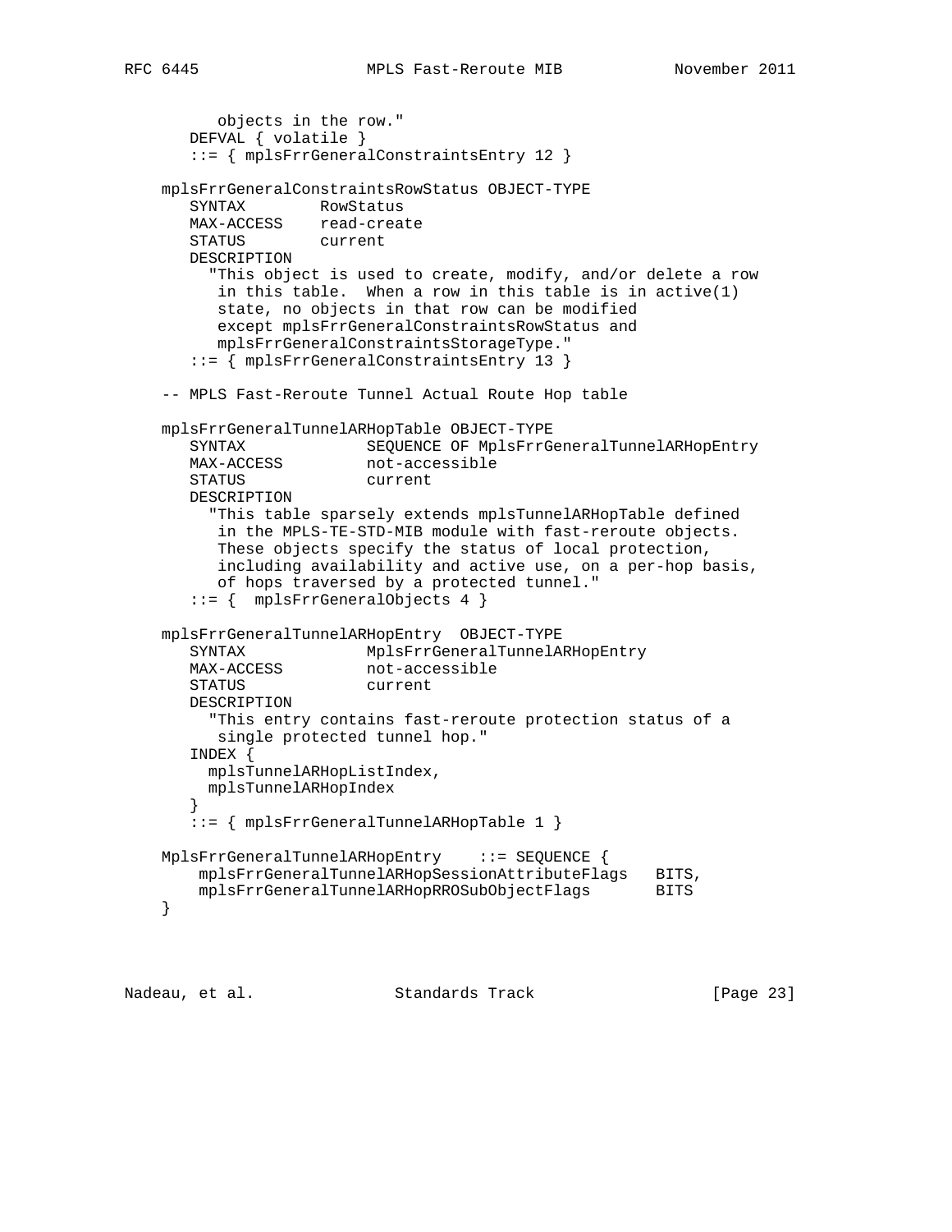```
         objects in the row."
      DEFVAL { volatile }
      ::= { mplsFrrGeneralConstraintsEntry 12 }

   mplsFrrGeneralConstraintsRowStatus OBJECT-TYPE
      SYNTAX        RowStatus
      MAX-ACCESS    read-create
      STATUS        current
      DESCRIPTION
        "This object is used to create, modify, and/or delete a row
         in this table.  When a row in this table is in active(1)
         state, no objects in that row can be modified
         except mplsFrrGeneralConstraintsRowStatus and
         mplsFrrGeneralConstraintsStorageType."
      ::= { mplsFrrGeneralConstraintsEntry 13 }

   -- MPLS Fast-Reroute Tunnel Actual Route Hop table

   mplsFrrGeneralTunnelARHopTable OBJECT-TYPE
      SYNTAX              SEQUENCE OF MplsFrrGeneralTunnelARHopEntry
      MAX-ACCESS          not-accessible
      STATUS              current
      DESCRIPTION
        "This table sparsely extends mplsTunnelARHopTable defined
         in the MPLS-TE-STD-MIB module with fast-reroute objects.
         These objects specify the status of local protection,
         including availability and active use, on a per-hop basis,
         of hops traversed by a protected tunnel."
      ::= {  mplsFrrGeneralObjects 4 }

   mplsFrrGeneralTunnelARHopEntry  OBJECT-TYPE
      SYNTAX              MplsFrrGeneralTunnelARHopEntry
      MAX-ACCESS          not-accessible
      STATUS              current
      DESCRIPTION
        "This entry contains fast-reroute protection status of a
         single protected tunnel hop."
      INDEX {
        mplsTunnelARHopListIndex,
        mplsTunnelARHopIndex
      }
      ::= { mplsFrrGeneralTunnelARHopTable 1 }

   MplsFrrGeneralTunnelARHopEntry    ::= SEQUENCE {
       mplsFrrGeneralTunnelARHopSessionAttributeFlags   BITS,
       mplsFrrGeneralTunnelARHopRROSubObjectFlags       BITS
   }
```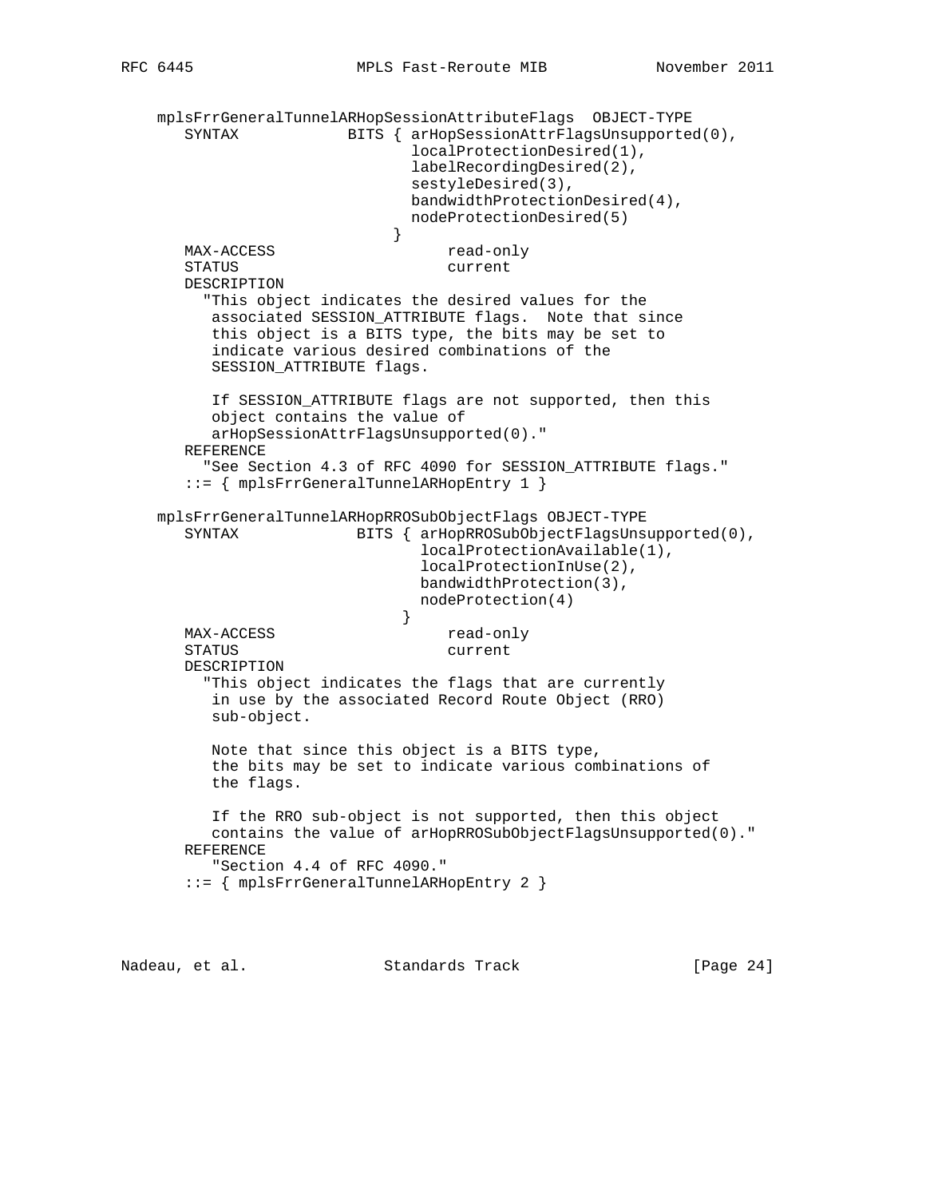```
   mplsFrrGeneralTunnelARHopSessionAttributeFlags  OBJECT-TYPE
      SYNTAX            BITS { arHopSessionAttrFlagsUnsupported(0),
                               localProtectionDesired(1),
                               labelRecordingDesired(2),
                               sestyleDesired(3),
                               bandwidthProtectionDesired(4),
                               nodeProtectionDesired(5)
                             }
      MAX-ACCESS                    read-only
      STATUS                        current
      DESCRIPTION
        "This object indicates the desired values for the
         associated SESSION_ATTRIBUTE flags.  Note that since
         this object is a BITS type, the bits may be set to
         indicate various desired combinations of the
         SESSION_ATTRIBUTE flags.

         If SESSION_ATTRIBUTE flags are not supported, then this
         object contains the value of
         arHopSessionAttrFlagsUnsupported(0)."
      REFERENCE
        "See Section 4.3 of RFC 4090 for SESSION_ATTRIBUTE flags."
      ::= { mplsFrrGeneralTunnelARHopEntry 1 }

   mplsFrrGeneralTunnelARHopRROSubObjectFlags OBJECT-TYPE
      SYNTAX             BITS { arHopRROSubObjectFlagsUnsupported(0),
                                localProtectionAvailable(1),
                                localProtectionInUse(2),
                                bandwidthProtection(3),
                                nodeProtection(4)
                              }
      MAX-ACCESS                    read-only
      STATUS                        current
      DESCRIPTION
        "This object indicates the flags that are currently
         in use by the associated Record Route Object (RRO)
         sub-object.

         Note that since this object is a BITS type,
         the bits may be set to indicate various combinations of
         the flags.

         If the RRO sub-object is not supported, then this object
         contains the value of arHopRROSubObjectFlagsUnsupported(0)."
      REFERENCE
         "Section 4.4 of RFC 4090."
      ::= { mplsFrrGeneralTunnelARHopEntry 2 }
```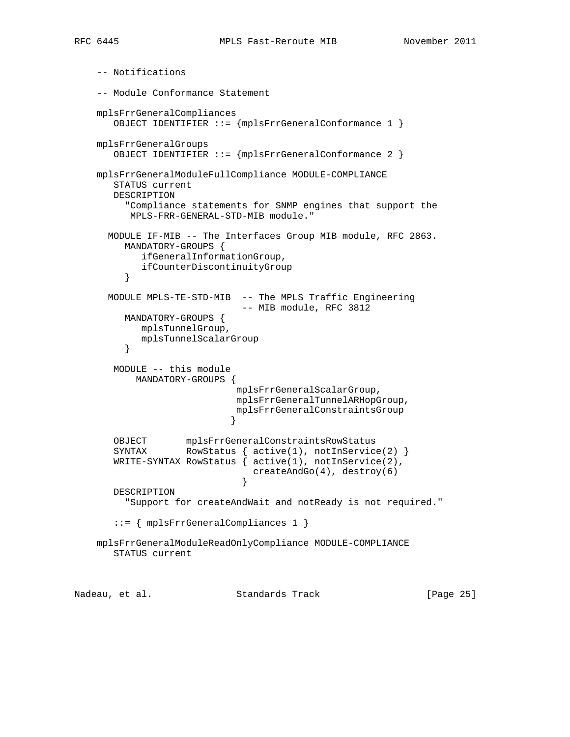```
   -- Notifications

   -- Module Conformance Statement

   mplsFrrGeneralCompliances
      OBJECT IDENTIFIER ::= {mplsFrrGeneralConformance 1 }

   mplsFrrGeneralGroups
      OBJECT IDENTIFIER ::= {mplsFrrGeneralConformance 2 }

   mplsFrrGeneralModuleFullCompliance MODULE-COMPLIANCE
      STATUS current
      DESCRIPTION
        "Compliance statements for SNMP engines that support the
         MPLS-FRR-GENERAL-STD-MIB module."

     MODULE IF-MIB -- The Interfaces Group MIB module, RFC 2863.
        MANDATORY-GROUPS {
           ifGeneralInformationGroup,
           ifCounterDiscontinuityGroup
        }

     MODULE MPLS-TE-STD-MIB  -- The MPLS Traffic Engineering
                             -- MIB module, RFC 3812
        MANDATORY-GROUPS {
           mplsTunnelGroup,
           mplsTunnelScalarGroup
        }

      MODULE -- this module
          MANDATORY-GROUPS {
                          mplsFrrGeneralScalarGroup,
                          mplsFrrGeneralTunnelARHopGroup,
                          mplsFrrGeneralConstraintsGroup
                         }

      OBJECT       mplsFrrGeneralConstraintsRowStatus
      SYNTAX       RowStatus { active(1), notInService(2) }
      WRITE-SYNTAX RowStatus { active(1), notInService(2),
                               createAndGo(4), destroy(6)
                             }
      DESCRIPTION
        "Support for createAndWait and notReady is not required."

      ::= { mplsFrrGeneralCompliances 1 }

   mplsFrrGeneralModuleReadOnlyCompliance MODULE-COMPLIANCE
      STATUS current
```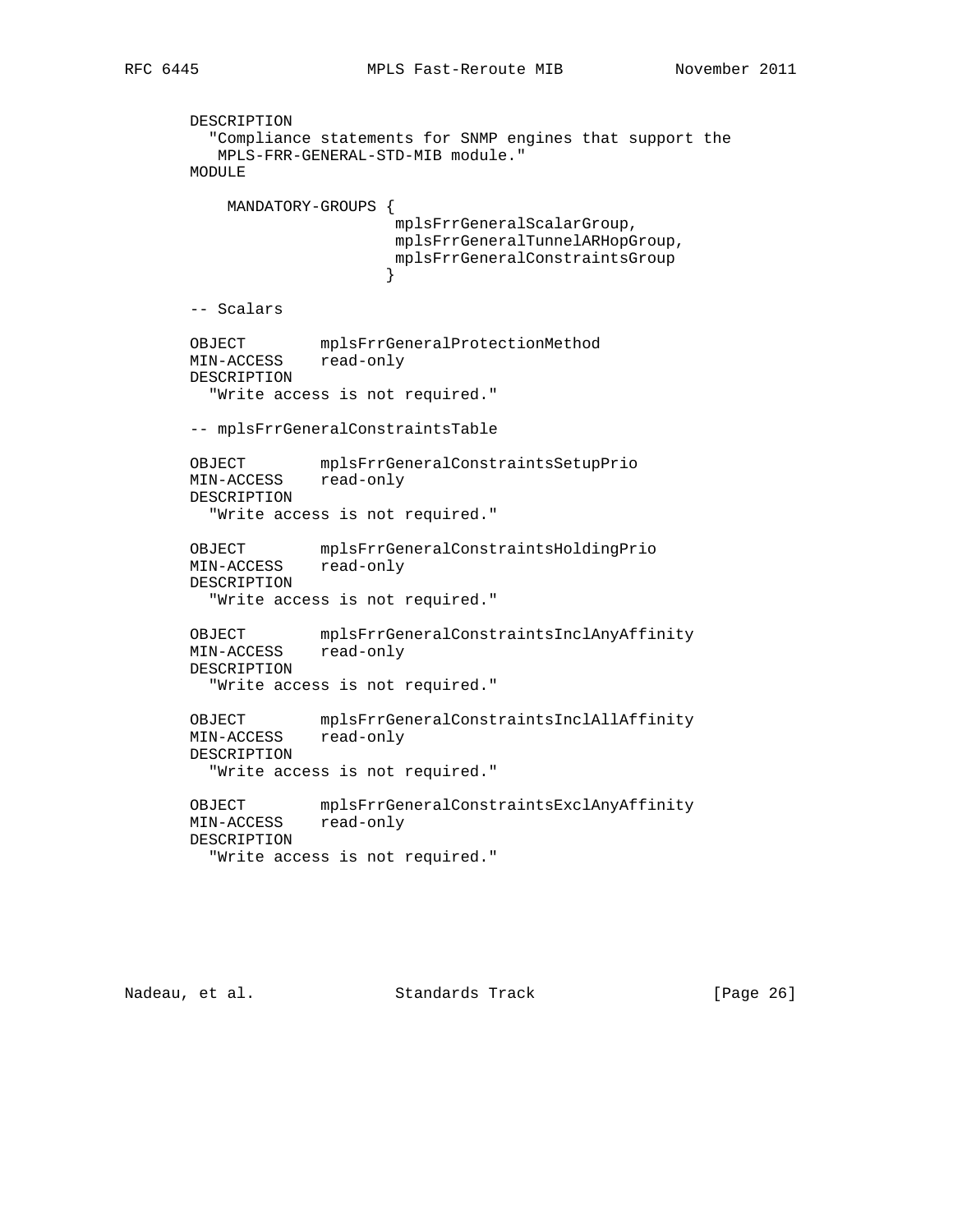```
      DESCRIPTION
        "Compliance statements for SNMP engines that support the
         MPLS-FRR-GENERAL-STD-MIB module."
      MODULE

          MANDATORY-GROUPS {
                            mplsFrrGeneralScalarGroup,
                            mplsFrrGeneralTunnelARHopGroup,
                            mplsFrrGeneralConstraintsGroup
                           }

      -- Scalars

      OBJECT        mplsFrrGeneralProtectionMethod
      MIN-ACCESS    read-only
      DESCRIPTION
        "Write access is not required."

      -- mplsFrrGeneralConstraintsTable

      OBJECT        mplsFrrGeneralConstraintsSetupPrio
      MIN-ACCESS    read-only
      DESCRIPTION
        "Write access is not required."

      OBJECT        mplsFrrGeneralConstraintsHoldingPrio
      MIN-ACCESS    read-only
      DESCRIPTION
        "Write access is not required."

      OBJECT        mplsFrrGeneralConstraintsInclAnyAffinity
      MIN-ACCESS    read-only
      DESCRIPTION
        "Write access is not required."

      OBJECT        mplsFrrGeneralConstraintsInclAllAffinity
      MIN-ACCESS    read-only
      DESCRIPTION
        "Write access is not required."

      OBJECT        mplsFrrGeneralConstraintsExclAnyAffinity
      MIN-ACCESS    read-only
      DESCRIPTION
        "Write access is not required."
```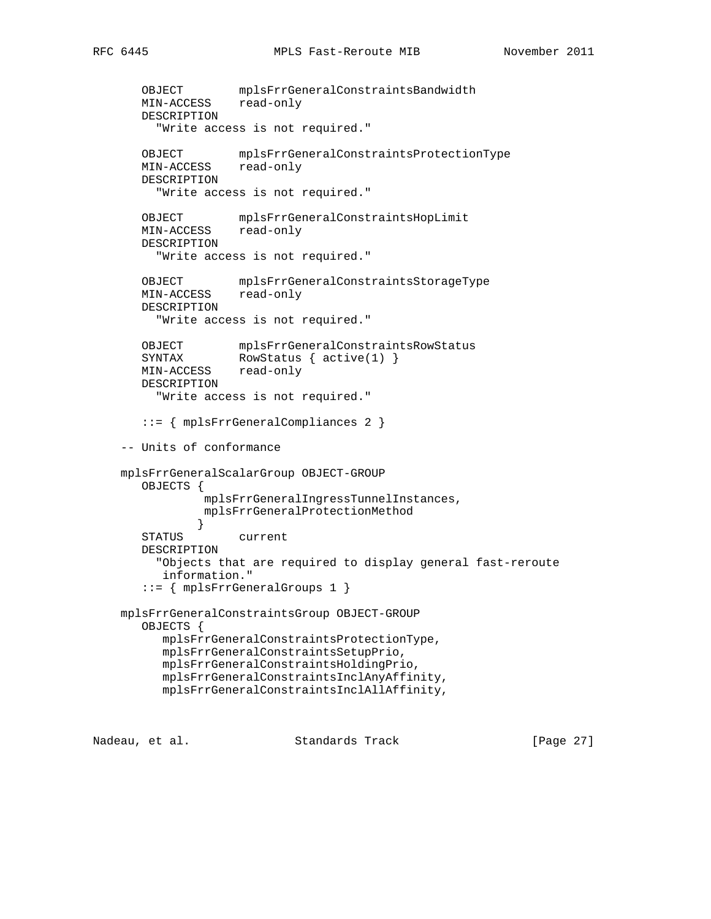```
      OBJECT        mplsFrrGeneralConstraintsBandwidth
      MIN-ACCESS    read-only
      DESCRIPTION
        "Write access is not required."

      OBJECT        mplsFrrGeneralConstraintsProtectionType
      MIN-ACCESS    read-only
      DESCRIPTION
        "Write access is not required."

      OBJECT        mplsFrrGeneralConstraintsHopLimit
      MIN-ACCESS    read-only
      DESCRIPTION
        "Write access is not required."

      OBJECT        mplsFrrGeneralConstraintsStorageType
      MIN-ACCESS    read-only
      DESCRIPTION
        "Write access is not required."

      OBJECT        mplsFrrGeneralConstraintsRowStatus
      SYNTAX        RowStatus { active(1) }
      MIN-ACCESS    read-only
      DESCRIPTION
        "Write access is not required."

      ::= { mplsFrrGeneralCompliances 2 }

   -- Units of conformance

   mplsFrrGeneralScalarGroup OBJECT-GROUP
      OBJECTS {
               mplsFrrGeneralIngressTunnelInstances,
               mplsFrrGeneralProtectionMethod
              }
      STATUS        current
      DESCRIPTION
        "Objects that are required to display general fast-reroute
         information."
      ::= { mplsFrrGeneralGroups 1 }

   mplsFrrGeneralConstraintsGroup OBJECT-GROUP
      OBJECTS {
         mplsFrrGeneralConstraintsProtectionType,
         mplsFrrGeneralConstraintsSetupPrio,
         mplsFrrGeneralConstraintsHoldingPrio,
         mplsFrrGeneralConstraintsInclAnyAffinity,
         mplsFrrGeneralConstraintsInclAllAffinity,
```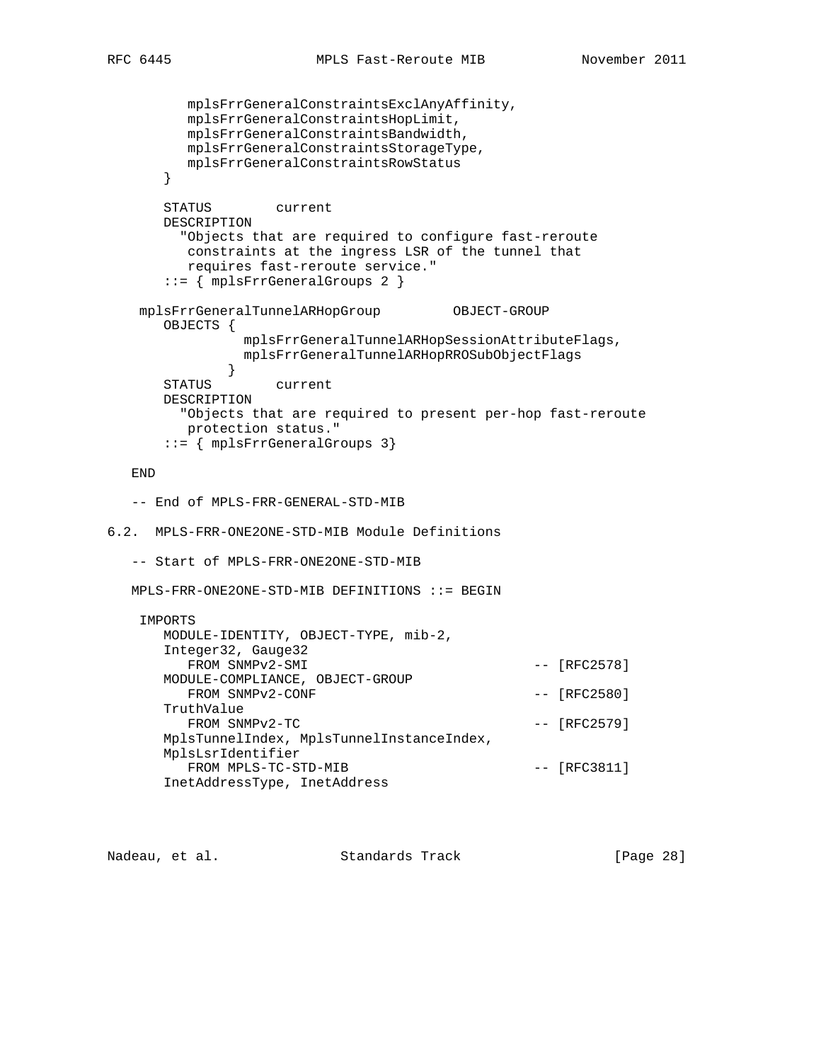```
          mplsFrrGeneralConstraintsExclAnyAffinity,
          mplsFrrGeneralConstraintsHopLimit,
          mplsFrrGeneralConstraintsBandwidth,
          mplsFrrGeneralConstraintsStorageType,
          mplsFrrGeneralConstraintsRowStatus
       }

       STATUS        current
       DESCRIPTION
         "Objects that are required to configure fast-reroute
          constraints at the ingress LSR of the tunnel that
          requires fast-reroute service."
       ::= { mplsFrrGeneralGroups 2 }

    mplsFrrGeneralTunnelARHopGroup         OBJECT-GROUP
       OBJECTS {
                 mplsFrrGeneralTunnelARHopSessionAttributeFlags,
                 mplsFrrGeneralTunnelARHopRROSubObjectFlags
               }
       STATUS        current
       DESCRIPTION
         "Objects that are required to present per-hop fast-reroute
          protection status."
       ::= { mplsFrrGeneralGroups 3}

   END

   -- End of MPLS-FRR-GENERAL-STD-MIB
```

## 6.2. MPLS-FRR-ONE2ONE-STD-MIB Module Definitions

```
   -- Start of MPLS-FRR-ONE2ONE-STD-MIB

   MPLS-FRR-ONE2ONE-STD-MIB DEFINITIONS ::= BEGIN

    IMPORTS
       MODULE-IDENTITY, OBJECT-TYPE, mib-2,
       Integer32, Gauge32
          FROM SNMPv2-SMI                               -- [RFC2578]
       MODULE-COMPLIANCE, OBJECT-GROUP
          FROM SNMPv2-CONF                              -- [RFC2580]
       TruthValue
          FROM SNMPv2-TC                                -- [RFC2579]
       MplsTunnelIndex, MplsTunnelInstanceIndex,
       MplsLsrIdentifier
          FROM MPLS-TC-STD-MIB                          -- [RFC3811]
       InetAddressType, InetAddress
```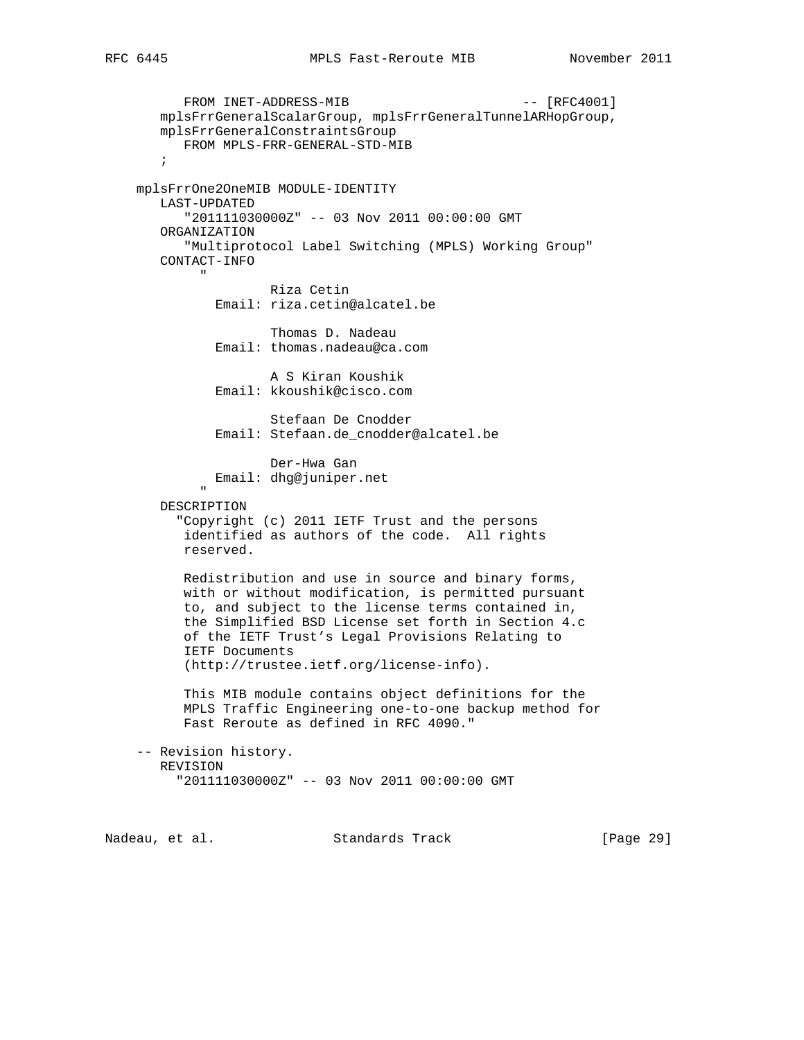```
         FROM INET-ADDRESS-MIB                        -- [RFC4001]
      mplsFrrGeneralScalarGroup, mplsFrrGeneralTunnelARHopGroup,
      mplsFrrGeneralConstraintsGroup
         FROM MPLS-FRR-GENERAL-STD-MIB
      ;

   mplsFrrOne2OneMIB MODULE-IDENTITY
      LAST-UPDATED
         "201111030000Z" -- 03 Nov 2011 00:00:00 GMT
      ORGANIZATION
         "Multiprotocol Label Switching (MPLS) Working Group"
      CONTACT-INFO
           "
                   Riza Cetin
            Email: riza.cetin@alcatel.be

                   Thomas D. Nadeau
            Email: thomas.nadeau@ca.com

                   A S Kiran Koushik
            Email: kkoushik@cisco.com

                   Stefaan De Cnodder
            Email: Stefaan.de_cnodder@alcatel.be

                   Der-Hwa Gan
            Email: dhg@juniper.net
           "
      DESCRIPTION
        "Copyright (c) 2011 IETF Trust and the persons
         identified as authors of the code.  All rights
         reserved.

         Redistribution and use in source and binary forms,
         with or without modification, is permitted pursuant
         to, and subject to the license terms contained in,
         the Simplified BSD License set forth in Section 4.c
         of the IETF Trust's Legal Provisions Relating to
         IETF Documents
         (http://trustee.ietf.org/license-info).

         This MIB module contains object definitions for the
         MPLS Traffic Engineering one-to-one backup method for
         Fast Reroute as defined in RFC 4090."

   -- Revision history.
      REVISION
        "201111030000Z" -- 03 Nov 2011 00:00:00 GMT
```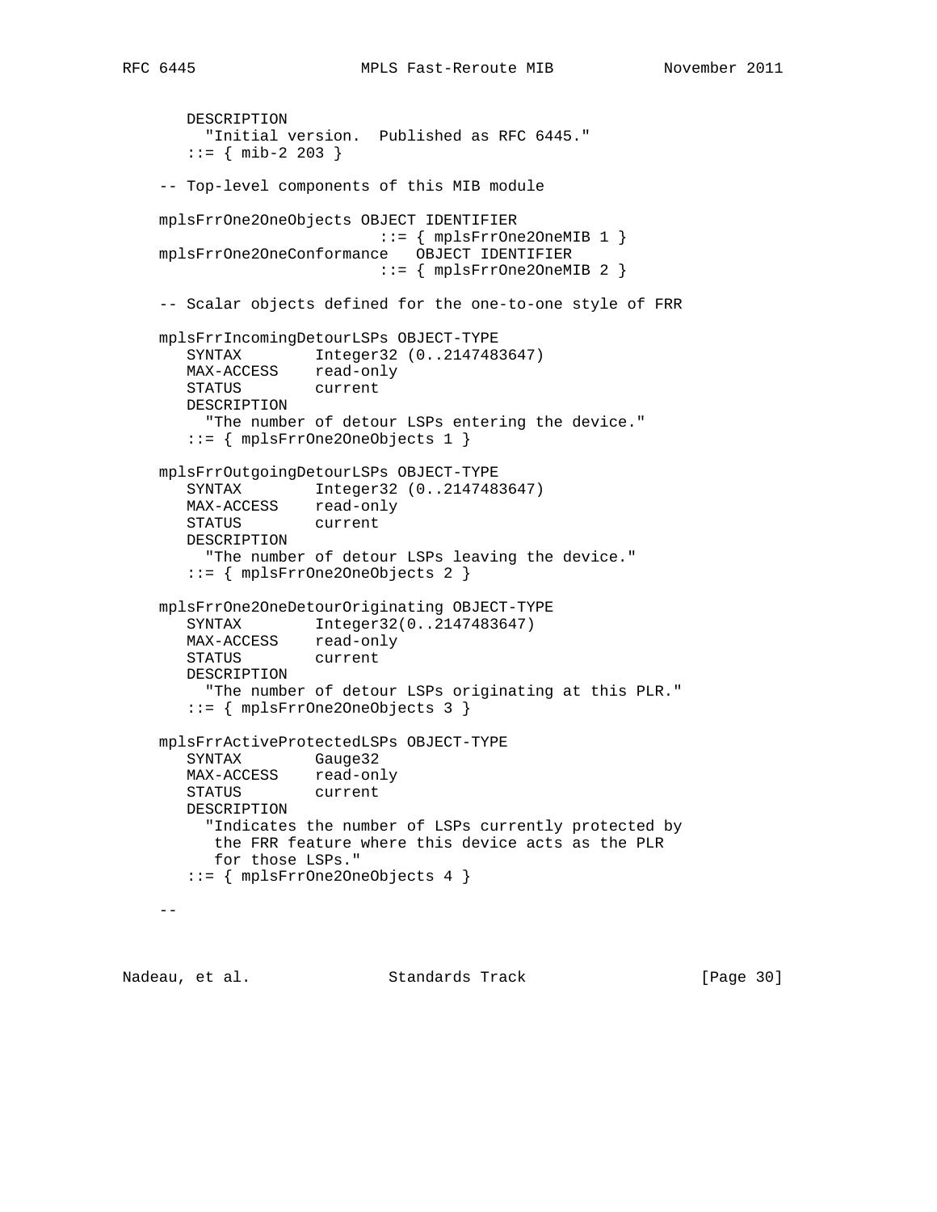```
       DESCRIPTION
         "Initial version.  Published as RFC 6445."
       ::= { mib-2 203 }

    -- Top-level components of this MIB module

    mplsFrrOne2OneObjects OBJECT IDENTIFIER
                            ::= { mplsFrrOne2OneMIB 1 }
    mplsFrrOne2OneConformance   OBJECT IDENTIFIER
                            ::= { mplsFrrOne2OneMIB 2 }

    -- Scalar objects defined for the one-to-one style of FRR

    mplsFrrIncomingDetourLSPs OBJECT-TYPE
       SYNTAX        Integer32 (0..2147483647)
       MAX-ACCESS    read-only
       STATUS        current
       DESCRIPTION
         "The number of detour LSPs entering the device."
       ::= { mplsFrrOne2OneObjects 1 }

    mplsFrrOutgoingDetourLSPs OBJECT-TYPE
       SYNTAX        Integer32 (0..2147483647)
       MAX-ACCESS    read-only
       STATUS        current
       DESCRIPTION
         "The number of detour LSPs leaving the device."
       ::= { mplsFrrOne2OneObjects 2 }

    mplsFrrOne2OneDetourOriginating OBJECT-TYPE
       SYNTAX        Integer32(0..2147483647)
       MAX-ACCESS    read-only
       STATUS        current
       DESCRIPTION
         "The number of detour LSPs originating at this PLR."
       ::= { mplsFrrOne2OneObjects 3 }

    mplsFrrActiveProtectedLSPs OBJECT-TYPE
       SYNTAX        Gauge32
       MAX-ACCESS    read-only
       STATUS        current
       DESCRIPTION
         "Indicates the number of LSPs currently protected by
          the FRR feature where this device acts as the PLR
          for those LSPs."
       ::= { mplsFrrOne2OneObjects 4 }

    --
```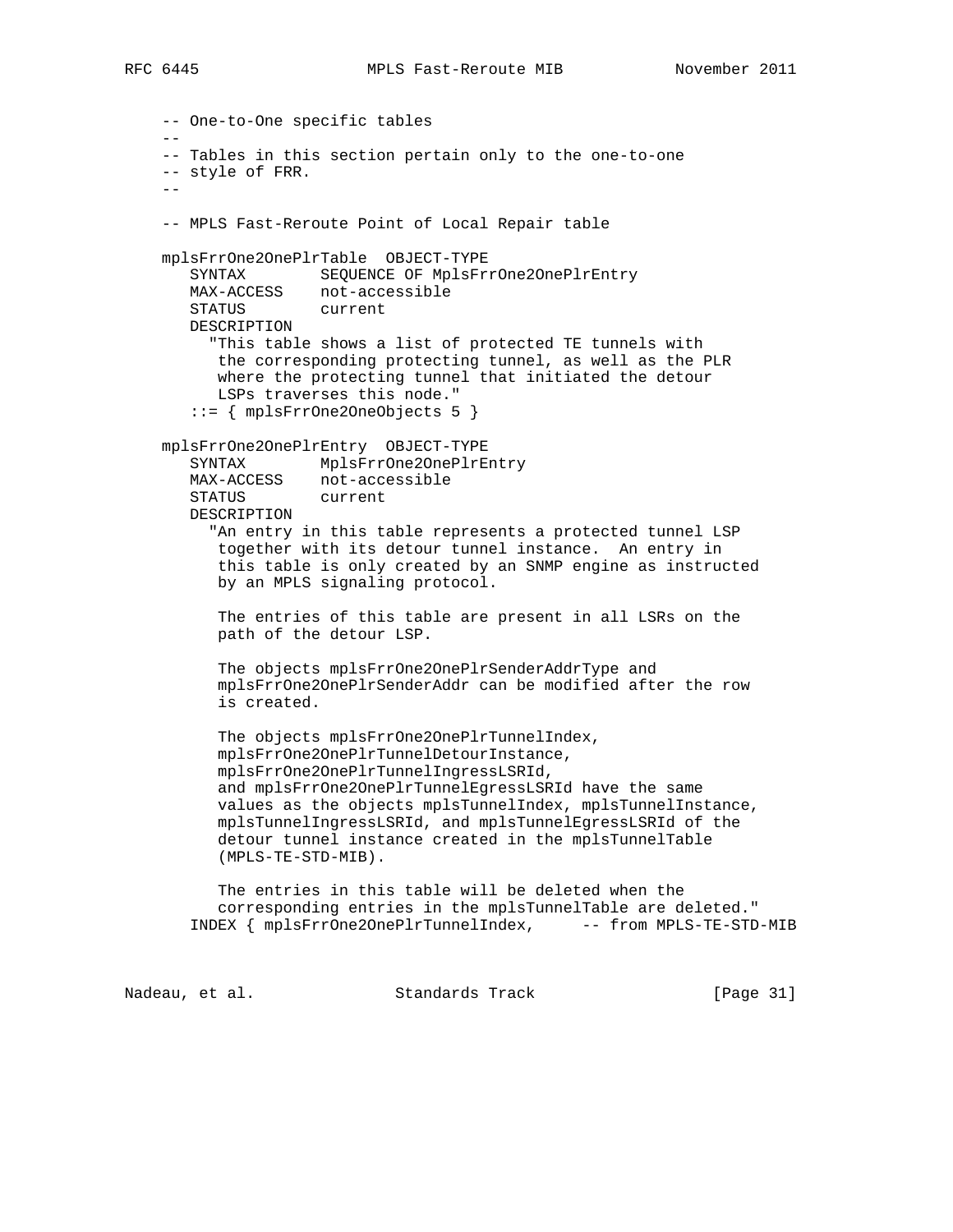```
   -- One-to-One specific tables
   --
   -- Tables in this section pertain only to the one-to-one
   -- style of FRR.
   --

   -- MPLS Fast-Reroute Point of Local Repair table

   mplsFrrOne2OnePlrTable  OBJECT-TYPE
      SYNTAX        SEQUENCE OF MplsFrrOne2OnePlrEntry
      MAX-ACCESS    not-accessible
      STATUS        current
      DESCRIPTION
        "This table shows a list of protected TE tunnels with
         the corresponding protecting tunnel, as well as the PLR
         where the protecting tunnel that initiated the detour
         LSPs traverses this node."
      ::= { mplsFrrOne2OneObjects 5 }

   mplsFrrOne2OnePlrEntry  OBJECT-TYPE
      SYNTAX        MplsFrrOne2OnePlrEntry
      MAX-ACCESS    not-accessible
      STATUS        current
      DESCRIPTION
        "An entry in this table represents a protected tunnel LSP
         together with its detour tunnel instance.  An entry in
         this table is only created by an SNMP engine as instructed
         by an MPLS signaling protocol.

         The entries of this table are present in all LSRs on the
         path of the detour LSP.

         The objects mplsFrrOne2OnePlrSenderAddrType and
         mplsFrrOne2OnePlrSenderAddr can be modified after the row
         is created.

         The objects mplsFrrOne2OnePlrTunnelIndex,
         mplsFrrOne2OnePlrTunnelDetourInstance,
         mplsFrrOne2OnePlrTunnelIngressLSRId,
         and mplsFrrOne2OnePlrTunnelEgressLSRId have the same
         values as the objects mplsTunnelIndex, mplsTunnelInstance,
         mplsTunnelIngressLSRId, and mplsTunnelEgressLSRId of the
         detour tunnel instance created in the mplsTunnelTable
         (MPLS-TE-STD-MIB).

         The entries in this table will be deleted when the
         corresponding entries in the mplsTunnelTable are deleted."
      INDEX { mplsFrrOne2OnePlrTunnelIndex,     -- from MPLS-TE-STD-MIB
```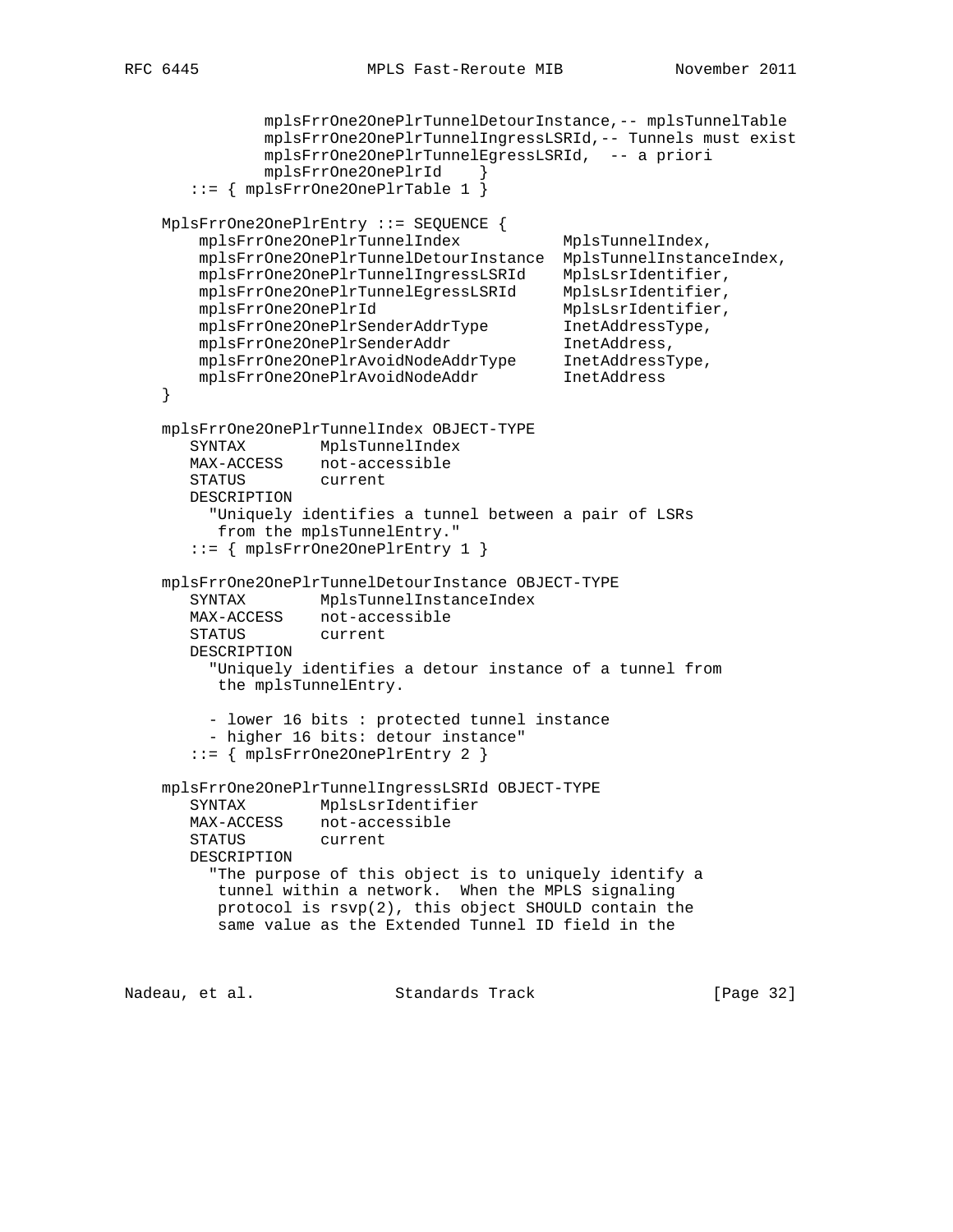```
            mplsFrrOne2OnePlrTunnelDetourInstance,-- mplsTunnelTable
            mplsFrrOne2OnePlrTunnelIngressLSRId,-- Tunnels must exist
            mplsFrrOne2OnePlrTunnelEgressLSRId,  -- a priori
            mplsFrrOne2OnePlrId    }
      ::= { mplsFrrOne2OnePlrTable 1 }

   MplsFrrOne2OnePlrEntry ::= SEQUENCE {
       mplsFrrOne2OnePlrTunnelIndex           MplsTunnelIndex,
       mplsFrrOne2OnePlrTunnelDetourInstance  MplsTunnelInstanceIndex,
       mplsFrrOne2OnePlrTunnelIngressLSRId    MplsLsrIdentifier,
       mplsFrrOne2OnePlrTunnelEgressLSRId     MplsLsrIdentifier,
       mplsFrrOne2OnePlrId                    MplsLsrIdentifier,
       mplsFrrOne2OnePlrSenderAddrType        InetAddressType,
       mplsFrrOne2OnePlrSenderAddr            InetAddress,
       mplsFrrOne2OnePlrAvoidNodeAddrType     InetAddressType,
       mplsFrrOne2OnePlrAvoidNodeAddr         InetAddress
   }

   mplsFrrOne2OnePlrTunnelIndex OBJECT-TYPE
      SYNTAX        MplsTunnelIndex
      MAX-ACCESS    not-accessible
      STATUS        current
      DESCRIPTION
        "Uniquely identifies a tunnel between a pair of LSRs
         from the mplsTunnelEntry."
      ::= { mplsFrrOne2OnePlrEntry 1 }

   mplsFrrOne2OnePlrTunnelDetourInstance OBJECT-TYPE
      SYNTAX        MplsTunnelInstanceIndex
      MAX-ACCESS    not-accessible
      STATUS        current
      DESCRIPTION
        "Uniquely identifies a detour instance of a tunnel from
         the mplsTunnelEntry.

        - lower 16 bits : protected tunnel instance
        - higher 16 bits: detour instance"
      ::= { mplsFrrOne2OnePlrEntry 2 }

   mplsFrrOne2OnePlrTunnelIngressLSRId OBJECT-TYPE
      SYNTAX        MplsLsrIdentifier
      MAX-ACCESS    not-accessible
      STATUS        current
      DESCRIPTION
        "The purpose of this object is to uniquely identify a
         tunnel within a network.  When the MPLS signaling
         protocol is rsvp(2), this object SHOULD contain the
         same value as the Extended Tunnel ID field in the
```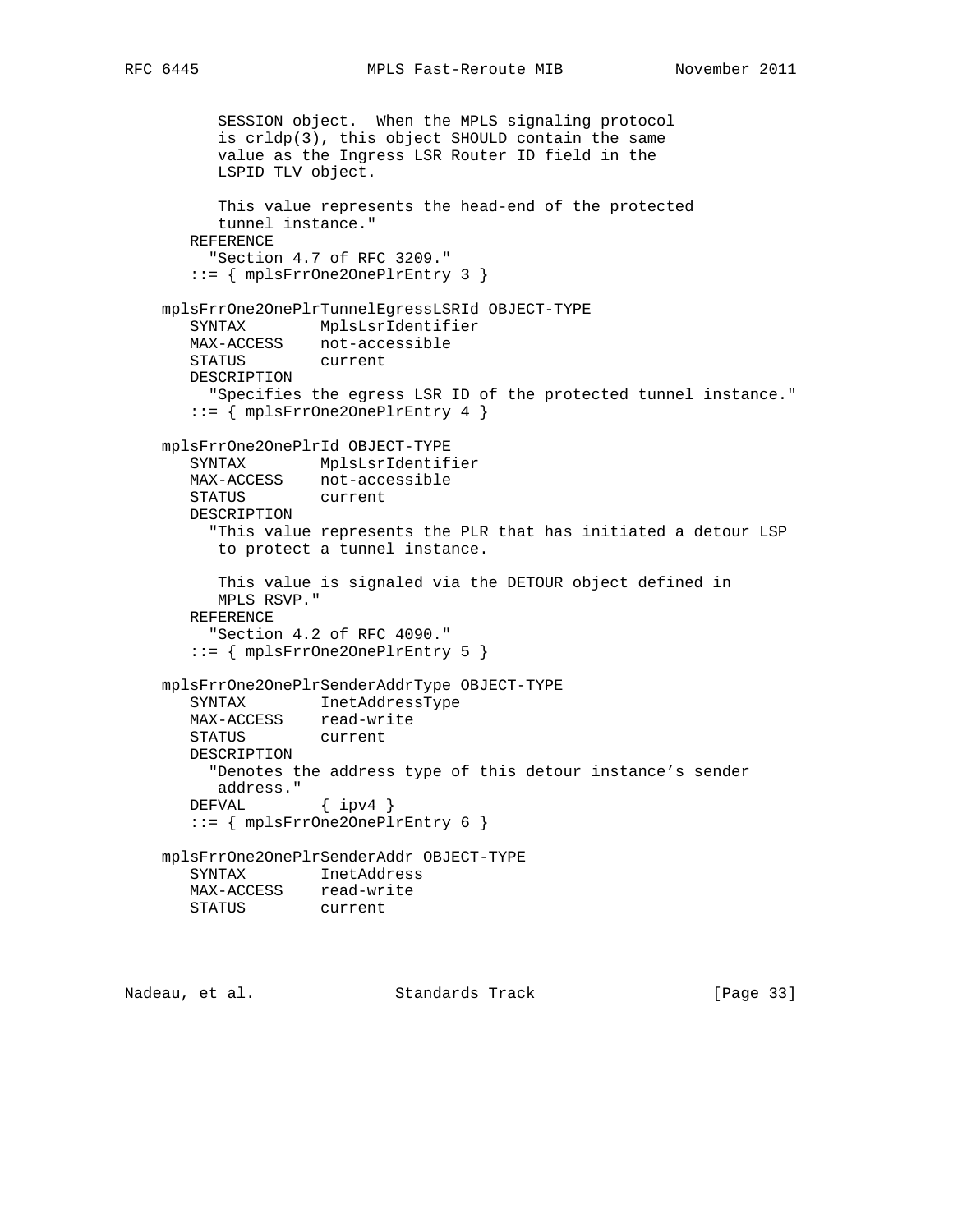```
          SESSION object.  When the MPLS signaling protocol
          is crldp(3), this object SHOULD contain the same
          value as the Ingress LSR Router ID field in the
          LSPID TLV object.

          This value represents the head-end of the protected
          tunnel instance."
       REFERENCE
         "Section 4.7 of RFC 3209."
       ::= { mplsFrrOne2OnePlrEntry 3 }

    mplsFrrOne2OnePlrTunnelEgressLSRId OBJECT-TYPE
       SYNTAX        MplsLsrIdentifier
       MAX-ACCESS    not-accessible
       STATUS        current
       DESCRIPTION
         "Specifies the egress LSR ID of the protected tunnel instance."
       ::= { mplsFrrOne2OnePlrEntry 4 }

    mplsFrrOne2OnePlrId OBJECT-TYPE
       SYNTAX        MplsLsrIdentifier
       MAX-ACCESS    not-accessible
       STATUS        current
       DESCRIPTION
         "This value represents the PLR that has initiated a detour LSP
          to protect a tunnel instance.

          This value is signaled via the DETOUR object defined in
          MPLS RSVP."
       REFERENCE
         "Section 4.2 of RFC 4090."
       ::= { mplsFrrOne2OnePlrEntry 5 }

    mplsFrrOne2OnePlrSenderAddrType OBJECT-TYPE
       SYNTAX        InetAddressType
       MAX-ACCESS    read-write
       STATUS        current
       DESCRIPTION
         "Denotes the address type of this detour instance's sender
          address."
       DEFVAL        { ipv4 }
       ::= { mplsFrrOne2OnePlrEntry 6 }

    mplsFrrOne2OnePlrSenderAddr OBJECT-TYPE
       SYNTAX        InetAddress
       MAX-ACCESS    read-write
       STATUS        current
```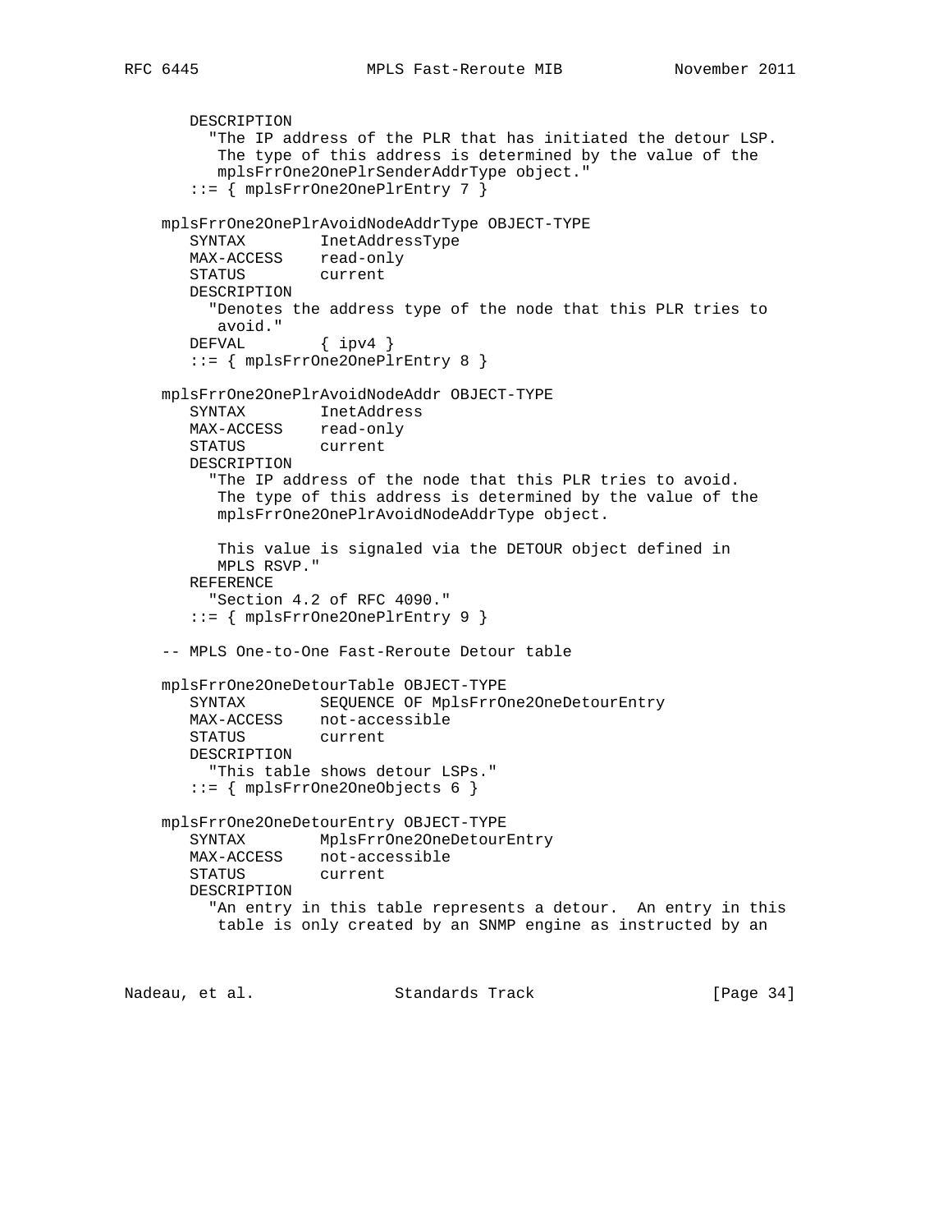```
      DESCRIPTION
        "The IP address of the PLR that has initiated the detour LSP.
         The type of this address is determined by the value of the
         mplsFrrOne2OnePlrSenderAddrType object."
      ::= { mplsFrrOne2OnePlrEntry 7 }

   mplsFrrOne2OnePlrAvoidNodeAddrType OBJECT-TYPE
      SYNTAX        InetAddressType
      MAX-ACCESS    read-only
      STATUS        current
      DESCRIPTION
        "Denotes the address type of the node that this PLR tries to
         avoid."
      DEFVAL        { ipv4 }
      ::= { mplsFrrOne2OnePlrEntry 8 }

   mplsFrrOne2OnePlrAvoidNodeAddr OBJECT-TYPE
      SYNTAX        InetAddress
      MAX-ACCESS    read-only
      STATUS        current
      DESCRIPTION
        "The IP address of the node that this PLR tries to avoid.
         The type of this address is determined by the value of the
         mplsFrrOne2OnePlrAvoidNodeAddrType object.

         This value is signaled via the DETOUR object defined in
         MPLS RSVP."
      REFERENCE
        "Section 4.2 of RFC 4090."
      ::= { mplsFrrOne2OnePlrEntry 9 }

   -- MPLS One-to-One Fast-Reroute Detour table

   mplsFrrOne2OneDetourTable OBJECT-TYPE
      SYNTAX        SEQUENCE OF MplsFrrOne2OneDetourEntry
      MAX-ACCESS    not-accessible
      STATUS        current
      DESCRIPTION
        "This table shows detour LSPs."
      ::= { mplsFrrOne2OneObjects 6 }

   mplsFrrOne2OneDetourEntry OBJECT-TYPE
      SYNTAX        MplsFrrOne2OneDetourEntry
      MAX-ACCESS    not-accessible
      STATUS        current
      DESCRIPTION
        "An entry in this table represents a detour.  An entry in this
         table is only created by an SNMP engine as instructed by an
```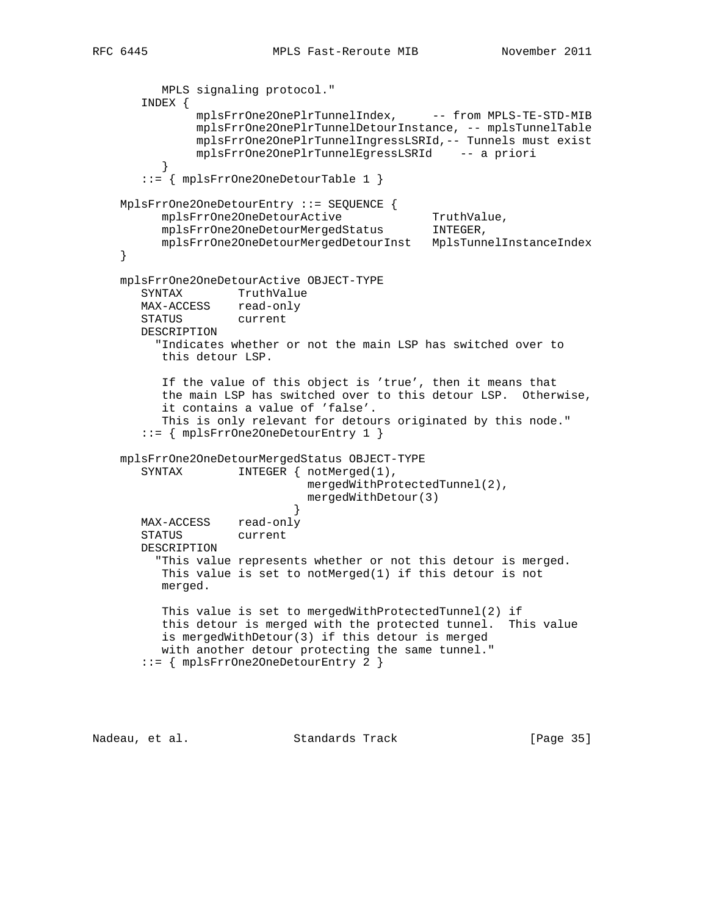```
          MPLS signaling protocol."
       INDEX {
              mplsFrrOne2OnePlrTunnelIndex,     -- from MPLS-TE-STD-MIB
              mplsFrrOne2OnePlrTunnelDetourInstance, -- mplsTunnelTable
              mplsFrrOne2OnePlrTunnelIngressLSRId,-- Tunnels must exist
              mplsFrrOne2OnePlrTunnelEgressLSRId    -- a priori
          }
       ::= { mplsFrrOne2OneDetourTable 1 }

    MplsFrrOne2OneDetourEntry ::= SEQUENCE {
          mplsFrrOne2OneDetourActive             TruthValue,
          mplsFrrOne2OneDetourMergedStatus       INTEGER,
          mplsFrrOne2OneDetourMergedDetourInst   MplsTunnelInstanceIndex
    }

    mplsFrrOne2OneDetourActive OBJECT-TYPE
       SYNTAX        TruthValue
       MAX-ACCESS    read-only
       STATUS        current
       DESCRIPTION
         "Indicates whether or not the main LSP has switched over to
          this detour LSP.

          If the value of this object is 'true', then it means that
          the main LSP has switched over to this detour LSP.  Otherwise,
          it contains a value of 'false'.
          This is only relevant for detours originated by this node."
       ::= { mplsFrrOne2OneDetourEntry 1 }

    mplsFrrOne2OneDetourMergedStatus OBJECT-TYPE
       SYNTAX        INTEGER { notMerged(1),
                               mergedWithProtectedTunnel(2),
                               mergedWithDetour(3)
                             }
       MAX-ACCESS    read-only
       STATUS        current
       DESCRIPTION
         "This value represents whether or not this detour is merged.
          This value is set to notMerged(1) if this detour is not
          merged.

          This value is set to mergedWithProtectedTunnel(2) if
          this detour is merged with the protected tunnel.  This value
          is mergedWithDetour(3) if this detour is merged
          with another detour protecting the same tunnel."
       ::= { mplsFrrOne2OneDetourEntry 2 }
```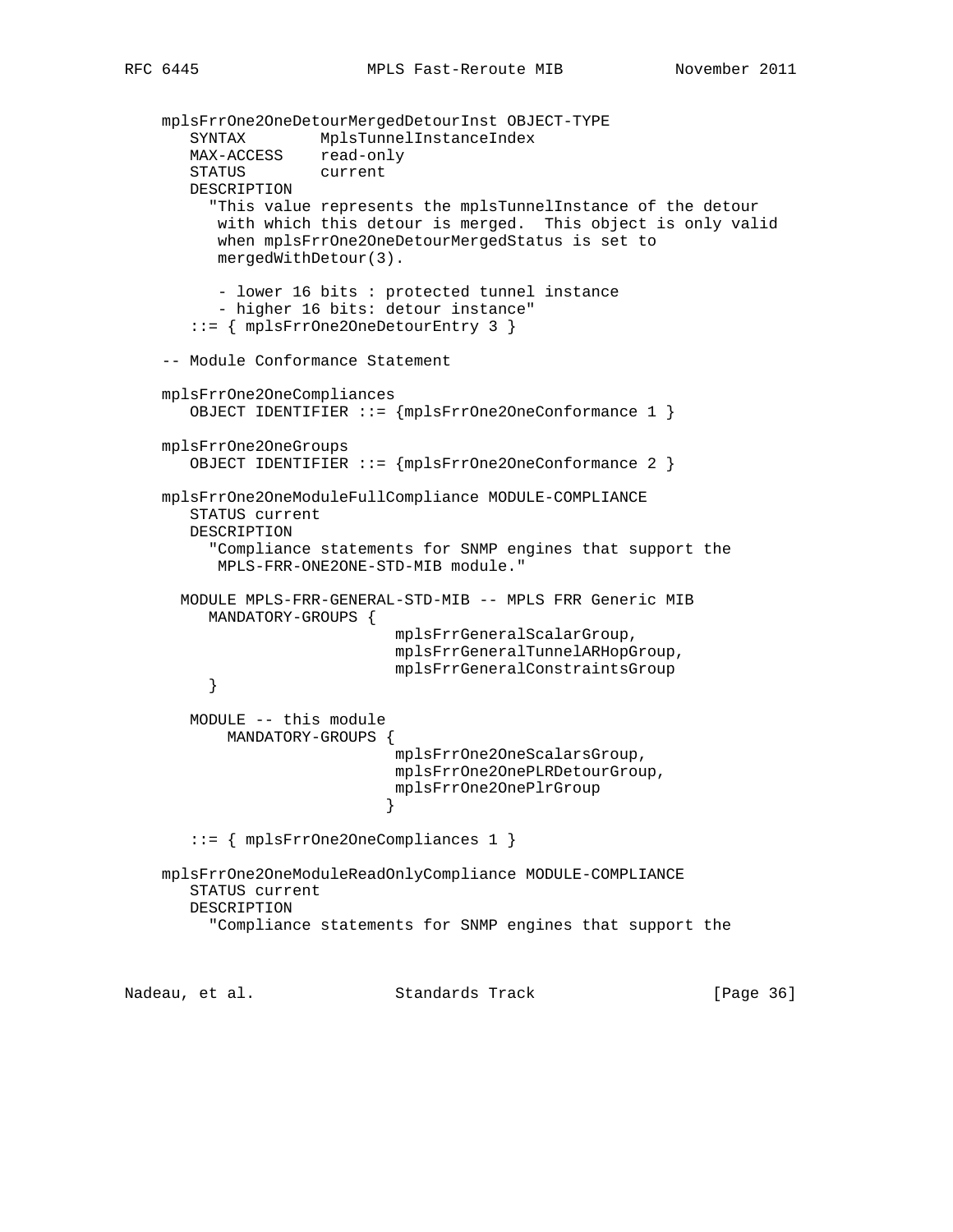```
   mplsFrrOne2OneDetourMergedDetourInst OBJECT-TYPE
      SYNTAX        MplsTunnelInstanceIndex
      MAX-ACCESS    read-only
      STATUS        current
      DESCRIPTION
        "This value represents the mplsTunnelInstance of the detour
         with which this detour is merged.  This object is only valid
         when mplsFrrOne2OneDetourMergedStatus is set to
         mergedWithDetour(3).

         - lower 16 bits : protected tunnel instance
         - higher 16 bits: detour instance"
      ::= { mplsFrrOne2OneDetourEntry 3 }

   -- Module Conformance Statement

   mplsFrrOne2OneCompliances
      OBJECT IDENTIFIER ::= {mplsFrrOne2OneConformance 1 }

   mplsFrrOne2OneGroups
      OBJECT IDENTIFIER ::= {mplsFrrOne2OneConformance 2 }

   mplsFrrOne2OneModuleFullCompliance MODULE-COMPLIANCE
      STATUS current
      DESCRIPTION
        "Compliance statements for SNMP engines that support the
         MPLS-FRR-ONE2ONE-STD-MIB module."

     MODULE MPLS-FRR-GENERAL-STD-MIB -- MPLS FRR Generic MIB
        MANDATORY-GROUPS {
                          mplsFrrGeneralScalarGroup,
                          mplsFrrGeneralTunnelARHopGroup,
                          mplsFrrGeneralConstraintsGroup
        }

      MODULE -- this module
          MANDATORY-GROUPS {
                          mplsFrrOne2OneScalarsGroup,
                          mplsFrrOne2OnePLRDetourGroup,
                          mplsFrrOne2OnePlrGroup
                         }

      ::= { mplsFrrOne2OneCompliances 1 }

   mplsFrrOne2OneModuleReadOnlyCompliance MODULE-COMPLIANCE
      STATUS current
      DESCRIPTION
        "Compliance statements for SNMP engines that support the
```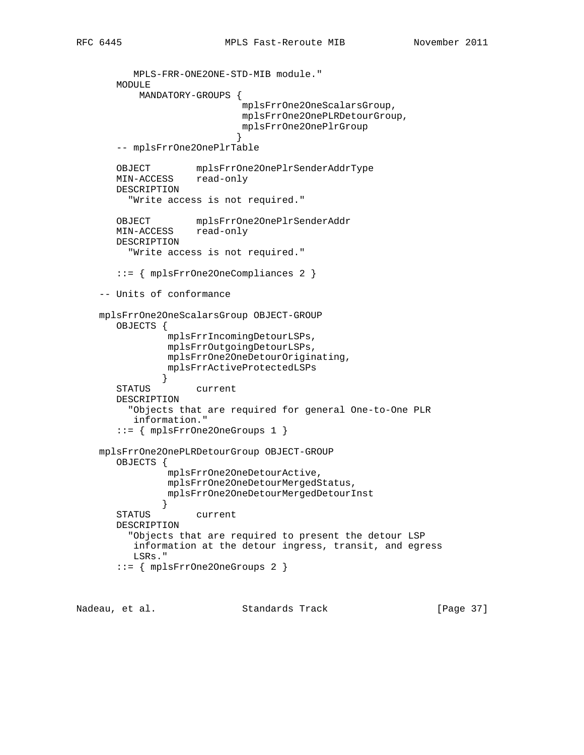```
          MPLS-FRR-ONE2ONE-STD-MIB module."
       MODULE
           MANDATORY-GROUPS {
                            mplsFrrOne2OneScalarsGroup,
                            mplsFrrOne2OnePLRDetourGroup,
                            mplsFrrOne2OnePlrGroup
                           }
       -- mplsFrrOne2OnePlrTable

       OBJECT        mplsFrrOne2OnePlrSenderAddrType
       MIN-ACCESS    read-only
       DESCRIPTION
         "Write access is not required."

       OBJECT        mplsFrrOne2OnePlrSenderAddr
       MIN-ACCESS    read-only
       DESCRIPTION
         "Write access is not required."

       ::= { mplsFrrOne2OneCompliances 2 }

    -- Units of conformance

    mplsFrrOne2OneScalarsGroup OBJECT-GROUP
       OBJECTS {
                mplsFrrIncomingDetourLSPs,
                mplsFrrOutgoingDetourLSPs,
                mplsFrrOne2OneDetourOriginating,
                mplsFrrActiveProtectedLSPs
               }
       STATUS        current
       DESCRIPTION
         "Objects that are required for general One-to-One PLR
          information."
       ::= { mplsFrrOne2OneGroups 1 }

    mplsFrrOne2OnePLRDetourGroup OBJECT-GROUP
       OBJECTS {
                mplsFrrOne2OneDetourActive,
                mplsFrrOne2OneDetourMergedStatus,
                mplsFrrOne2OneDetourMergedDetourInst
               }
       STATUS        current
       DESCRIPTION
         "Objects that are required to present the detour LSP
          information at the detour ingress, transit, and egress
          LSRs."
       ::= { mplsFrrOne2OneGroups 2 }
```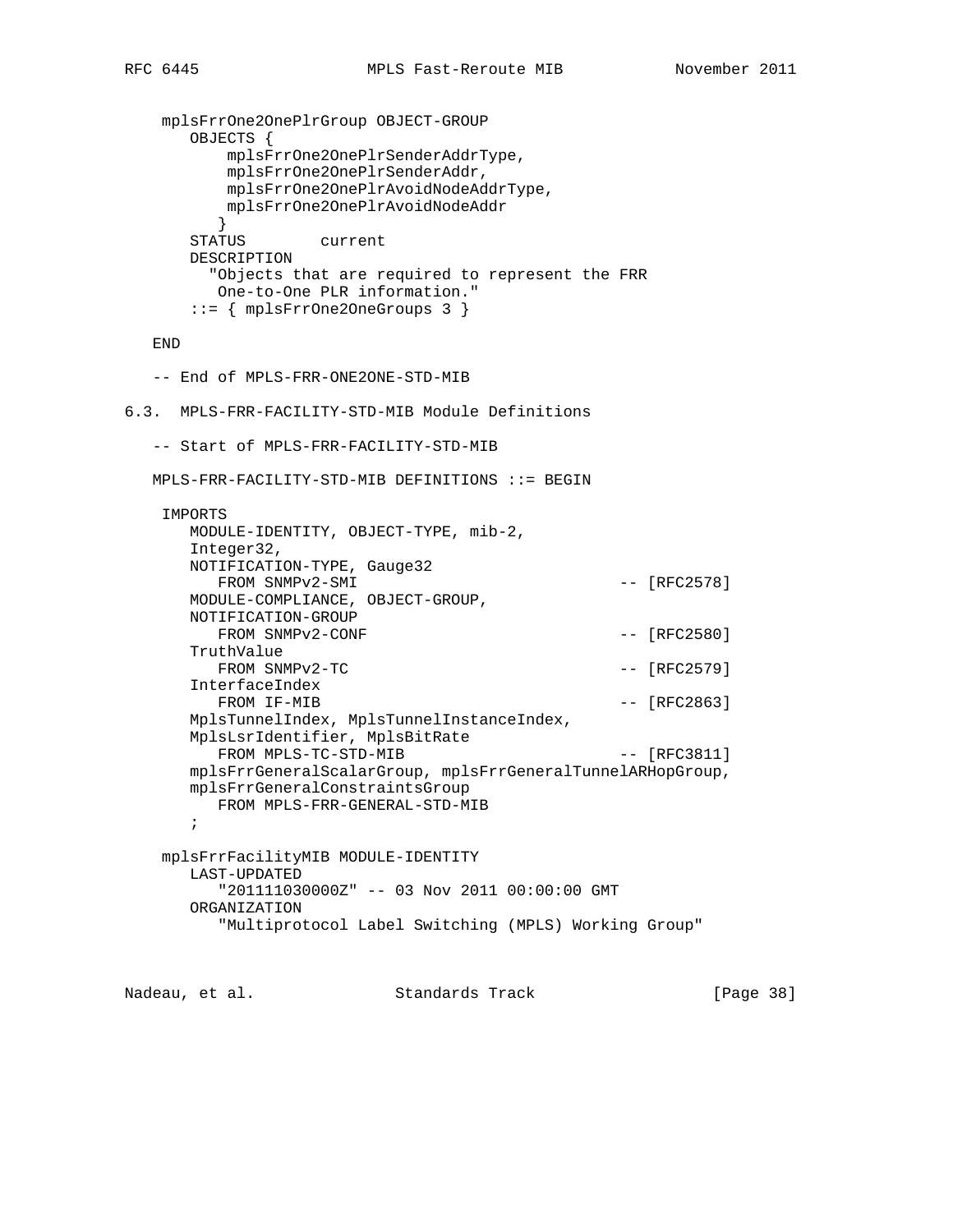```
     mplsFrrOne2OnePlrGroup OBJECT-GROUP
        OBJECTS {
            mplsFrrOne2OnePlrSenderAddrType,
            mplsFrrOne2OnePlrSenderAddr,
            mplsFrrOne2OnePlrAvoidNodeAddrType,
            mplsFrrOne2OnePlrAvoidNodeAddr
           }
        STATUS        current
        DESCRIPTION
          "Objects that are required to represent the FRR
           One-to-One PLR information."
        ::= { mplsFrrOne2OneGroups 3 }

   END

   -- End of MPLS-FRR-ONE2ONE-STD-MIB
```

## 6.3. MPLS-FRR-FACILITY-STD-MIB Module Definitions

```
   -- Start of MPLS-FRR-FACILITY-STD-MIB

   MPLS-FRR-FACILITY-STD-MIB DEFINITIONS ::= BEGIN

    IMPORTS
       MODULE-IDENTITY, OBJECT-TYPE, mib-2,
       Integer32,
       NOTIFICATION-TYPE, Gauge32
          FROM SNMPv2-SMI                           -- [RFC2578]
       MODULE-COMPLIANCE, OBJECT-GROUP,
       NOTIFICATION-GROUP
          FROM SNMPv2-CONF                          -- [RFC2580]
       TruthValue
          FROM SNMPv2-TC                            -- [RFC2579]
       InterfaceIndex
          FROM IF-MIB                               -- [RFC2863]
       MplsTunnelIndex, MplsTunnelInstanceIndex,
       MplsLsrIdentifier, MplsBitRate
          FROM MPLS-TC-STD-MIB                      -- [RFC3811]
       mplsFrrGeneralScalarGroup, mplsFrrGeneralTunnelARHopGroup,
       mplsFrrGeneralConstraintsGroup
          FROM MPLS-FRR-GENERAL-STD-MIB
       ;

    mplsFrrFacilityMIB MODULE-IDENTITY
       LAST-UPDATED
          "201111030000Z" -- 03 Nov 2011 00:00:00 GMT
       ORGANIZATION
          "Multiprotocol Label Switching (MPLS) Working Group"
```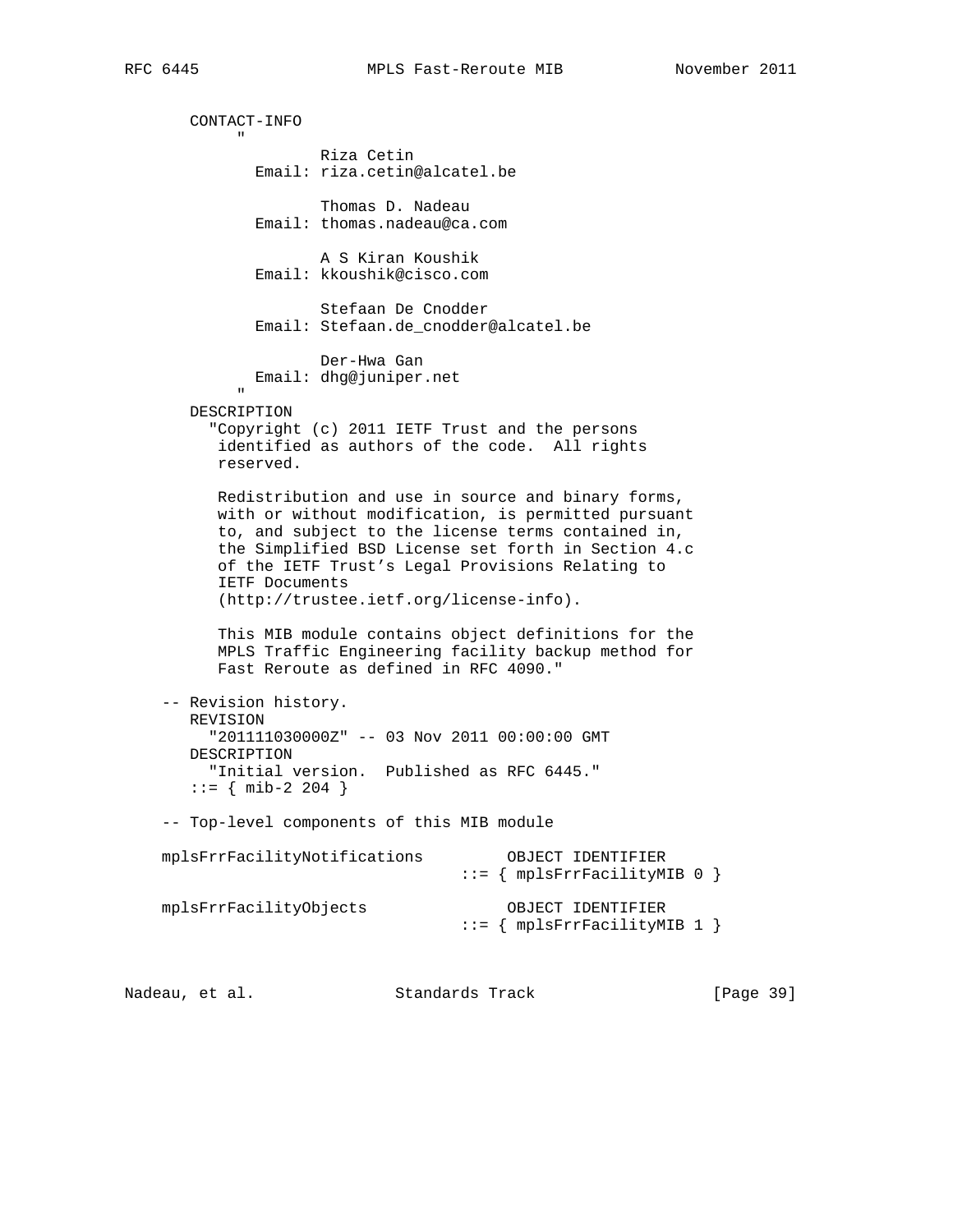```
   CONTACT-INFO
        "
                Riza Cetin
          Email: riza.cetin@alcatel.be

                Thomas D. Nadeau
          Email: thomas.nadeau@ca.com

                A S Kiran Koushik
          Email: kkoushik@cisco.com

                Stefaan De Cnodder
          Email: Stefaan.de_cnodder@alcatel.be

                Der-Hwa Gan
          Email: dhg@juniper.net
        "
   DESCRIPTION
     "Copyright (c) 2011 IETF Trust and the persons
      identified as authors of the code.  All rights
      reserved.

      Redistribution and use in source and binary forms,
      with or without modification, is permitted pursuant
      to, and subject to the license terms contained in,
      the Simplified BSD License set forth in Section 4.c
      of the IETF Trust's Legal Provisions Relating to
      IETF Documents
      (http://trustee.ietf.org/license-info).

      This MIB module contains object definitions for the
      MPLS Traffic Engineering facility backup method for
      Fast Reroute as defined in RFC 4090."

-- Revision history.
   REVISION
     "201111030000Z" -- 03 Nov 2011 00:00:00 GMT
   DESCRIPTION
     "Initial version.  Published as RFC 6445."
   ::= { mib-2 204 }

-- Top-level components of this MIB module

mplsFrrFacilityNotifications         OBJECT IDENTIFIER
                                 ::= { mplsFrrFacilityMIB 0 }

mplsFrrFacilityObjects               OBJECT IDENTIFIER
                                 ::= { mplsFrrFacilityMIB 1 }
```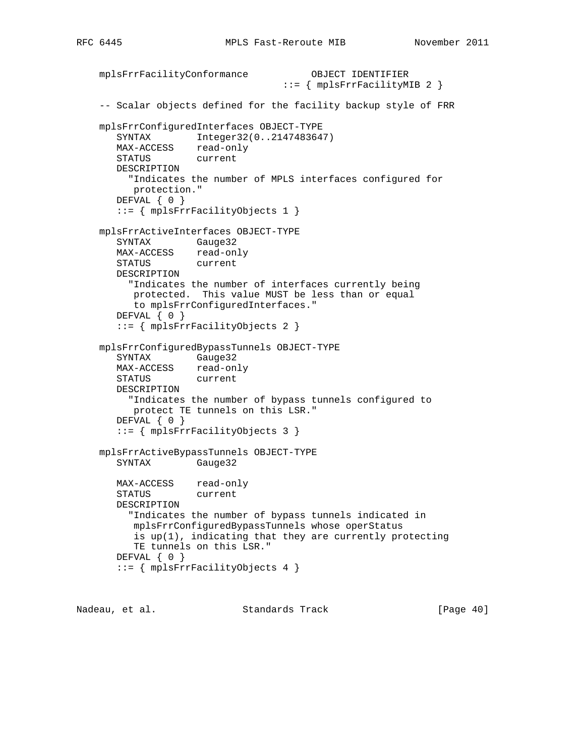```
   mplsFrrFacilityConformance           OBJECT IDENTIFIER
                                   ::= { mplsFrrFacilityMIB 2 }

   -- Scalar objects defined for the facility backup style of FRR

   mplsFrrConfiguredInterfaces OBJECT-TYPE
      SYNTAX        Integer32(0..2147483647)
      MAX-ACCESS    read-only
      STATUS        current
      DESCRIPTION
        "Indicates the number of MPLS interfaces configured for
         protection."
      DEFVAL { 0 }
      ::= { mplsFrrFacilityObjects 1 }

   mplsFrrActiveInterfaces OBJECT-TYPE
      SYNTAX        Gauge32
      MAX-ACCESS    read-only
      STATUS        current
      DESCRIPTION
        "Indicates the number of interfaces currently being
         protected.  This value MUST be less than or equal
         to mplsFrrConfiguredInterfaces."
      DEFVAL { 0 }
      ::= { mplsFrrFacilityObjects 2 }

   mplsFrrConfiguredBypassTunnels OBJECT-TYPE
      SYNTAX        Gauge32
      MAX-ACCESS    read-only
      STATUS        current
      DESCRIPTION
        "Indicates the number of bypass tunnels configured to
         protect TE tunnels on this LSR."
      DEFVAL { 0 }
      ::= { mplsFrrFacilityObjects 3 }

   mplsFrrActiveBypassTunnels OBJECT-TYPE
      SYNTAX        Gauge32

      MAX-ACCESS    read-only
      STATUS        current
      DESCRIPTION
        "Indicates the number of bypass tunnels indicated in
         mplsFrrConfiguredBypassTunnels whose operStatus
         is up(1), indicating that they are currently protecting
         TE tunnels on this LSR."
      DEFVAL { 0 }
      ::= { mplsFrrFacilityObjects 4 }
```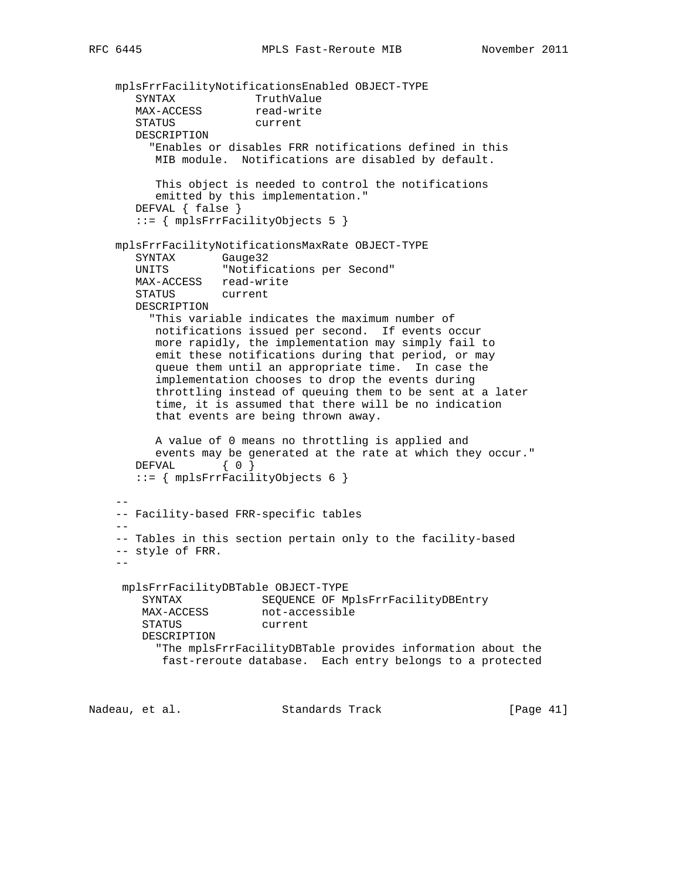```
   mplsFrrFacilityNotificationsEnabled OBJECT-TYPE
      SYNTAX            TruthValue
      MAX-ACCESS        read-write
      STATUS            current
      DESCRIPTION
        "Enables or disables FRR notifications defined in this
         MIB module.  Notifications are disabled by default.

         This object is needed to control the notifications
         emitted by this implementation."
      DEFVAL { false }
      ::= { mplsFrrFacilityObjects 5 }

   mplsFrrFacilityNotificationsMaxRate OBJECT-TYPE
      SYNTAX       Gauge32
      UNITS        "Notifications per Second"
      MAX-ACCESS   read-write
      STATUS       current
      DESCRIPTION
        "This variable indicates the maximum number of
         notifications issued per second.  If events occur
         more rapidly, the implementation may simply fail to
         emit these notifications during that period, or may
         queue them until an appropriate time.  In case the
         implementation chooses to drop the events during
         throttling instead of queuing them to be sent at a later
         time, it is assumed that there will be no indication
         that events are being thrown away.

         A value of 0 means no throttling is applied and
         events may be generated at the rate at which they occur."
      DEFVAL       { 0 }
      ::= { mplsFrrFacilityObjects 6 }

   --
   -- Facility-based FRR-specific tables
   --
   -- Tables in this section pertain only to the facility-based
   -- style of FRR.
   --

    mplsFrrFacilityDBTable OBJECT-TYPE
       SYNTAX            SEQUENCE OF MplsFrrFacilityDBEntry
       MAX-ACCESS        not-accessible
       STATUS            current
       DESCRIPTION
         "The mplsFrrFacilityDBTable provides information about the
          fast-reroute database.  Each entry belongs to a protected
```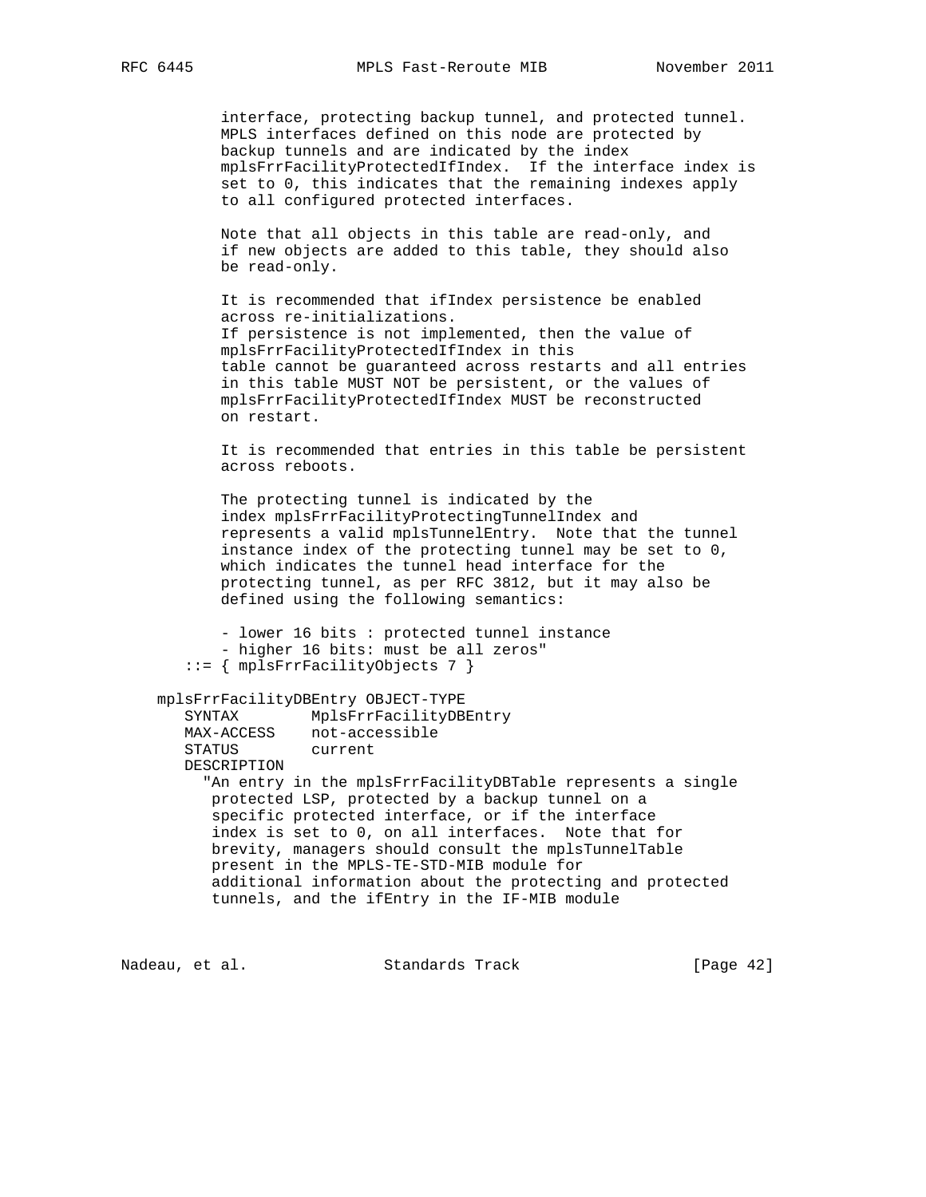```
          interface, protecting backup tunnel, and protected tunnel.
          MPLS interfaces defined on this node are protected by
          backup tunnels and are indicated by the index
          mplsFrrFacilityProtectedIfIndex.  If the interface index is
          set to 0, this indicates that the remaining indexes apply
          to all configured protected interfaces.

          Note that all objects in this table are read-only, and
          if new objects are added to this table, they should also
          be read-only.

          It is recommended that ifIndex persistence be enabled
          across re-initializations.
          If persistence is not implemented, then the value of
          mplsFrrFacilityProtectedIfIndex in this
          table cannot be guaranteed across restarts and all entries
          in this table MUST NOT be persistent, or the values of
          mplsFrrFacilityProtectedIfIndex MUST be reconstructed
          on restart.

          It is recommended that entries in this table be persistent
          across reboots.

          The protecting tunnel is indicated by the
          index mplsFrrFacilityProtectingTunnelIndex and
          represents a valid mplsTunnelEntry.  Note that the tunnel
          instance index of the protecting tunnel may be set to 0,
          which indicates the tunnel head interface for the
          protecting tunnel, as per RFC 3812, but it may also be
          defined using the following semantics:

          - lower 16 bits : protected tunnel instance
          - higher 16 bits: must be all zeros"
      ::= { mplsFrrFacilityObjects 7 }

   mplsFrrFacilityDBEntry OBJECT-TYPE
      SYNTAX        MplsFrrFacilityDBEntry
      MAX-ACCESS    not-accessible
      STATUS        current
      DESCRIPTION
        "An entry in the mplsFrrFacilityDBTable represents a single
         protected LSP, protected by a backup tunnel on a
         specific protected interface, or if the interface
         index is set to 0, on all interfaces.  Note that for
         brevity, managers should consult the mplsTunnelTable
         present in the MPLS-TE-STD-MIB module for
         additional information about the protecting and protected
         tunnels, and the ifEntry in the IF-MIB module
```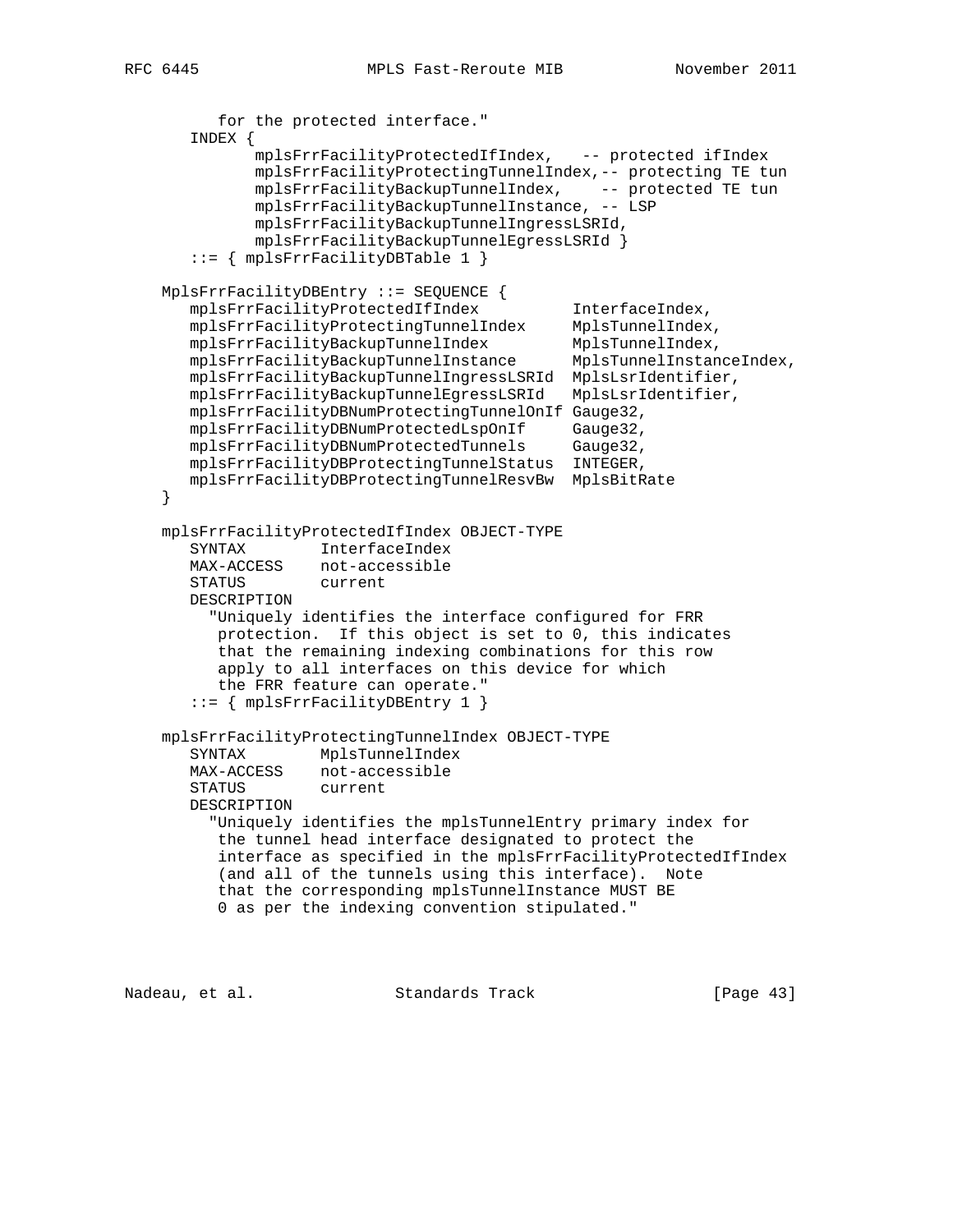```
         for the protected interface."
      INDEX {
             mplsFrrFacilityProtectedIfIndex,   -- protected ifIndex
             mplsFrrFacilityProtectingTunnelIndex,-- protecting TE tun
             mplsFrrFacilityBackupTunnelIndex,    -- protected TE tun
             mplsFrrFacilityBackupTunnelInstance, -- LSP
             mplsFrrFacilityBackupTunnelIngressLSRId,
             mplsFrrFacilityBackupTunnelEgressLSRId }
      ::= { mplsFrrFacilityDBTable 1 }

   MplsFrrFacilityDBEntry ::= SEQUENCE {
      mplsFrrFacilityProtectedIfIndex          InterfaceIndex,
      mplsFrrFacilityProtectingTunnelIndex     MplsTunnelIndex,
      mplsFrrFacilityBackupTunnelIndex         MplsTunnelIndex,
      mplsFrrFacilityBackupTunnelInstance      MplsTunnelInstanceIndex,
      mplsFrrFacilityBackupTunnelIngressLSRId  MplsLsrIdentifier,
      mplsFrrFacilityBackupTunnelEgressLSRId   MplsLsrIdentifier,
      mplsFrrFacilityDBNumProtectingTunnelOnIf Gauge32,
      mplsFrrFacilityDBNumProtectedLspOnIf     Gauge32,
      mplsFrrFacilityDBNumProtectedTunnels     Gauge32,
      mplsFrrFacilityDBProtectingTunnelStatus  INTEGER,
      mplsFrrFacilityDBProtectingTunnelResvBw  MplsBitRate
   }

   mplsFrrFacilityProtectedIfIndex OBJECT-TYPE
      SYNTAX        InterfaceIndex
      MAX-ACCESS    not-accessible
      STATUS        current
      DESCRIPTION
        "Uniquely identifies the interface configured for FRR
         protection.  If this object is set to 0, this indicates
         that the remaining indexing combinations for this row
         apply to all interfaces on this device for which
         the FRR feature can operate."
      ::= { mplsFrrFacilityDBEntry 1 }

   mplsFrrFacilityProtectingTunnelIndex OBJECT-TYPE
      SYNTAX        MplsTunnelIndex
      MAX-ACCESS    not-accessible
      STATUS        current
      DESCRIPTION
        "Uniquely identifies the mplsTunnelEntry primary index for
         the tunnel head interface designated to protect the
         interface as specified in the mplsFrrFacilityProtectedIfIndex
         (and all of the tunnels using this interface).  Note
         that the corresponding mplsTunnelInstance MUST BE
         0 as per the indexing convention stipulated."
```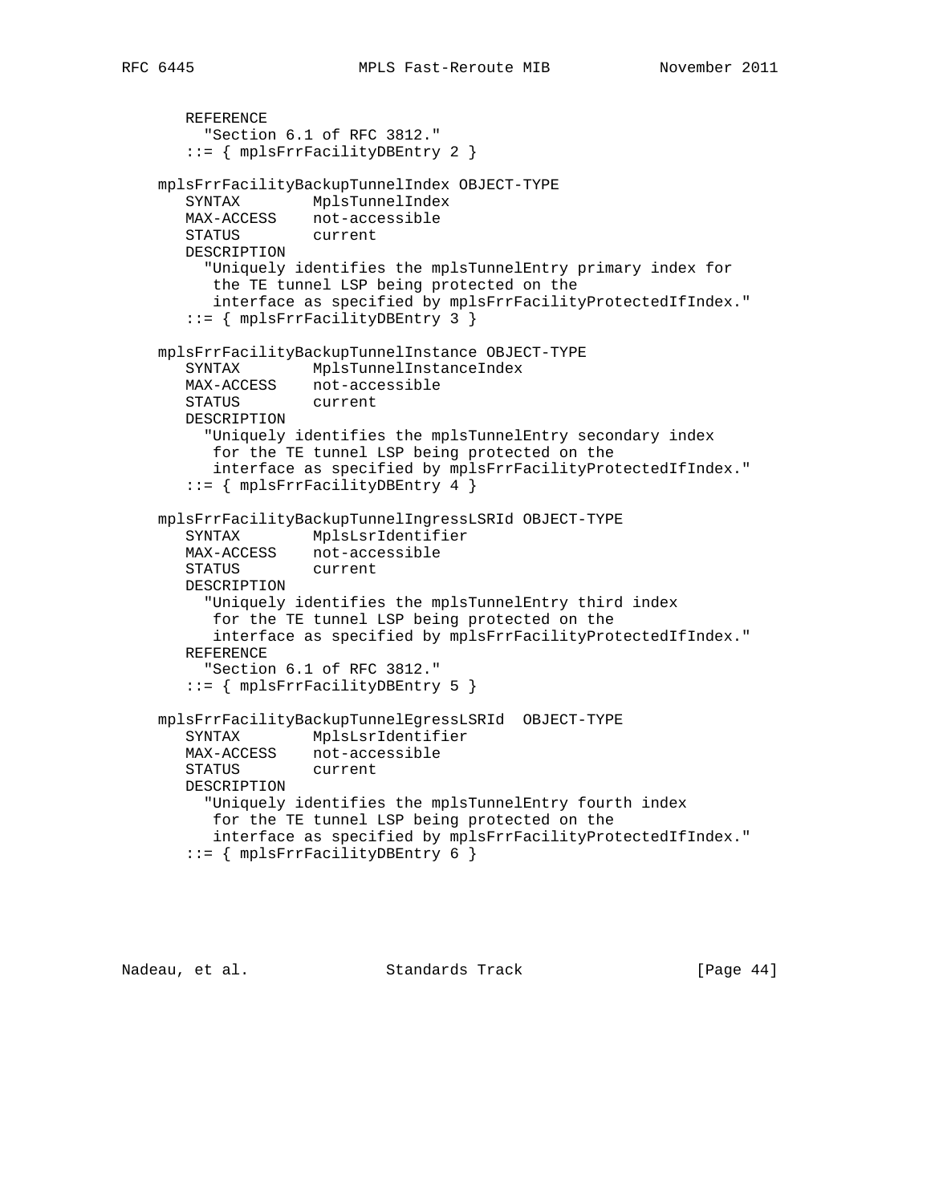```
       REFERENCE
         "Section 6.1 of RFC 3812."
       ::= { mplsFrrFacilityDBEntry 2 }

    mplsFrrFacilityBackupTunnelIndex OBJECT-TYPE
       SYNTAX        MplsTunnelIndex
       MAX-ACCESS    not-accessible
       STATUS        current
       DESCRIPTION
         "Uniquely identifies the mplsTunnelEntry primary index for
          the TE tunnel LSP being protected on the
          interface as specified by mplsFrrFacilityProtectedIfIndex."
       ::= { mplsFrrFacilityDBEntry 3 }

    mplsFrrFacilityBackupTunnelInstance OBJECT-TYPE
       SYNTAX        MplsTunnelInstanceIndex
       MAX-ACCESS    not-accessible
       STATUS        current
       DESCRIPTION
         "Uniquely identifies the mplsTunnelEntry secondary index
          for the TE tunnel LSP being protected on the
          interface as specified by mplsFrrFacilityProtectedIfIndex."
       ::= { mplsFrrFacilityDBEntry 4 }

    mplsFrrFacilityBackupTunnelIngressLSRId OBJECT-TYPE
       SYNTAX        MplsLsrIdentifier
       MAX-ACCESS    not-accessible
       STATUS        current
       DESCRIPTION
         "Uniquely identifies the mplsTunnelEntry third index
          for the TE tunnel LSP being protected on the
          interface as specified by mplsFrrFacilityProtectedIfIndex."
       REFERENCE
         "Section 6.1 of RFC 3812."
       ::= { mplsFrrFacilityDBEntry 5 }

    mplsFrrFacilityBackupTunnelEgressLSRId  OBJECT-TYPE
       SYNTAX        MplsLsrIdentifier
       MAX-ACCESS    not-accessible
       STATUS        current
       DESCRIPTION
         "Uniquely identifies the mplsTunnelEntry fourth index
          for the TE tunnel LSP being protected on the
          interface as specified by mplsFrrFacilityProtectedIfIndex."
       ::= { mplsFrrFacilityDBEntry 6 }
```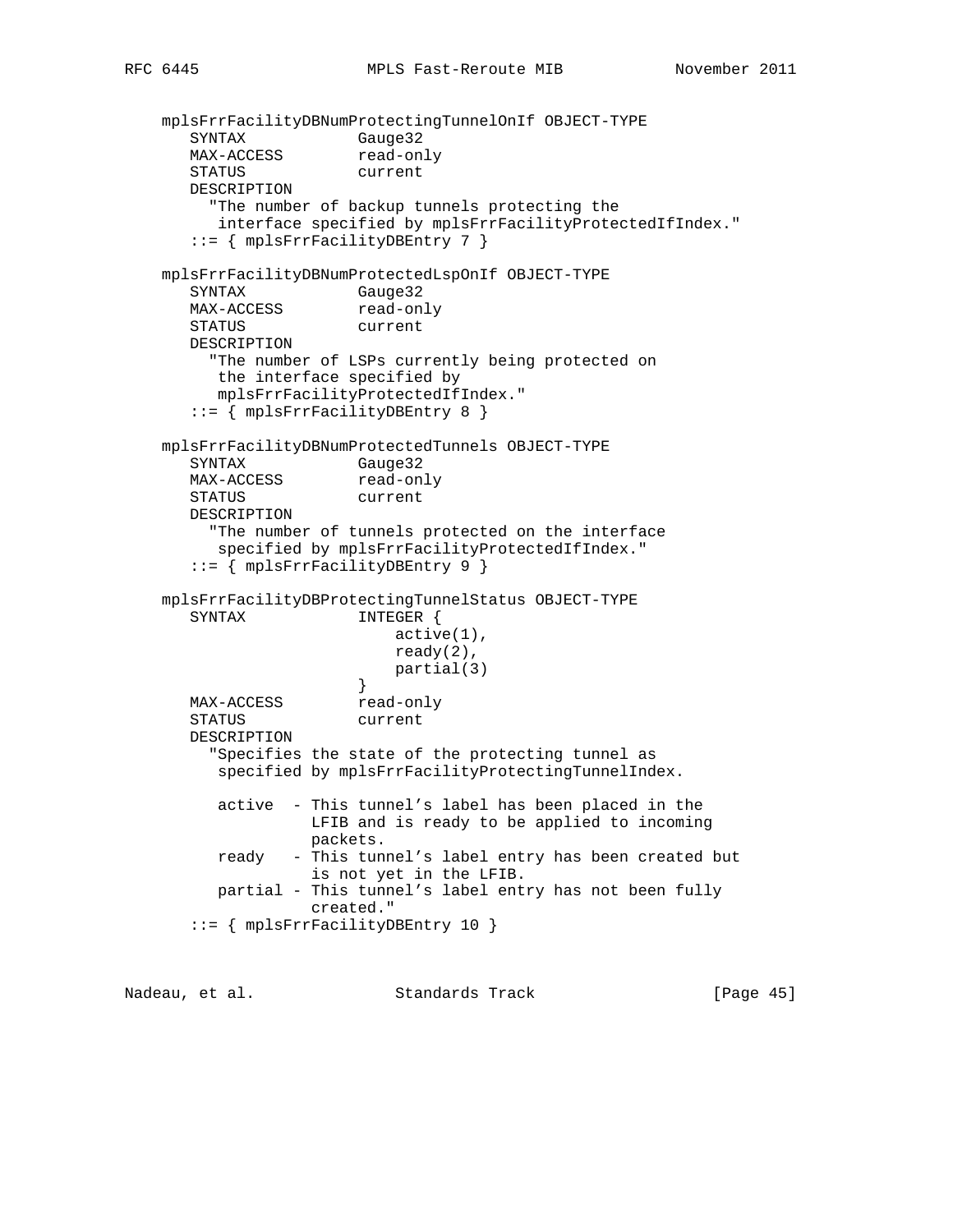```
   mplsFrrFacilityDBNumProtectingTunnelOnIf OBJECT-TYPE
      SYNTAX            Gauge32
      MAX-ACCESS        read-only
      STATUS            current
      DESCRIPTION
        "The number of backup tunnels protecting the
         interface specified by mplsFrrFacilityProtectedIfIndex."
      ::= { mplsFrrFacilityDBEntry 7 }

   mplsFrrFacilityDBNumProtectedLspOnIf OBJECT-TYPE
      SYNTAX            Gauge32
      MAX-ACCESS        read-only
      STATUS            current
      DESCRIPTION
        "The number of LSPs currently being protected on
         the interface specified by
         mplsFrrFacilityProtectedIfIndex."
      ::= { mplsFrrFacilityDBEntry 8 }

   mplsFrrFacilityDBNumProtectedTunnels OBJECT-TYPE
      SYNTAX            Gauge32
      MAX-ACCESS        read-only
      STATUS            current
      DESCRIPTION
        "The number of tunnels protected on the interface
         specified by mplsFrrFacilityProtectedIfIndex."
      ::= { mplsFrrFacilityDBEntry 9 }

   mplsFrrFacilityDBProtectingTunnelStatus OBJECT-TYPE
      SYNTAX            INTEGER {
                            active(1),
                            ready(2),
                            partial(3)
                        }
      MAX-ACCESS        read-only
      STATUS            current
      DESCRIPTION
        "Specifies the state of the protecting tunnel as
         specified by mplsFrrFacilityProtectingTunnelIndex.

         active  - This tunnel's label has been placed in the
                   LFIB and is ready to be applied to incoming
                   packets.
         ready   - This tunnel's label entry has been created but
                   is not yet in the LFIB.
         partial - This tunnel's label entry has not been fully
                   created."
      ::= { mplsFrrFacilityDBEntry 10 }
```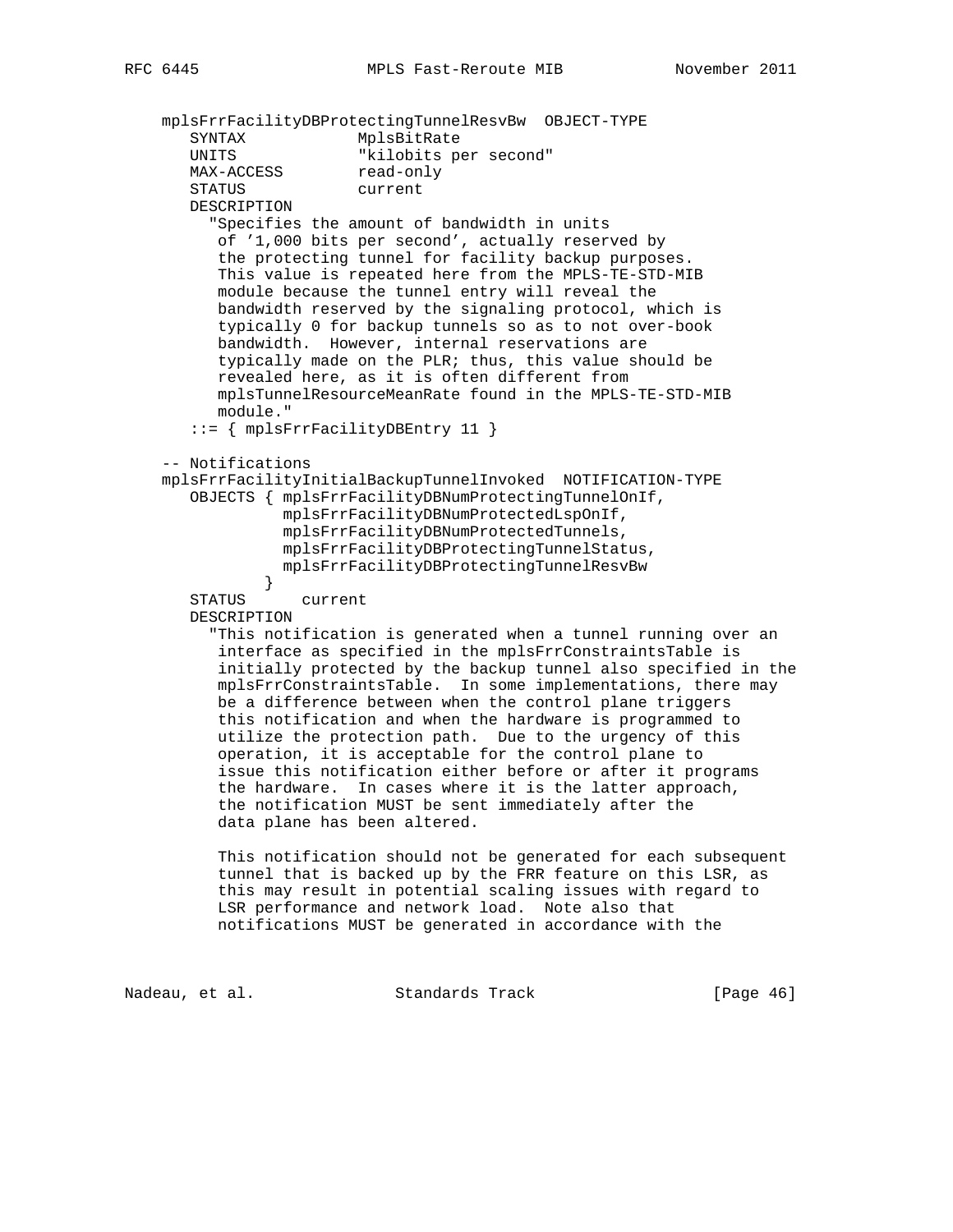```
   mplsFrrFacilityDBProtectingTunnelResvBw  OBJECT-TYPE
      SYNTAX            MplsBitRate
      UNITS             "kilobits per second"
      MAX-ACCESS        read-only
      STATUS            current
      DESCRIPTION
        "Specifies the amount of bandwidth in units
         of '1,000 bits per second', actually reserved by
         the protecting tunnel for facility backup purposes.
         This value is repeated here from the MPLS-TE-STD-MIB
         module because the tunnel entry will reveal the
         bandwidth reserved by the signaling protocol, which is
         typically 0 for backup tunnels so as to not over-book
         bandwidth.  However, internal reservations are
         typically made on the PLR; thus, this value should be
         revealed here, as it is often different from
         mplsTunnelResourceMeanRate found in the MPLS-TE-STD-MIB
         module."
      ::= { mplsFrrFacilityDBEntry 11 }

   -- Notifications
   mplsFrrFacilityInitialBackupTunnelInvoked  NOTIFICATION-TYPE
      OBJECTS { mplsFrrFacilityDBNumProtectingTunnelOnIf,
                mplsFrrFacilityDBNumProtectedLspOnIf,
                mplsFrrFacilityDBNumProtectedTunnels,
                mplsFrrFacilityDBProtectingTunnelStatus,
                mplsFrrFacilityDBProtectingTunnelResvBw
              }
      STATUS      current
      DESCRIPTION
        "This notification is generated when a tunnel running over an
         interface as specified in the mplsFrrConstraintsTable is
         initially protected by the backup tunnel also specified in the
         mplsFrrConstraintsTable.  In some implementations, there may
         be a difference between when the control plane triggers
         this notification and when the hardware is programmed to
         utilize the protection path.  Due to the urgency of this
         operation, it is acceptable for the control plane to
         issue this notification either before or after it programs
         the hardware.  In cases where it is the latter approach,
         the notification MUST be sent immediately after the
         data plane has been altered.

         This notification should not be generated for each subsequent
         tunnel that is backed up by the FRR feature on this LSR, as
         this may result in potential scaling issues with regard to
         LSR performance and network load.  Note also that
         notifications MUST be generated in accordance with the
```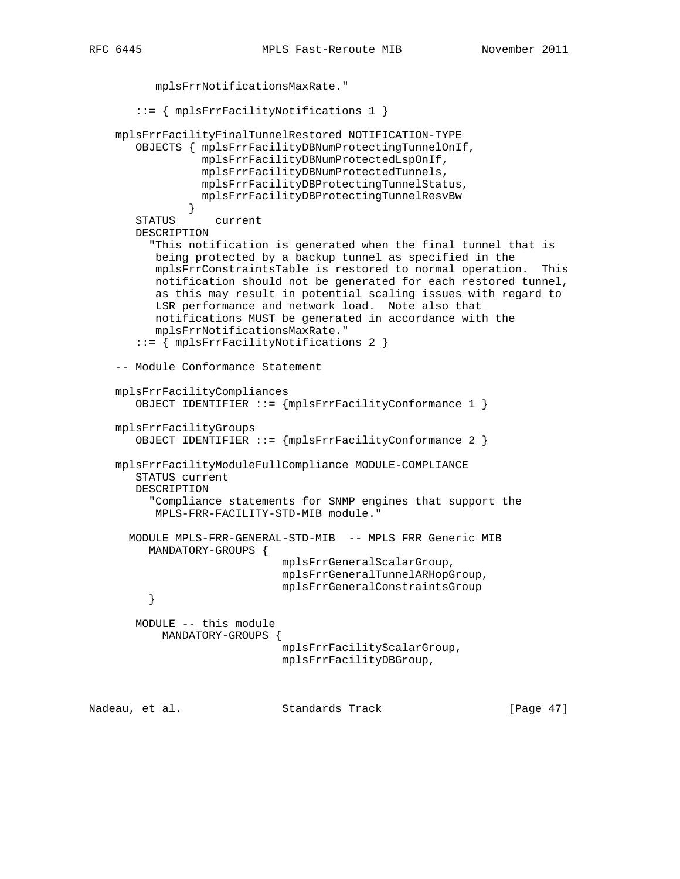```
          mplsFrrNotificationsMaxRate."

       ::= { mplsFrrFacilityNotifications 1 }

    mplsFrrFacilityFinalTunnelRestored NOTIFICATION-TYPE
       OBJECTS { mplsFrrFacilityDBNumProtectingTunnelOnIf,
                 mplsFrrFacilityDBNumProtectedLspOnIf,
                 mplsFrrFacilityDBNumProtectedTunnels,
                 mplsFrrFacilityDBProtectingTunnelStatus,
                 mplsFrrFacilityDBProtectingTunnelResvBw
               }
       STATUS      current
       DESCRIPTION
         "This notification is generated when the final tunnel that is
          being protected by a backup tunnel as specified in the
          mplsFrrConstraintsTable is restored to normal operation.  This
          notification should not be generated for each restored tunnel,
          as this may result in potential scaling issues with regard to
          LSR performance and network load.  Note also that
          notifications MUST be generated in accordance with the
          mplsFrrNotificationsMaxRate."
       ::= { mplsFrrFacilityNotifications 2 }

    -- Module Conformance Statement

    mplsFrrFacilityCompliances
       OBJECT IDENTIFIER ::= {mplsFrrFacilityConformance 1 }

    mplsFrrFacilityGroups
       OBJECT IDENTIFIER ::= {mplsFrrFacilityConformance 2 }

    mplsFrrFacilityModuleFullCompliance MODULE-COMPLIANCE
       STATUS current
       DESCRIPTION
         "Compliance statements for SNMP engines that support the
          MPLS-FRR-FACILITY-STD-MIB module."

      MODULE MPLS-FRR-GENERAL-STD-MIB  -- MPLS FRR Generic MIB
         MANDATORY-GROUPS {
                           mplsFrrGeneralScalarGroup,
                           mplsFrrGeneralTunnelARHopGroup,
                           mplsFrrGeneralConstraintsGroup
         }

       MODULE -- this module
           MANDATORY-GROUPS {
                           mplsFrrFacilityScalarGroup,
                           mplsFrrFacilityDBGroup,
```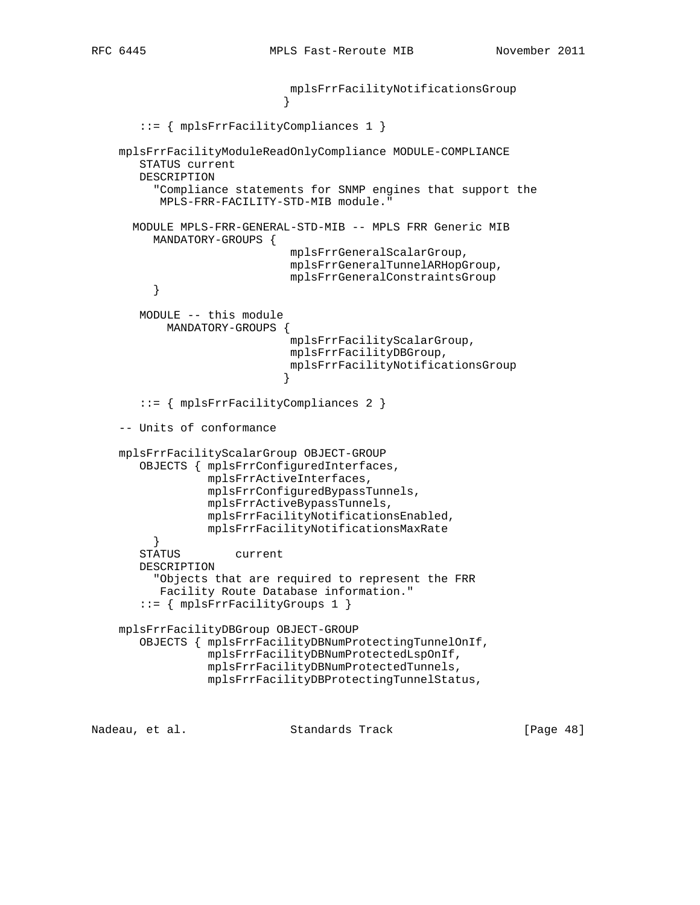```
                             mplsFrrFacilityNotificationsGroup
                            }

       ::= { mplsFrrFacilityCompliances 1 }

    mplsFrrFacilityModuleReadOnlyCompliance MODULE-COMPLIANCE
       STATUS current
       DESCRIPTION
         "Compliance statements for SNMP engines that support the
          MPLS-FRR-FACILITY-STD-MIB module."

      MODULE MPLS-FRR-GENERAL-STD-MIB -- MPLS FRR Generic MIB
         MANDATORY-GROUPS {
                             mplsFrrGeneralScalarGroup,
                             mplsFrrGeneralTunnelARHopGroup,
                             mplsFrrGeneralConstraintsGroup
         }

       MODULE -- this module
           MANDATORY-GROUPS {
                             mplsFrrFacilityScalarGroup,
                             mplsFrrFacilityDBGroup,
                             mplsFrrFacilityNotificationsGroup
                            }

       ::= { mplsFrrFacilityCompliances 2 }

    -- Units of conformance

    mplsFrrFacilityScalarGroup OBJECT-GROUP
       OBJECTS { mplsFrrConfiguredInterfaces,
                 mplsFrrActiveInterfaces,
                 mplsFrrConfiguredBypassTunnels,
                 mplsFrrActiveBypassTunnels,
                 mplsFrrFacilityNotificationsEnabled,
                 mplsFrrFacilityNotificationsMaxRate
         }
       STATUS        current
       DESCRIPTION
         "Objects that are required to represent the FRR
          Facility Route Database information."
       ::= { mplsFrrFacilityGroups 1 }

    mplsFrrFacilityDBGroup OBJECT-GROUP
       OBJECTS { mplsFrrFacilityDBNumProtectingTunnelOnIf,
                 mplsFrrFacilityDBNumProtectedLspOnIf,
                 mplsFrrFacilityDBNumProtectedTunnels,
                 mplsFrrFacilityDBProtectingTunnelStatus,
```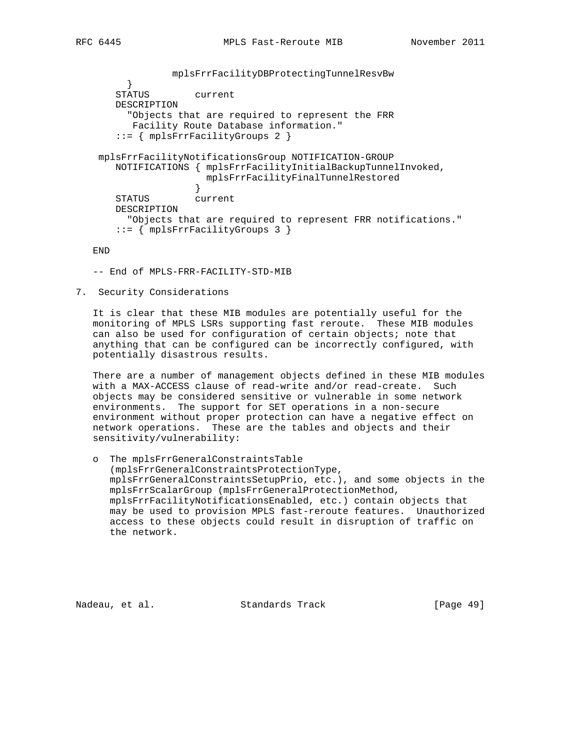```
                mplsFrrFacilityDBProtectingTunnelResvBw
         }
       STATUS        current
       DESCRIPTION
         "Objects that are required to represent the FRR
          Facility Route Database information."
       ::= { mplsFrrFacilityGroups 2 }

    mplsFrrFacilityNotificationsGroup NOTIFICATION-GROUP
       NOTIFICATIONS { mplsFrrFacilityInitialBackupTunnelInvoked,
                       mplsFrrFacilityFinalTunnelRestored
                     }
       STATUS        current
       DESCRIPTION
         "Objects that are required to represent FRR notifications."
       ::= { mplsFrrFacilityGroups 3 }

   END

   -- End of MPLS-FRR-FACILITY-STD-MIB
```

## 7. Security Considerations

It is clear that these MIB modules are potentially useful for the monitoring of MPLS LSRs supporting fast reroute. These MIB modules can also be used for configuration of certain objects; note that anything that can be configured can be incorrectly configured, with potentially disastrous results.

There are a number of management objects defined in these MIB modules with a MAX-ACCESS clause of read-write and/or read-create. Such objects may be considered sensitive or vulnerable in some network environments. The support for SET operations in a non-secure environment without proper protection can have a negative effect on network operations. These are the tables and objects and their sensitivity/vulnerability:

- The mplsFrrGeneralConstraintsTable (mplsFrrGeneralConstraintsProtectionType, mplsFrrGeneralConstraintsSetupPrio, etc.), and some objects in the mplsFrrScalarGroup (mplsFrrGeneralProtectionMethod, mplsFrrFacilityNotificationsEnabled, etc.) contain objects that may be used to provision MPLS fast-reroute features. Unauthorized access to these objects could result in disruption of traffic on the network.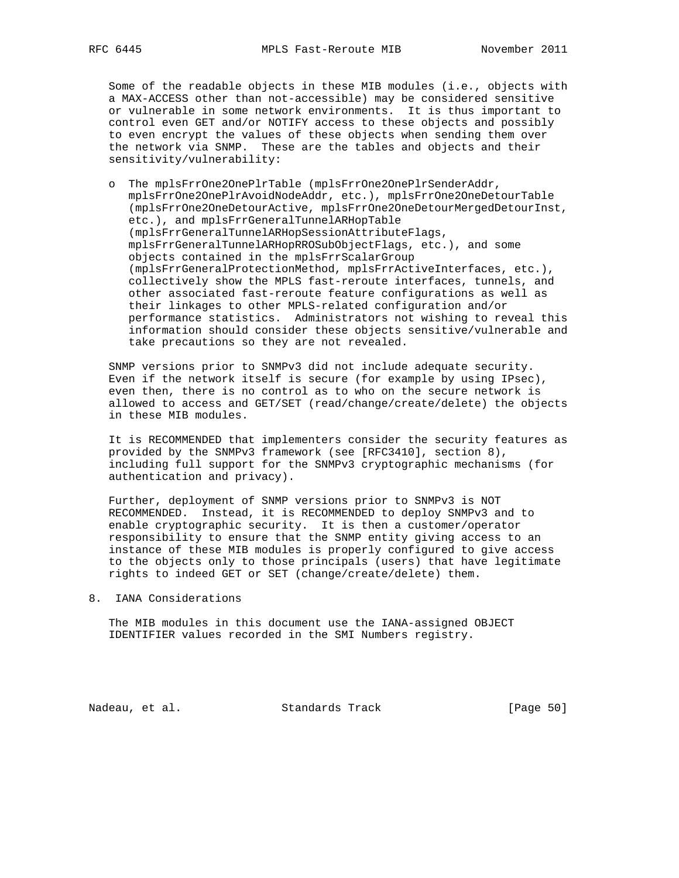Some of the readable objects in these MIB modules (i.e., objects with a MAX-ACCESS other than not-accessible) may be considered sensitive or vulnerable in some network environments. It is thus important to control even GET and/or NOTIFY access to these objects and possibly to even encrypt the values of these objects when sending them over the network via SNMP. These are the tables and objects and their sensitivity/vulnerability:

- The mplsFrrOne2OnePlrTable (mplsFrrOne2OnePlrSenderAddr, mplsFrrOne2OnePlrAvoidNodeAddr, etc.), mplsFrrOne2OneDetourTable (mplsFrrOne2OneDetourActive, mplsFrrOne2OneDetourMergedDetourInst, etc.), and mplsFrrGeneralTunnelARHopTable (mplsFrrGeneralTunnelARHopSessionAttributeFlags, mplsFrrGeneralTunnelARHopRROSubObjectFlags, etc.), and some objects contained in the mplsFrrScalarGroup (mplsFrrGeneralProtectionMethod, mplsFrrActiveInterfaces, etc.), collectively show the MPLS fast-reroute interfaces, tunnels, and other associated fast-reroute feature configurations as well as their linkages to other MPLS-related configuration and/or performance statistics. Administrators not wishing to reveal this information should consider these objects sensitive/vulnerable and take precautions so they are not revealed.

SNMP versions prior to SNMPv3 did not include adequate security. Even if the network itself is secure (for example by using IPsec), even then, there is no control as to who on the secure network is allowed to access and GET/SET (read/change/create/delete) the objects in these MIB modules.

It is RECOMMENDED that implementers consider the security features as provided by the SNMPv3 framework (see [RFC3410], section 8), including full support for the SNMPv3 cryptographic mechanisms (for authentication and privacy).

Further, deployment of SNMP versions prior to SNMPv3 is NOT RECOMMENDED. Instead, it is RECOMMENDED to deploy SNMPv3 and to enable cryptographic security. It is then a customer/operator responsibility to ensure that the SNMP entity giving access to an instance of these MIB modules is properly configured to give access to the objects only to those principals (users) that have legitimate rights to indeed GET or SET (change/create/delete) them.

## 8. IANA Considerations

The MIB modules in this document use the IANA-assigned OBJECT IDENTIFIER values recorded in the SMI Numbers registry.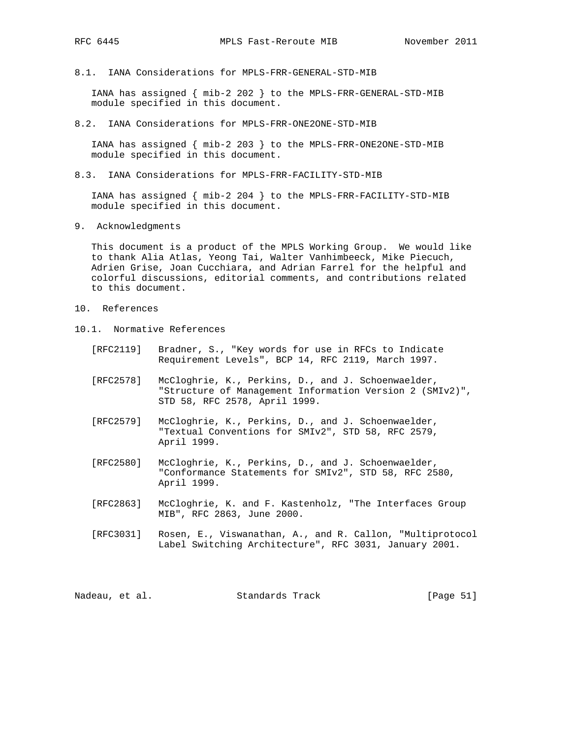### 8.1. IANA Considerations for MPLS-FRR-GENERAL-STD-MIB

IANA has assigned { mib-2 202 } to the MPLS-FRR-GENERAL-STD-MIB module specified in this document.

### 8.2. IANA Considerations for MPLS-FRR-ONE2ONE-STD-MIB

IANA has assigned { mib-2 203 } to the MPLS-FRR-ONE2ONE-STD-MIB module specified in this document.

### 8.3. IANA Considerations for MPLS-FRR-FACILITY-STD-MIB

IANA has assigned { mib-2 204 } to the MPLS-FRR-FACILITY-STD-MIB module specified in this document.

## 9. Acknowledgments

This document is a product of the MPLS Working Group. We would like to thank Alia Atlas, Yeong Tai, Walter Vanhimbeeck, Mike Piecuch, Adrien Grise, Joan Cucchiara, and Adrian Farrel for the helpful and colorful discussions, editorial comments, and contributions related to this document.

## 10. References

### 10.1. Normative References

[RFC2119] Bradner, S., "Key words for use in RFCs to Indicate Requirement Levels", BCP 14, RFC 2119, March 1997.

[RFC2578] McCloghrie, K., Perkins, D., and J. Schoenwaelder, "Structure of Management Information Version 2 (SMIv2)", STD 58, RFC 2578, April 1999.

[RFC2579] McCloghrie, K., Perkins, D., and J. Schoenwaelder, "Textual Conventions for SMIv2", STD 58, RFC 2579, April 1999.

[RFC2580] McCloghrie, K., Perkins, D., and J. Schoenwaelder, "Conformance Statements for SMIv2", STD 58, RFC 2580, April 1999.

[RFC2863] McCloghrie, K. and F. Kastenholz, "The Interfaces Group MIB", RFC 2863, June 2000.

[RFC3031] Rosen, E., Viswanathan, A., and R. Callon, "Multiprotocol Label Switching Architecture", RFC 3031, January 2001.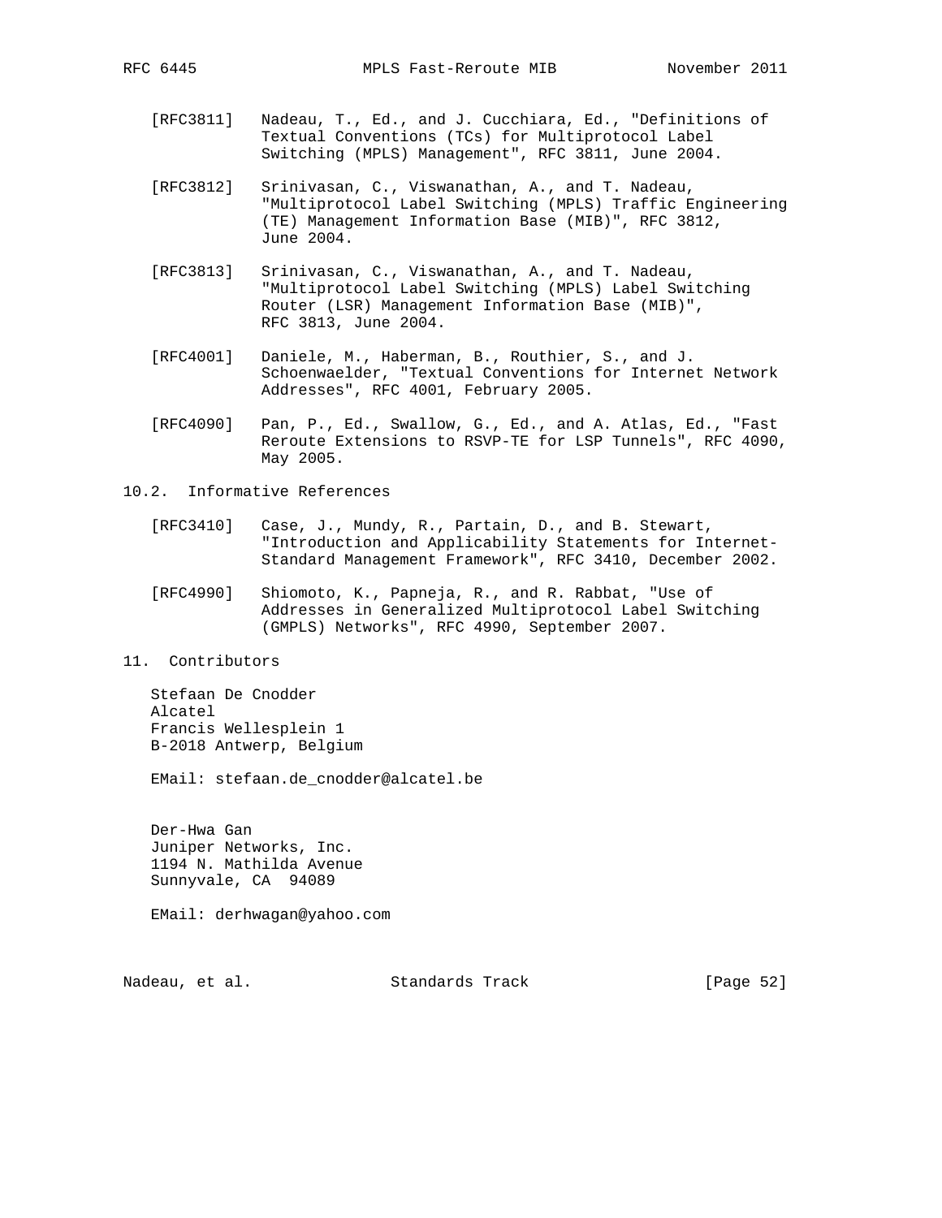[RFC3811] Nadeau, T., Ed., and J. Cucchiara, Ed., "Definitions of Textual Conventions (TCs) for Multiprotocol Label Switching (MPLS) Management", RFC 3811, June 2004.

[RFC3812] Srinivasan, C., Viswanathan, A., and T. Nadeau, "Multiprotocol Label Switching (MPLS) Traffic Engineering (TE) Management Information Base (MIB)", RFC 3812, June 2004.

[RFC3813] Srinivasan, C., Viswanathan, A., and T. Nadeau, "Multiprotocol Label Switching (MPLS) Label Switching Router (LSR) Management Information Base (MIB)", RFC 3813, June 2004.

[RFC4001] Daniele, M., Haberman, B., Routhier, S., and J. Schoenwaelder, "Textual Conventions for Internet Network Addresses", RFC 4001, February 2005.

[RFC4090] Pan, P., Ed., Swallow, G., Ed., and A. Atlas, Ed., "Fast Reroute Extensions to RSVP-TE for LSP Tunnels", RFC 4090, May 2005.

### 10.2. Informative References

[RFC3410] Case, J., Mundy, R., Partain, D., and B. Stewart, "Introduction and Applicability Statements for Internet-Standard Management Framework", RFC 3410, December 2002.

[RFC4990] Shiomoto, K., Papneja, R., and R. Rabbat, "Use of Addresses in Generalized Multiprotocol Label Switching (GMPLS) Networks", RFC 4990, September 2007.

## 11. Contributors

Stefaan De Cnodder
Alcatel
Francis Wellesplein 1
B-2018 Antwerp, Belgium

EMail: stefaan.de_cnodder@alcatel.be

Der-Hwa Gan
Juniper Networks, Inc.
1194 N. Mathilda Avenue
Sunnyvale, CA 94089

EMail: derhwagan@yahoo.com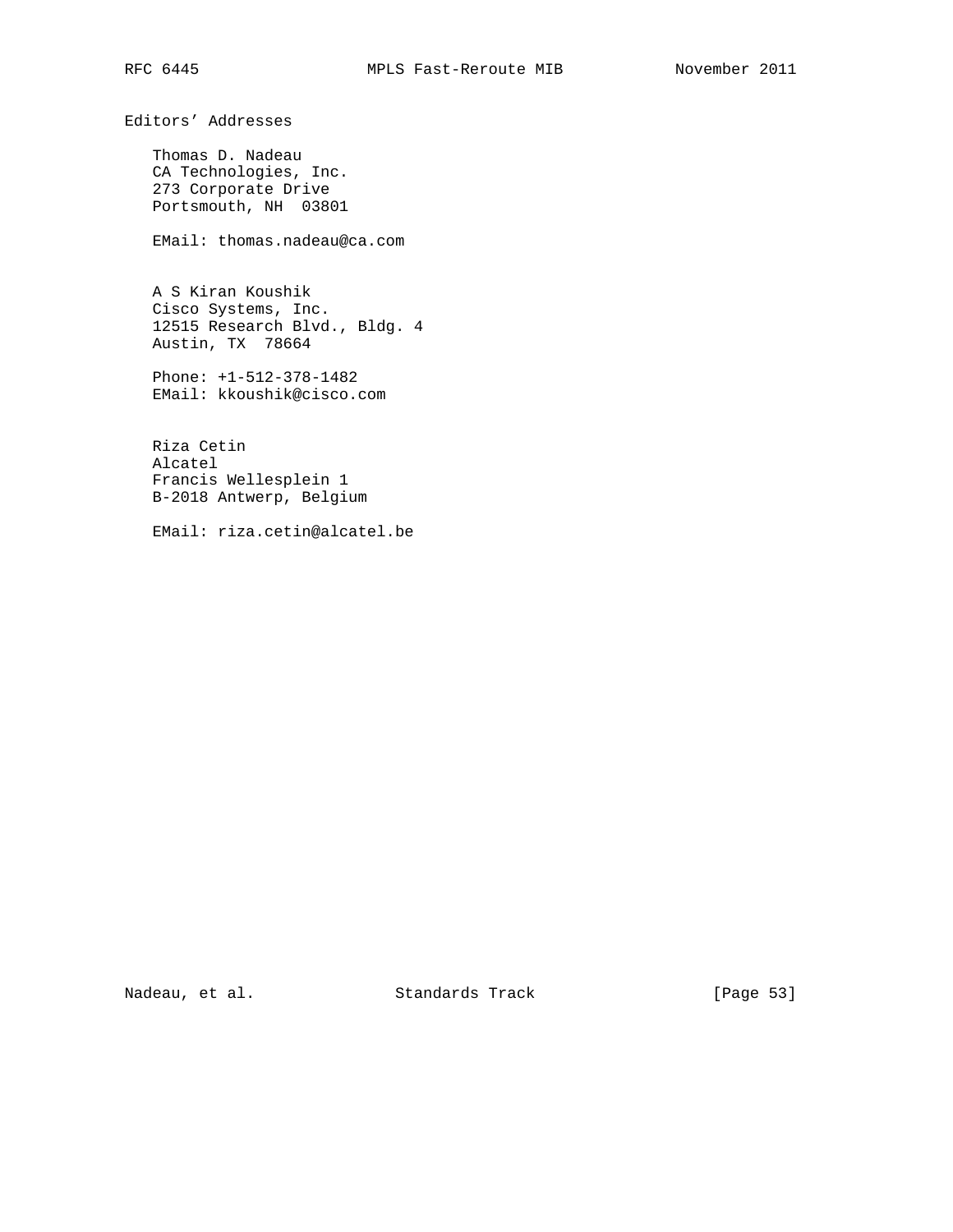## Editors' Addresses

Thomas D. Nadeau
CA Technologies, Inc.
273 Corporate Drive
Portsmouth, NH  03801

EMail: thomas.nadeau@ca.com

A S Kiran Koushik
Cisco Systems, Inc.
12515 Research Blvd., Bldg. 4
Austin, TX  78664

Phone: +1-512-378-1482
EMail: kkoushik@cisco.com

Riza Cetin
Alcatel
Francis Wellesplein 1
B-2018 Antwerp, Belgium

EMail: riza.cetin@alcatel.be